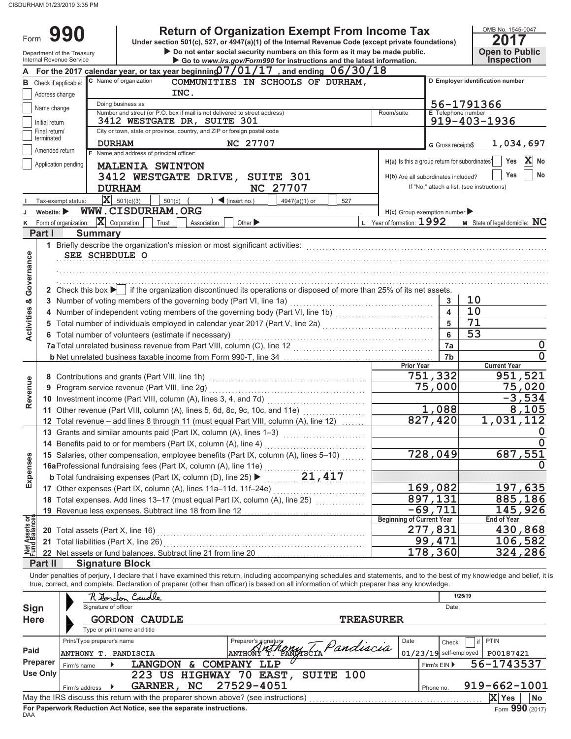CISDURHAM 01/23/2019 3:35 PM

# Form 990

## Return of Organization Exempt From Income Tax

Under section 501(c), 527, or 4947(a)(1) of the Internal Revenue Code (except private foundations)

▶ Do not enter social security numbers on this form as it may be made public.

▶ Go to *www.irs.gov/Form990* for instructions and the latest information.

OMB No. 1545-0047

**2017**

**Open to Public Inspection**

Department of the Treasury
Internal Revenue Service

**A** For the 2017 calendar year, or tax year beginning 07/01/17, and ending 06/30/18

**B** Check if applicable:
- [ ] Address change
- [ ] Name change
- [ ] Initial return
- [ ] Final return/terminated
- [ ] Amended return
- [ ] Application pending

**C** Name of organization: COMMUNITIES IN SCHOOLS OF DURHAM, INC.

Doing business as

Number and street (or P.O. box if mail is not delivered to street address): 3412 WESTGATE DR, SUITE 301 — Room/suite

City or town, state or province, country, and ZIP or foreign postal code: DURHAM NC 27707

**D** Employer identification number: 56-1791366

**E** Telephone number: 919-403-1936

**G** Gross receipts $ 1,034,697

**F** Name and address of principal officer:
MALENIA SWINTON
3412 WESTGATE DRIVE, SUITE 301
DURHAM NC 27707

**H(a)** Is this a group return for subordinates? [ ] Yes [X] No

**H(b)** Are all subordinates included? [ ] Yes [ ] No
If "No," attach a list. (see instructions)

**I** Tax-exempt status: [X] 501(c)(3) [ ] 501(c) ( ) ◀ (insert no.) [ ] 4947(a)(1) or [ ] 527

**J** Website: ▶ WWW.CISDURHAM.ORG

**H(c)** Group exemption number ▶

**K** Form of organization: [X] Corporation [ ] Trust [ ] Association [ ] Other ▶

**L** Year of formation: 1992

**M** State of legal domicile: NC

## Part I Summary

**Activities & Governance**

1 Briefly describe the organization's mission or most significant activities:
SEE SCHEDULE O

2 Check this box ▶ [ ] if the organization discontinued its operations or disposed of more than 25% of its net assets.

| | | Line | Value |
|---|---|---|---|
| 3 | Number of voting members of the governing body (Part VI, line 1a) | 3 | 10 |
| 4 | Number of independent voting members of the governing body (Part VI, line 1b) | 4 | 10 |
| 5 | Total number of individuals employed in calendar year 2017 (Part V, line 2a) | 5 | 71 |
| 6 | Total number of volunteers (estimate if necessary) | 6 | 53 |
| 7a | Total unrelated business revenue from Part VIII, column (C), line 12 | 7a | 0 |
| b | Net unrelated business taxable income from Form 990-T, line 34 | 7b | 0 |

| | | Prior Year | Current Year |
|---|---|---|---|
| **Revenue** | | | |
| 8 | Contributions and grants (Part VIII, line 1h) | 751,332 | 951,521 |
| 9 | Program service revenue (Part VIII, line 2g) | 75,000 | 75,020 |
| 10 | Investment income (Part VIII, column (A), lines 3, 4, and 7d) | | -3,534 |
| 11 | Other revenue (Part VIII, column (A), lines 5, 6d, 8c, 9c, 10c, and 11e) | 1,088 | 8,105 |
| 12 | Total revenue – add lines 8 through 11 (must equal Part VIII, column (A), line 12) | 827,420 | 1,031,112 |
| **Expenses** | | | |
| 13 | Grants and similar amounts paid (Part IX, column (A), lines 1–3) | | 0 |
| 14 | Benefits paid to or for members (Part IX, column (A), line 4) | | 0 |
| 15 | Salaries, other compensation, employee benefits (Part IX, column (A), lines 5–10) | 728,049 | 687,551 |
| 16a | Professional fundraising fees (Part IX, column (A), line 11e) | | 0 |
| b | Total fundraising expenses (Part IX, column (D), line 25) ▶ 21,417 | | |
| 17 | Other expenses (Part IX, column (A), lines 11a–11d, 11f–24e) | 169,082 | 197,635 |
| 18 | Total expenses. Add lines 13–17 (must equal Part IX, column (A), line 25) | 897,131 | 885,186 |
| 19 | Revenue less expenses. Subtract line 18 from line 12 | -69,711 | 145,926 |

| **Net Assets or Fund Balances** | | Beginning of Current Year | End of Year |
|---|---|---|---|
| 20 | Total assets (Part X, line 16) | 277,831 | 430,868 |
| 21 | Total liabilities (Part X, line 26) | 99,471 | 106,582 |
| 22 | Net assets or fund balances. Subtract line 21 from line 20 | 178,360 | 324,286 |

## Part II Signature Block

Under penalties of perjury, I declare that I have examined this return, including accompanying schedules and statements, and to the best of my knowledge and belief, it is true, correct, and complete. Declaration of preparer (other than officer) is based on all information of which preparer has any knowledge.

**Sign Here**

Signature of officer: R Gordon Caudle — Date: 1/25/19

GORDON CAUDLE TREASURER
Type or print name and title

**Paid Preparer Use Only**

| Print/Type preparer's name | Preparer's signature | Date | Check [ ] if self-employed | PTIN |
|---|---|---|---|---|
| ANTHONY T. PANDISCIA | Anthony T. Pandiscia (ANTHONY T. PANDISCIA) | 01/23/19 | | P00187421 |

Firm's name ▶ LANGDON & COMPANY LLP — Firm's EIN ▶ 56-1743537

Firm's address ▶ 223 US HIGHWAY 70 EAST, SUITE 100, GARNER, NC 27529-4051 — Phone no. 919-662-1001

May the IRS discuss this return with the preparer shown above? (see instructions) [X] Yes [ ] No

**For Paperwork Reduction Act Notice, see the separate instructions.**

DAA Form **990** (2017)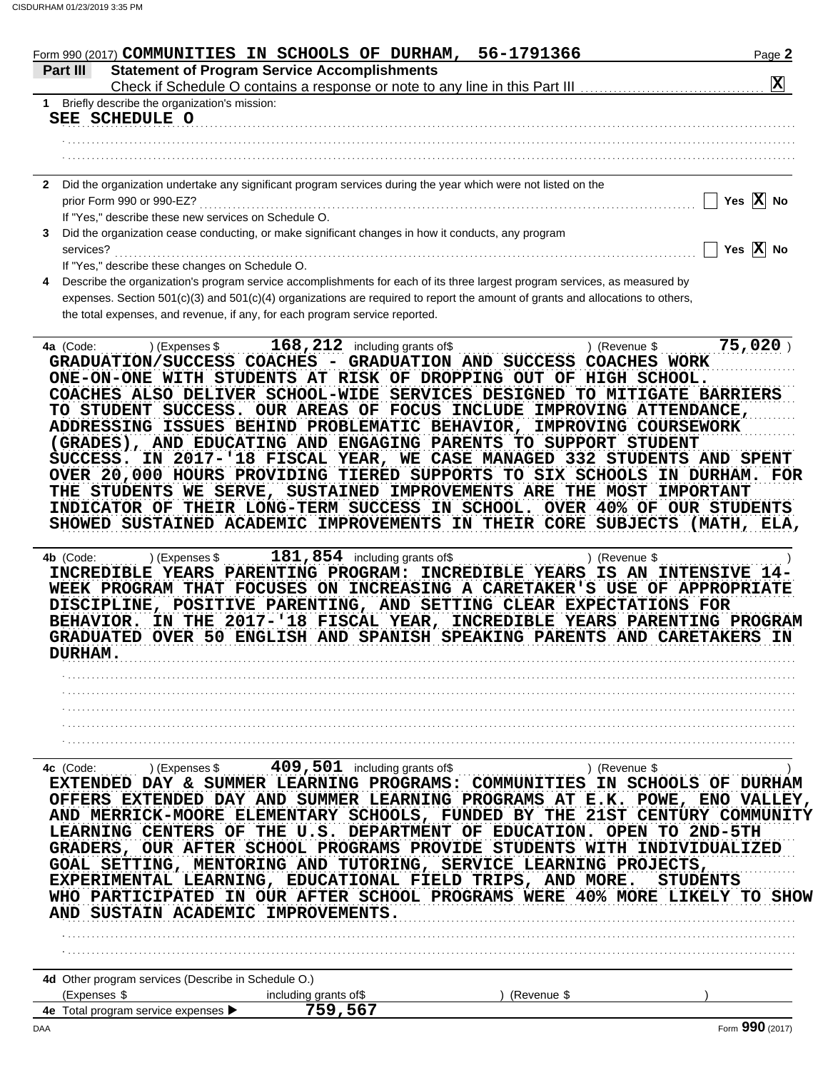Form 990 (2017) **COMMUNITIES IN SCHOOLS OF DURHAM, 56-1791366**

## Part III Statement of Program Service Accomplishments

Check if Schedule O contains a response or note to any line in this Part III ....... [X]

**1** Briefly describe the organization's mission:

SEE SCHEDULE O

**2** Did the organization undertake any significant program services during the year which were not listed on the prior Form 990 or 990-EZ? ....... [ ] Yes [X] No

If "Yes," describe these new services on Schedule O.

**3** Did the organization cease conducting, or make significant changes in how it conducts, any program services? ....... [ ] Yes [X] No

If "Yes," describe these changes on Schedule O.

**4** Describe the organization's program service accomplishments for each of its three largest program services, as measured by expenses. Section 501(c)(3) and 501(c)(4) organizations are required to report the amount of grants and allocations to others, the total expenses, and revenue, if any, for each program service reported.

**4a** (Code: ) (Expenses $ 168,212 including grants of$ ) (Revenue $ 75,020 )

GRADUATION/SUCCESS COACHES - GRADUATION AND SUCCESS COACHES WORK ONE-ON-ONE WITH STUDENTS AT RISK OF DROPPING OUT OF HIGH SCHOOL. COACHES ALSO DELIVER SCHOOL-WIDE SERVICES DESIGNED TO MITIGATE BARRIERS TO STUDENT SUCCESS. OUR AREAS OF FOCUS INCLUDE IMPROVING ATTENDANCE, ADDRESSING ISSUES BEHIND PROBLEMATIC BEHAVIOR, IMPROVING COURSEWORK (GRADES), AND EDUCATING AND ENGAGING PARENTS TO SUPPORT STUDENT SUCCESS. IN 2017-'18 FISCAL YEAR, WE CASE MANAGED 332 STUDENTS AND SPENT OVER 20,000 HOURS PROVIDING TIERED SUPPORTS TO SIX SCHOOLS IN DURHAM. FOR THE STUDENTS WE SERVE, SUSTAINED IMPROVEMENTS ARE THE MOST IMPORTANT INDICATOR OF THEIR LONG-TERM SUCCESS IN SCHOOL. OVER 40% OF OUR STUDENTS SHOWED SUSTAINED ACADEMIC IMPROVEMENTS IN THEIR CORE SUBJECTS (MATH, ELA,

**4b** (Code: ) (Expenses $ 181,854 including grants of$ ) (Revenue $ )

INCREDIBLE YEARS PARENTING PROGRAM: INCREDIBLE YEARS IS AN INTENSIVE 14-WEEK PROGRAM THAT FOCUSES ON INCREASING A CARETAKER'S USE OF APPROPRIATE DISCIPLINE, POSITIVE PARENTING, AND SETTING CLEAR EXPECTATIONS FOR BEHAVIOR. IN THE 2017-'18 FISCAL YEAR, INCREDIBLE YEARS PARENTING PROGRAM GRADUATED OVER 50 ENGLISH AND SPANISH SPEAKING PARENTS AND CARETAKERS IN DURHAM.

**4c** (Code: ) (Expenses $ 409,501 including grants of$ ) (Revenue $ )

EXTENDED DAY & SUMMER LEARNING PROGRAMS: COMMUNITIES IN SCHOOLS OF DURHAM OFFERS EXTENDED DAY AND SUMMER LEARNING PROGRAMS AT E.K. POWE, ENO VALLEY, AND MERRICK-MOORE ELEMENTARY SCHOOLS, FUNDED BY THE 21ST CENTURY COMMUNITY LEARNING CENTERS OF THE U.S. DEPARTMENT OF EDUCATION. OPEN TO 2ND-5TH GRADERS, OUR AFTER SCHOOL PROGRAMS PROVIDE STUDENTS WITH INDIVIDUALIZED GOAL SETTING, MENTORING AND TUTORING, SERVICE LEARNING PROJECTS, EXPERIMENTAL LEARNING, EDUCATIONAL FIELD TRIPS, AND MORE. STUDENTS WHO PARTICIPATED IN OUR AFTER SCHOOL PROGRAMS WERE 40% MORE LIKELY TO SHOW AND SUSTAIN ACADEMIC IMPROVEMENTS.

**4d** Other program services (Describe in Schedule O.)

(Expenses $ including grants of$ ) (Revenue $ )

**4e** Total program service expenses ▶ 759,567

Form **990** (2017)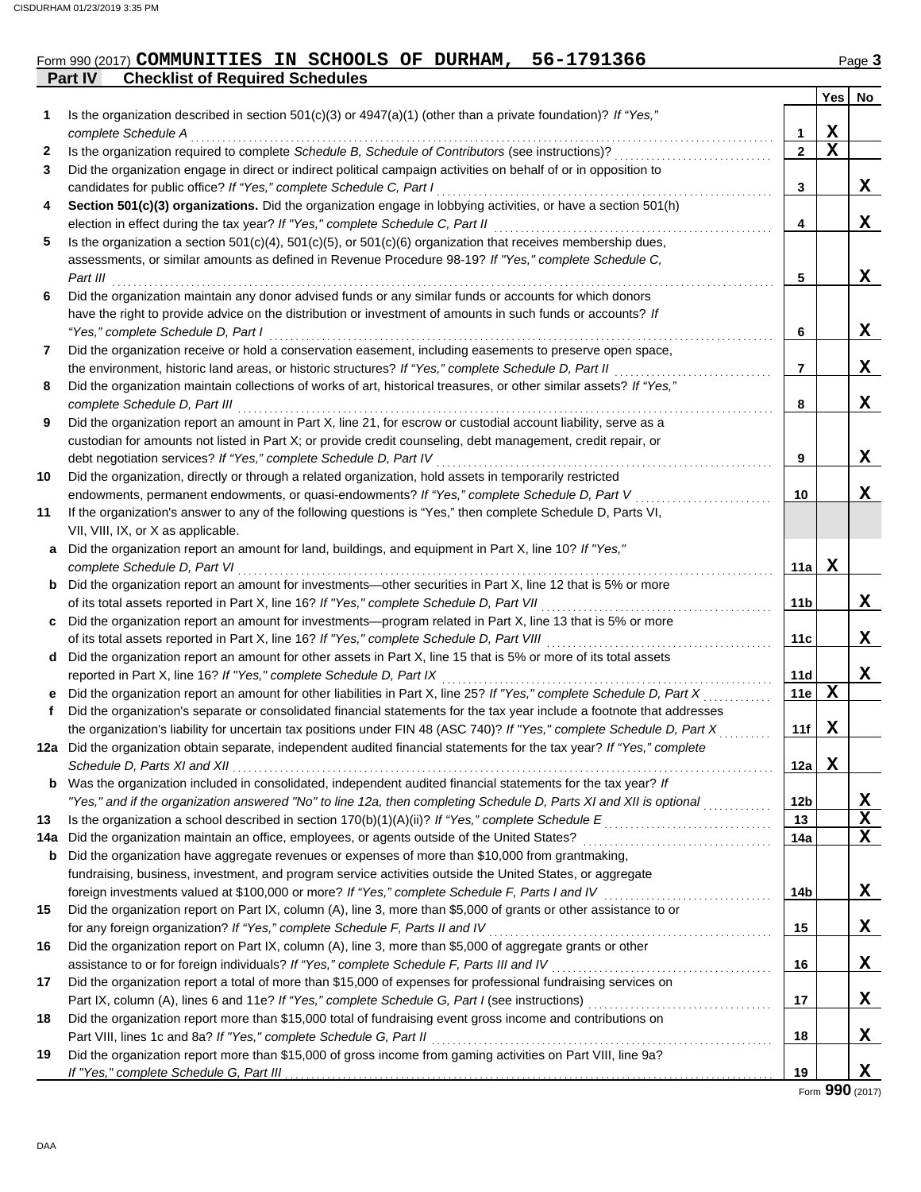Form 990 (2017) **COMMUNITIES IN SCHOOLS OF DURHAM, 56-1791366**

## Part IV Checklist of Required Schedules

| | | | Yes | No |
|---|---|---|---|---|
| 1 | Is the organization described in section 501(c)(3) or 4947(a)(1) (other than a private foundation)? *If "Yes," complete Schedule A* | 1 | X | |
| 2 | Is the organization required to complete *Schedule B, Schedule of Contributors* (see instructions)? | 2 | X | |
| 3 | Did the organization engage in direct or indirect political campaign activities on behalf of or in opposition to candidates for public office? *If "Yes," complete Schedule C, Part I* | 3 | | X |
| 4 | **Section 501(c)(3) organizations.** Did the organization engage in lobbying activities, or have a section 501(h) election in effect during the tax year? *If "Yes," complete Schedule C, Part II* | 4 | | X |
| 5 | Is the organization a section 501(c)(4), 501(c)(5), or 501(c)(6) organization that receives membership dues, assessments, or similar amounts as defined in Revenue Procedure 98-19? *If "Yes," complete Schedule C, Part III* | 5 | | X |
| 6 | Did the organization maintain any donor advised funds or any similar funds or accounts for which donors have the right to provide advice on the distribution or investment of amounts in such funds or accounts? *If "Yes," complete Schedule D, Part I* | 6 | | X |
| 7 | Did the organization receive or hold a conservation easement, including easements to preserve open space, the environment, historic land areas, or historic structures? *If "Yes," complete Schedule D, Part II* | 7 | | X |
| 8 | Did the organization maintain collections of works of art, historical treasures, or other similar assets? *If "Yes," complete Schedule D, Part III* | 8 | | X |
| 9 | Did the organization report an amount in Part X, line 21, for escrow or custodial account liability, serve as a custodian for amounts not listed in Part X; or provide credit counseling, debt management, credit repair, or debt negotiation services? *If "Yes," complete Schedule D, Part IV* | 9 | | X |
| 10 | Did the organization, directly or through a related organization, hold assets in temporarily restricted endowments, permanent endowments, or quasi-endowments? *If "Yes," complete Schedule D, Part V* | 10 | | X |
| 11 | If the organization's answer to any of the following questions is "Yes," then complete Schedule D, Parts VI, VII, VIII, IX, or X as applicable. | | | |
| a | Did the organization report an amount for land, buildings, and equipment in Part X, line 10? *If "Yes," complete Schedule D, Part VI* | 11a | X | |
| b | Did the organization report an amount for investments—other securities in Part X, line 12 that is 5% or more of its total assets reported in Part X, line 16? *If "Yes," complete Schedule D, Part VII* | 11b | | X |
| c | Did the organization report an amount for investments—program related in Part X, line 13 that is 5% or more of its total assets reported in Part X, line 16? *If "Yes," complete Schedule D, Part VIII* | 11c | | X |
| d | Did the organization report an amount for other assets in Part X, line 15 that is 5% or more of its total assets reported in Part X, line 16? *If "Yes," complete Schedule D, Part IX* | 11d | | X |
| e | Did the organization report an amount for other liabilities in Part X, line 25? *If "Yes," complete Schedule D, Part X* | 11e | X | |
| f | Did the organization's separate or consolidated financial statements for the tax year include a footnote that addresses the organization's liability for uncertain tax positions under FIN 48 (ASC 740)? *If "Yes," complete Schedule D, Part X* | 11f | X | |
| 12a | Did the organization obtain separate, independent audited financial statements for the tax year? *If "Yes," complete Schedule D, Parts XI and XII* | 12a | X | |
| b | Was the organization included in consolidated, independent audited financial statements for the tax year? *If "Yes," and if the organization answered "No" to line 12a, then completing Schedule D, Parts XI and XII is optional* | 12b | | X |
| 13 | Is the organization a school described in section 170(b)(1)(A)(ii)? *If "Yes," complete Schedule E* | 13 | | X |
| 14a | Did the organization maintain an office, employees, or agents outside of the United States? | 14a | | X |
| b | Did the organization have aggregate revenues or expenses of more than $10,000 from grantmaking, fundraising, business, investment, and program service activities outside the United States, or aggregate foreign investments valued at $100,000 or more? *If "Yes," complete Schedule F, Parts I and IV* | 14b | | X |
| 15 | Did the organization report on Part IX, column (A), line 3, more than $5,000 of grants or other assistance to or for any foreign organization? *If "Yes," complete Schedule F, Parts II and IV* | 15 | | X |
| 16 | Did the organization report on Part IX, column (A), line 3, more than $5,000 of aggregate grants or other assistance to or for foreign individuals? *If "Yes," complete Schedule F, Parts III and IV* | 16 | | X |
| 17 | Did the organization report a total of more than $15,000 of expenses for professional fundraising services on Part IX, column (A), lines 6 and 11e? *If "Yes," complete Schedule G, Part I* (see instructions) | 17 | | X |
| 18 | Did the organization report more than $15,000 total of fundraising event gross income and contributions on Part VIII, lines 1c and 8a? *If "Yes," complete Schedule G, Part II* | 18 | | X |
| 19 | Did the organization report more than $15,000 of gross income from gaming activities on Part VIII, line 9a? *If "Yes," complete Schedule G, Part III* | 19 | | X |

Form **990** (2017)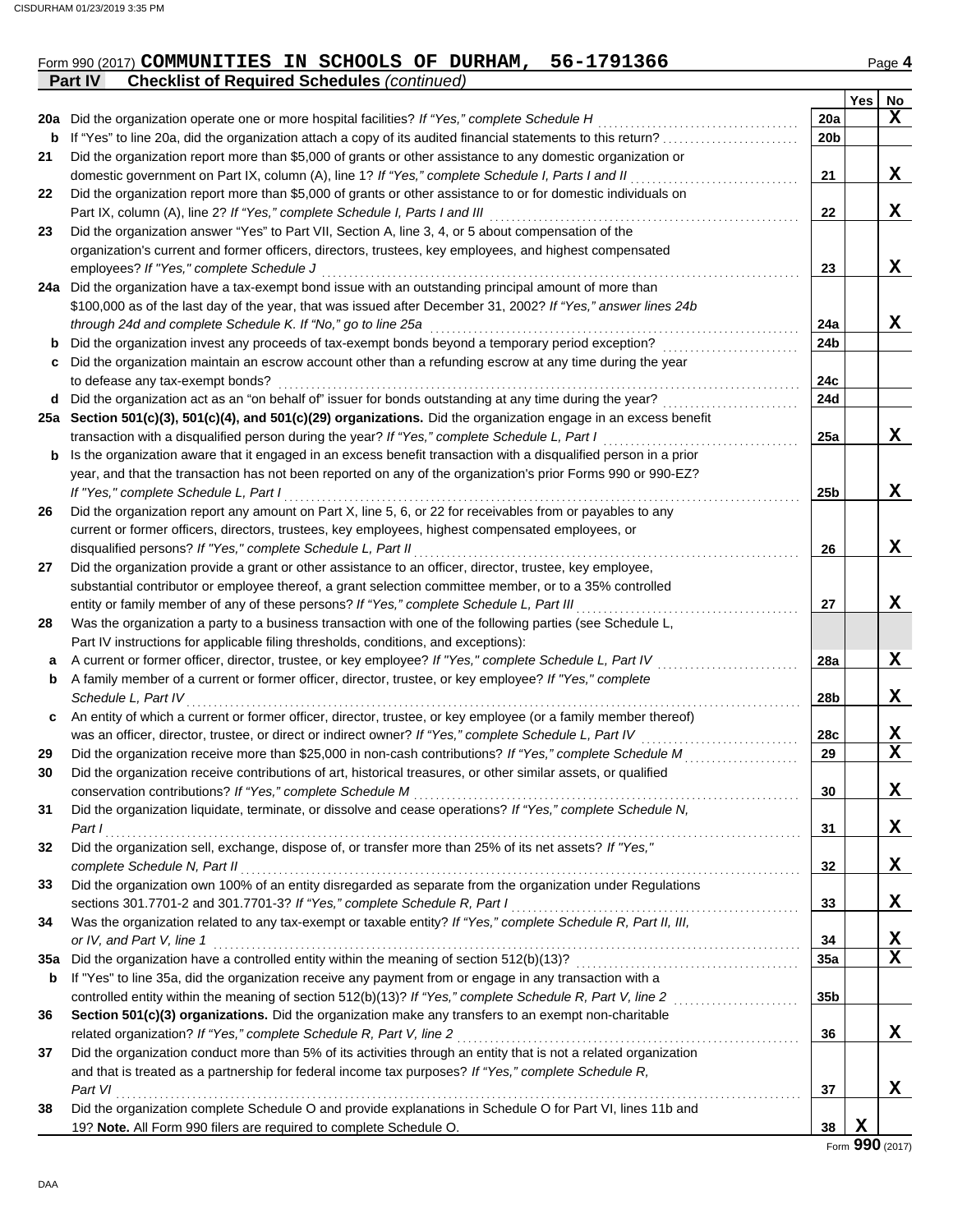Form 990 (2017) **COMMUNITIES IN SCHOOLS OF DURHAM, 56-1791366** Page 4

**Part IV Checklist of Required Schedules** *(continued)*

| | | | Yes | No |
|---|---|---|---|---|
| 20a | Did the organization operate one or more hospital facilities? *If "Yes," complete Schedule H* | 20a | | X |
| b | If "Yes" to line 20a, did the organization attach a copy of its audited financial statements to this return? | 20b | | |
| 21 | Did the organization report more than $5,000 of grants or other assistance to any domestic organization or domestic government on Part IX, column (A), line 1? *If "Yes," complete Schedule I, Parts I and II* | 21 | | X |
| 22 | Did the organization report more than $5,000 of grants or other assistance to or for domestic individuals on Part IX, column (A), line 2? *If "Yes," complete Schedule I, Parts I and III* | 22 | | X |
| 23 | Did the organization answer "Yes" to Part VII, Section A, line 3, 4, or 5 about compensation of the organization's current and former officers, directors, trustees, key employees, and highest compensated employees? *If "Yes," complete Schedule J* | 23 | | X |
| 24a | Did the organization have a tax-exempt bond issue with an outstanding principal amount of more than $100,000 as of the last day of the year, that was issued after December 31, 2002? *If "Yes," answer lines 24b through 24d and complete Schedule K. If "No," go to line 25a* | 24a | | X |
| b | Did the organization invest any proceeds of tax-exempt bonds beyond a temporary period exception? | 24b | | |
| c | Did the organization maintain an escrow account other than a refunding escrow at any time during the year to defease any tax-exempt bonds? | 24c | | |
| d | Did the organization act as an "on behalf of" issuer for bonds outstanding at any time during the year? | 24d | | |
| 25a | **Section 501(c)(3), 501(c)(4), and 501(c)(29) organizations.** Did the organization engage in an excess benefit transaction with a disqualified person during the year? *If "Yes," complete Schedule L, Part I* | 25a | | X |
| b | Is the organization aware that it engaged in an excess benefit transaction with a disqualified person in a prior year, and that the transaction has not been reported on any of the organization's prior Forms 990 or 990-EZ? *If "Yes," complete Schedule L, Part I* | 25b | | X |
| 26 | Did the organization report any amount on Part X, line 5, 6, or 22 for receivables from or payables to any current or former officers, directors, trustees, key employees, highest compensated employees, or disqualified persons? *If "Yes," complete Schedule L, Part II* | 26 | | X |
| 27 | Did the organization provide a grant or other assistance to an officer, director, trustee, key employee, substantial contributor or employee thereof, a grant selection committee member, or to a 35% controlled entity or family member of any of these persons? *If "Yes," complete Schedule L, Part III* | 27 | | X |
| 28 | Was the organization a party to a business transaction with one of the following parties (see Schedule L, Part IV instructions for applicable filing thresholds, conditions, and exceptions): | | | |
| a | A current or former officer, director, trustee, or key employee? *If "Yes," complete Schedule L, Part IV* | 28a | | X |
| b | A family member of a current or former officer, director, trustee, or key employee? *If "Yes," complete Schedule L, Part IV* | 28b | | X |
| c | An entity of which a current or former officer, director, trustee, or key employee (or a family member thereof) was an officer, director, trustee, or direct or indirect owner? *If "Yes," complete Schedule L, Part IV* | 28c | | X |
| 29 | Did the organization receive more than $25,000 in non-cash contributions? *If "Yes," complete Schedule M* | 29 | | X |
| 30 | Did the organization receive contributions of art, historical treasures, or other similar assets, or qualified conservation contributions? *If "Yes," complete Schedule M* | 30 | | X |
| 31 | Did the organization liquidate, terminate, or dissolve and cease operations? *If "Yes," complete Schedule N, Part I* | 31 | | X |
| 32 | Did the organization sell, exchange, dispose of, or transfer more than 25% of its net assets? *If "Yes," complete Schedule N, Part II* | 32 | | X |
| 33 | Did the organization own 100% of an entity disregarded as separate from the organization under Regulations sections 301.7701-2 and 301.7701-3? *If "Yes," complete Schedule R, Part I* | 33 | | X |
| 34 | Was the organization related to any tax-exempt or taxable entity? *If "Yes," complete Schedule R, Part II, III, or IV, and Part V, line 1* | 34 | | X |
| 35a | Did the organization have a controlled entity within the meaning of section 512(b)(13)? | 35a | | X |
| b | If "Yes" to line 35a, did the organization receive any payment from or engage in any transaction with a controlled entity within the meaning of section 512(b)(13)? *If "Yes," complete Schedule R, Part V, line 2* | 35b | | |
| 36 | **Section 501(c)(3) organizations.** Did the organization make any transfers to an exempt non-charitable related organization? *If "Yes," complete Schedule R, Part V, line 2* | 36 | | X |
| 37 | Did the organization conduct more than 5% of its activities through an entity that is not a related organization and that is treated as a partnership for federal income tax purposes? *If "Yes," complete Schedule R, Part VI* | 37 | | X |
| 38 | Did the organization complete Schedule O and provide explanations in Schedule O for Part VI, lines 11b and 19? **Note.** All Form 990 filers are required to complete Schedule O. | 38 | X | |

Form **990** (2017)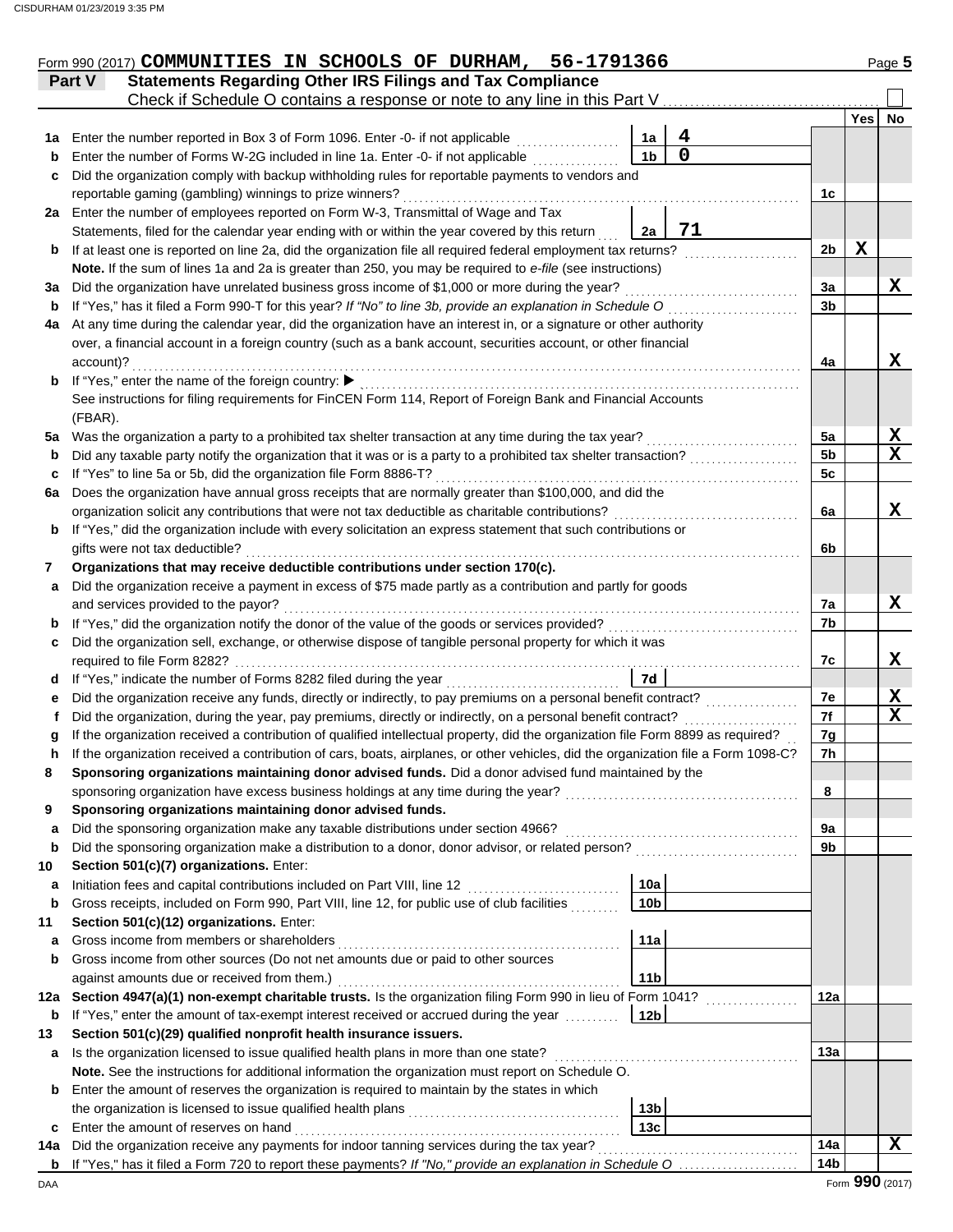Form 990 (2017) **COMMUNITIES IN SCHOOLS OF DURHAM, 56-1791366**

## Part V — Statements Regarding Other IRS Filings and Tax Compliance

Check if Schedule O contains a response or note to any line in this Part V ☐

| | | | | | Yes | No |
|---|---|---|---|---|---|---|
| **1a** | Enter the number reported in Box 3 of Form 1096. Enter -0- if not applicable | 1a | 4 | | | |
| **b** | Enter the number of Forms W-2G included in line 1a. Enter -0- if not applicable | 1b | 0 | | | |
| **c** | Did the organization comply with backup withholding rules for reportable payments to vendors and reportable gaming (gambling) winnings to prize winners? | | | 1c | | |
| **2a** | Enter the number of employees reported on Form W-3, Transmittal of Wage and Tax Statements, filed for the calendar year ending with or within the year covered by this return | 2a | 71 | | | |
| **b** | If at least one is reported on line 2a, did the organization file all required federal employment tax returns? | | | 2b | X | |
| | **Note.** If the sum of lines 1a and 2a is greater than 250, you may be required to *e-file* (see instructions) | | | | | |
| **3a** | Did the organization have unrelated business gross income of $1,000 or more during the year? | | | 3a | | X |
| **b** | If "Yes," has it filed a Form 990-T for this year? *If "No" to line 3b, provide an explanation in Schedule O* | | | 3b | | |
| **4a** | At any time during the calendar year, did the organization have an interest in, or a signature or other authority over, a financial account in a foreign country (such as a bank account, securities account, or other financial account)? | | | 4a | | X |
| **b** | If "Yes," enter the name of the foreign country: ▶ See instructions for filing requirements for FinCEN Form 114, Report of Foreign Bank and Financial Accounts (FBAR). | | | | | |
| **5a** | Was the organization a party to a prohibited tax shelter transaction at any time during the tax year? | | | 5a | | X |
| **b** | Did any taxable party notify the organization that it was or is a party to a prohibited tax shelter transaction? | | | 5b | | X |
| **c** | If "Yes" to line 5a or 5b, did the organization file Form 8886-T? | | | 5c | | |
| **6a** | Does the organization have annual gross receipts that are normally greater than $100,000, and did the organization solicit any contributions that were not tax deductible as charitable contributions? | | | 6a | | X |
| **b** | If "Yes," did the organization include with every solicitation an express statement that such contributions or gifts were not tax deductible? | | | 6b | | |
| **7** | **Organizations that may receive deductible contributions under section 170(c).** | | | | | |
| **a** | Did the organization receive a payment in excess of $75 made partly as a contribution and partly for goods and services provided to the payor? | | | 7a | | X |
| **b** | If "Yes," did the organization notify the donor of the value of the goods or services provided? | | | 7b | | |
| **c** | Did the organization sell, exchange, or otherwise dispose of tangible personal property for which it was required to file Form 8282? | | | 7c | | X |
| **d** | If "Yes," indicate the number of Forms 8282 filed during the year | 7d | | | | |
| **e** | Did the organization receive any funds, directly or indirectly, to pay premiums on a personal benefit contract? | | | 7e | | X |
| **f** | Did the organization, during the year, pay premiums, directly or indirectly, on a personal benefit contract? | | | 7f | | X |
| **g** | If the organization received a contribution of qualified intellectual property, did the organization file Form 8899 as required? | | | 7g | | |
| **h** | If the organization received a contribution of cars, boats, airplanes, or other vehicles, did the organization file a Form 1098-C? | | | 7h | | |
| **8** | **Sponsoring organizations maintaining donor advised funds.** Did a donor advised fund maintained by the sponsoring organization have excess business holdings at any time during the year? | | | 8 | | |
| **9** | **Sponsoring organizations maintaining donor advised funds.** | | | | | |
| **a** | Did the sponsoring organization make any taxable distributions under section 4966? | | | 9a | | |
| **b** | Did the sponsoring organization make a distribution to a donor, donor advisor, or related person? | | | 9b | | |
| **10** | **Section 501(c)(7) organizations.** Enter: | | | | | |
| **a** | Initiation fees and capital contributions included on Part VIII, line 12 | 10a | | | | |
| **b** | Gross receipts, included on Form 990, Part VIII, line 12, for public use of club facilities | 10b | | | | |
| **11** | **Section 501(c)(12) organizations.** Enter: | | | | | |
| **a** | Gross income from members or shareholders | 11a | | | | |
| **b** | Gross income from other sources (Do not net amounts due or paid to other sources against amounts due or received from them.) | 11b | | | | |
| **12a** | **Section 4947(a)(1) non-exempt charitable trusts.** Is the organization filing Form 990 in lieu of Form 1041? | | | 12a | | |
| **b** | If "Yes," enter the amount of tax-exempt interest received or accrued during the year | 12b | | | | |
| **13** | **Section 501(c)(29) qualified nonprofit health insurance issuers.** | | | | | |
| **a** | Is the organization licensed to issue qualified health plans in more than one state? | | | 13a | | |
| | **Note.** See the instructions for additional information the organization must report on Schedule O. | | | | | |
| **b** | Enter the amount of reserves the organization is required to maintain by the states in which the organization is licensed to issue qualified health plans | 13b | | | | |
| **c** | Enter the amount of reserves on hand | 13c | | | | |
| **14a** | Did the organization receive any payments for indoor tanning services during the tax year? | | | 14a | | X |
| **b** | If "Yes," has it filed a Form 720 to report these payments? *If "No," provide an explanation in Schedule O* | | | 14b | | |

Form **990** (2017)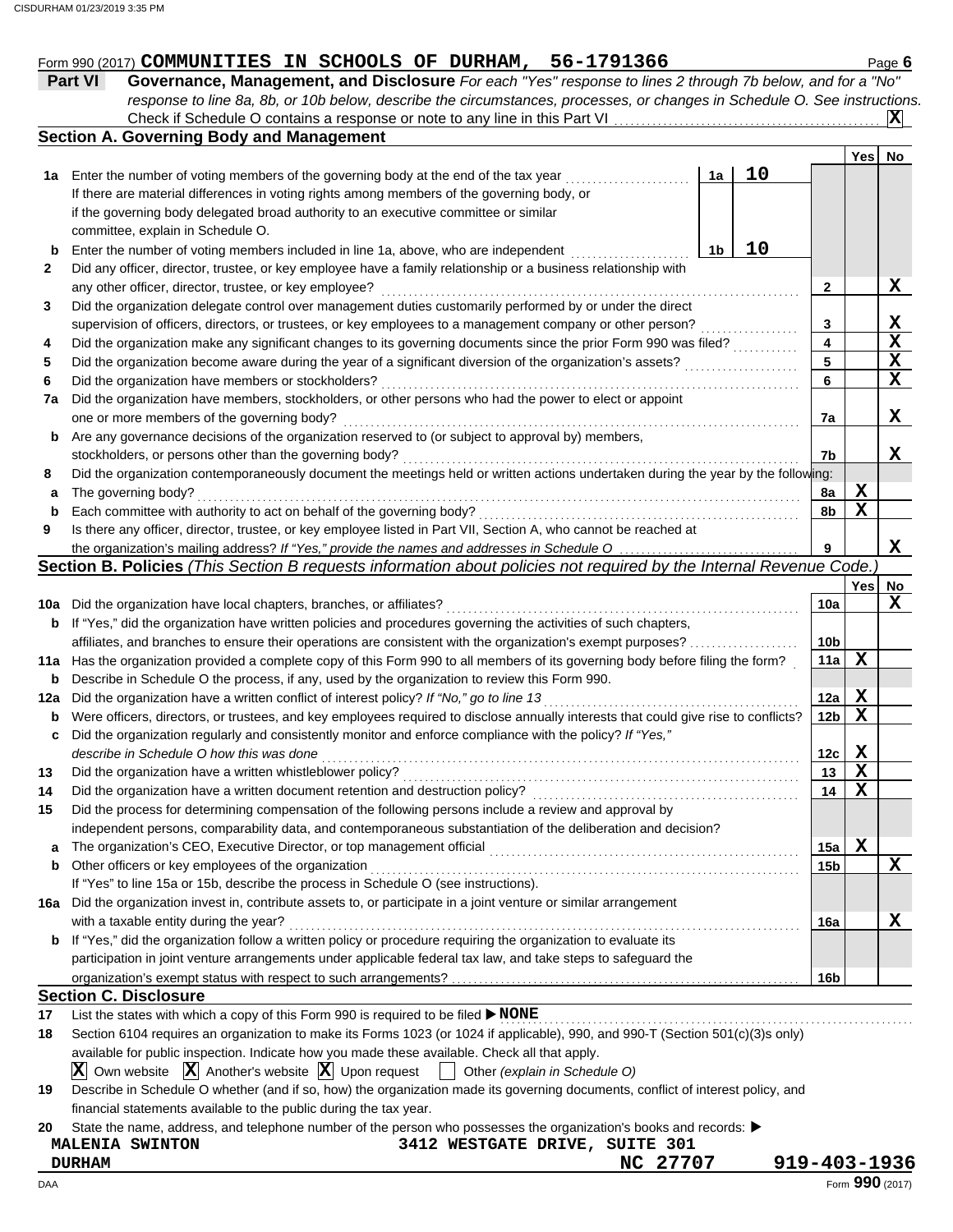Form 990 (2017) **COMMUNITIES IN SCHOOLS OF DURHAM, 56-1791366**

## Part VI Governance, Management, and Disclosure

*For each "Yes" response to lines 2 through 7b below, and for a "No" response to line 8a, 8b, or 10b below, describe the circumstances, processes, or changes in Schedule O. See instructions.*

Check if Schedule O contains a response or note to any line in this Part VI .......... **X**

### Section A. Governing Body and Management

| | | | | | Yes | No |
|---|---|---|---|---|---|---|
| **1a** | Enter the number of voting members of the governing body at the end of the tax year. If there are material differences in voting rights among members of the governing body, or if the governing body delegated broad authority to an executive committee or similar committee, explain in Schedule O. | 1a | 10 | | | |
| **b** | Enter the number of voting members included in line 1a, above, who are independent | 1b | 10 | | | |
| **2** | Did any officer, director, trustee, or key employee have a family relationship or a business relationship with any other officer, director, trustee, or key employee? | | | 2 | | X |
| **3** | Did the organization delegate control over management duties customarily performed by or under the direct supervision of officers, directors, or trustees, or key employees to a management company or other person? | | | 3 | | X |
| **4** | Did the organization make any significant changes to its governing documents since the prior Form 990 was filed? | | | 4 | | X |
| **5** | Did the organization become aware during the year of a significant diversion of the organization's assets? | | | 5 | | X |
| **6** | Did the organization have members or stockholders? | | | 6 | | X |
| **7a** | Did the organization have members, stockholders, or other persons who had the power to elect or appoint one or more members of the governing body? | | | 7a | | X |
| **b** | Are any governance decisions of the organization reserved to (or subject to approval by) members, stockholders, or persons other than the governing body? | | | 7b | | X |
| **8** | Did the organization contemporaneously document the meetings held or written actions undertaken during the year by the following: | | | | | |
| **a** | The governing body? | | | 8a | X | |
| **b** | Each committee with authority to act on behalf of the governing body? | | | 8b | X | |
| **9** | Is there any officer, director, trustee, or key employee listed in Part VII, Section A, who cannot be reached at the organization's mailing address? *If "Yes," provide the names and addresses in Schedule O* | | | 9 | | X |

### Section B. Policies *(This Section B requests information about policies not required by the Internal Revenue Code.)*

| | | | Yes | No |
|---|---|---|---|---|
| **10a** | Did the organization have local chapters, branches, or affiliates? | 10a | | X |
| **b** | If "Yes," did the organization have written policies and procedures governing the activities of such chapters, affiliates, and branches to ensure their operations are consistent with the organization's exempt purposes? | 10b | | |
| **11a** | Has the organization provided a complete copy of this Form 990 to all members of its governing body before filing the form? | 11a | X | |
| **b** | Describe in Schedule O the process, if any, used by the organization to review this Form 990. | | | |
| **12a** | Did the organization have a written conflict of interest policy? *If "No," go to line 13* | 12a | X | |
| **b** | Were officers, directors, or trustees, and key employees required to disclose annually interests that could give rise to conflicts? | 12b | X | |
| **c** | Did the organization regularly and consistently monitor and enforce compliance with the policy? *If "Yes," describe in Schedule O how this was done* | 12c | X | |
| **13** | Did the organization have a written whistleblower policy? | 13 | X | |
| **14** | Did the organization have a written document retention and destruction policy? | 14 | X | |
| **15** | Did the process for determining compensation of the following persons include a review and approval by independent persons, comparability data, and contemporaneous substantiation of the deliberation and decision? | | | |
| **a** | The organization's CEO, Executive Director, or top management official | 15a | X | |
| **b** | Other officers or key employees of the organization. If "Yes" to line 15a or 15b, describe the process in Schedule O (see instructions). | 15b | | X |
| **16a** | Did the organization invest in, contribute assets to, or participate in a joint venture or similar arrangement with a taxable entity during the year? | 16a | | X |
| **b** | If "Yes," did the organization follow a written policy or procedure requiring the organization to evaluate its participation in joint venture arrangements under applicable federal tax law, and take steps to safeguard the organization's exempt status with respect to such arrangements? | 16b | | |

### Section C. Disclosure

**17** List the states with which a copy of this Form 990 is required to be filed ▶ **NONE**

**18** Section 6104 requires an organization to make its Forms 1023 (or 1024 if applicable), 990, and 990-T (Section 501(c)(3)s only) available for public inspection. Indicate how you made these available. Check all that apply.

**X** Own website **X** Another's website **X** Upon request ☐ Other *(explain in Schedule O)*

**19** Describe in Schedule O whether (and if so, how) the organization made its governing documents, conflict of interest policy, and financial statements available to the public during the tax year.

**20** State the name, address, and telephone number of the person who possesses the organization's books and records: ▶

**MALENIA SWINTON** 3412 WESTGATE DRIVE, SUITE 301
**DURHAM** NC 27707 919-403-1936

Form **990** (2017)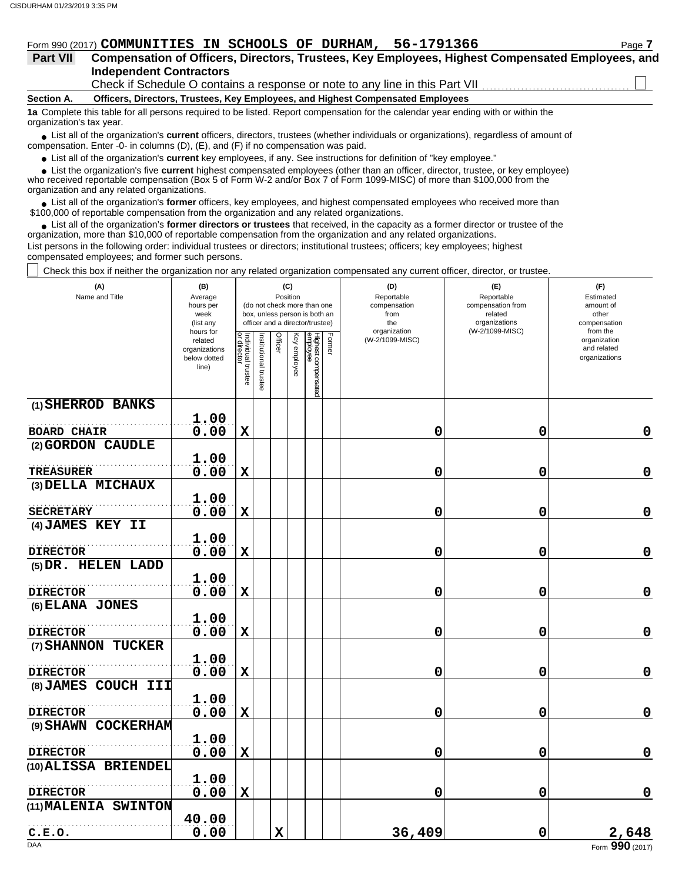Form 990 (2017) **COMMUNITIES IN SCHOOLS OF DURHAM, 56-1791366** Page **7**

## Part VII Compensation of Officers, Directors, Trustees, Key Employees, Highest Compensated Employees, and Independent Contractors

Check if Schedule O contains a response or note to any line in this Part VII ☐

### Section A. Officers, Directors, Trustees, Key Employees, and Highest Compensated Employees

**1a** Complete this table for all persons required to be listed. Report compensation for the calendar year ending with or within the organization's tax year.

- List all of the organization's **current** officers, directors, trustees (whether individuals or organizations), regardless of amount of compensation. Enter -0- in columns (D), (E), and (F) if no compensation was paid.
- List all of the organization's **current** key employees, if any. See instructions for definition of "key employee."
- List the organization's five **current** highest compensated employees (other than an officer, director, trustee, or key employee) who received reportable compensation (Box 5 of Form W-2 and/or Box 7 of Form 1099-MISC) of more than $100,000 from the organization and any related organizations.
- List all of the organization's **former** officers, key employees, and highest compensated employees who received more than $100,000 of reportable compensation from the organization and any related organizations.
- List all of the organization's **former directors or trustees** that received, in the capacity as a former director or trustee of the organization, more than $10,000 of reportable compensation from the organization and any related organizations.

List persons in the following order: individual trustees or directors; institutional trustees; officers; key employees; highest compensated employees; and former such persons.

☐ Check this box if neither the organization nor any related organization compensated any current officer, director, or trustee.

| (A) Name and Title | (B) Average hours per week (list any hours for related organizations below dotted line) | (C) Position (do not check more than one box, unless person is both an officer and a director/trustee) | | | | | | (D) Reportable compensation from the organization (W-2/1099-MISC) | (E) Reportable compensation from related organizations (W-2/1099-MISC) | (F) Estimated amount of other compensation from the organization and related organizations |
|---|---|---|---|---|---|---|---|---|---|---|
| | | Individual trustee or director | Institutional trustee | Officer | Key employee | Highest compensated employee | Former | | | |
| (1) SHERROD BANKS<br>BOARD CHAIR | 1.00<br>0.00 | X | | | | | | 0 | 0 | 0 |
| (2) GORDON CAUDLE<br>TREASURER | 1.00<br>0.00 | X | | | | | | 0 | 0 | 0 |
| (3) DELLA MICHAUX<br>SECRETARY | 1.00<br>0.00 | X | | | | | | 0 | 0 | 0 |
| (4) JAMES KEY II<br>DIRECTOR | 1.00<br>0.00 | X | | | | | | 0 | 0 | 0 |
| (5) DR. HELEN LADD<br>DIRECTOR | 1.00<br>0.00 | X | | | | | | 0 | 0 | 0 |
| (6) ELANA JONES<br>DIRECTOR | 1.00<br>0.00 | X | | | | | | 0 | 0 | 0 |
| (7) SHANNON TUCKER<br>DIRECTOR | 1.00<br>0.00 | X | | | | | | 0 | 0 | 0 |
| (8) JAMES COUCH III<br>DIRECTOR | 1.00<br>0.00 | X | | | | | | 0 | 0 | 0 |
| (9) SHAWN COCKERHAM<br>DIRECTOR | 1.00<br>0.00 | X | | | | | | 0 | 0 | 0 |
| (10) ALISSA BRIENDEL<br>DIRECTOR | 1.00<br>0.00 | X | | | | | | 0 | 0 | 0 |
| (11) MALENIA SWINTON<br>C.E.O. | 40.00<br>0.00 | | | X | | | | 36,409 | 0 | 2,648 |

Form **990** (2017)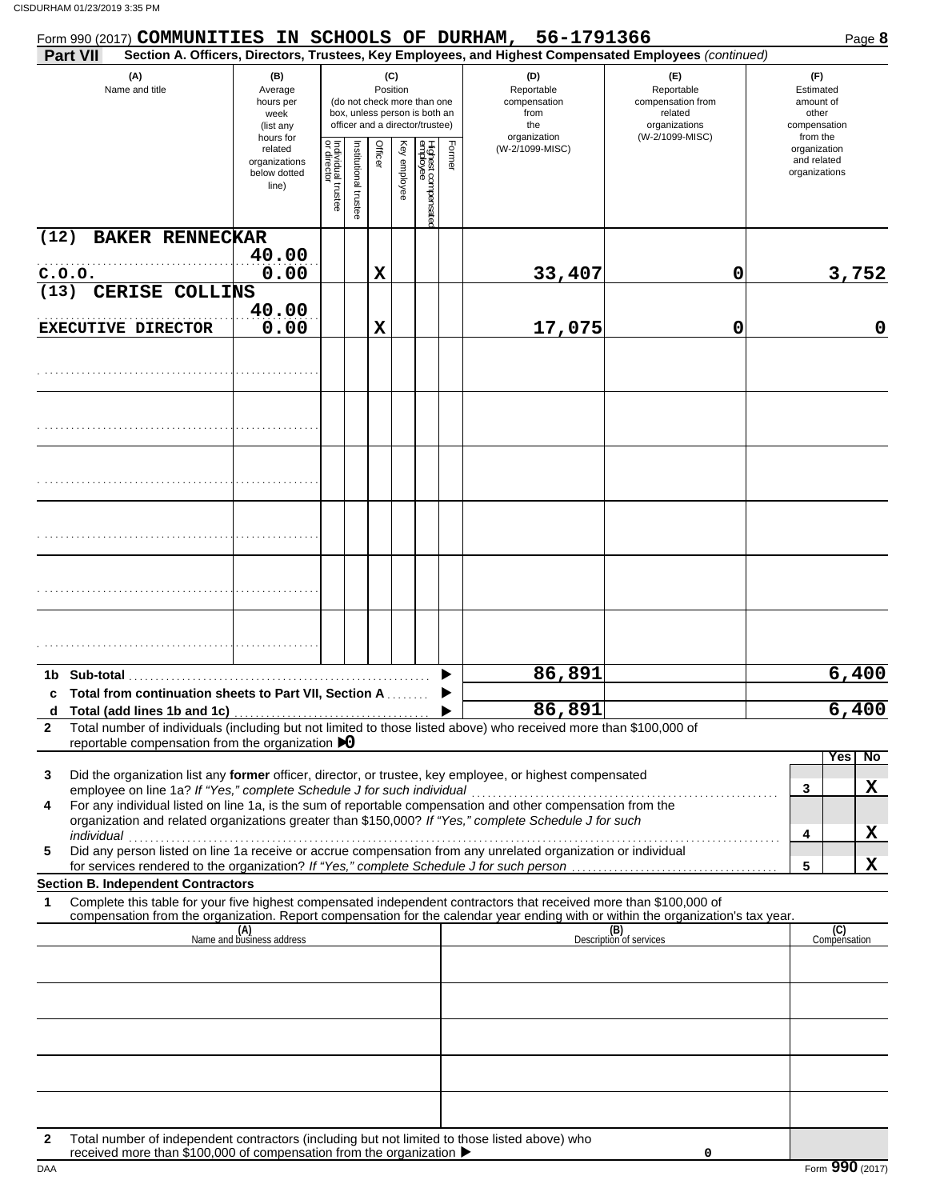Form 990 (2017) **COMMUNITIES IN SCHOOLS OF DURHAM, 56-1791366** Page **8**

**Part VII** **Section A. Officers, Directors, Trustees, Key Employees, and Highest Compensated Employees** *(continued)*

| (A) Name and title | (B) Average hours per week (list any hours for related organizations below dotted line) | (C) Position: Individual trustee or director | Institutional trustee | Officer | Key employee | Highest compensated employee | Former | (D) Reportable compensation from the organization (W-2/1099-MISC) | (E) Reportable compensation from related organizations (W-2/1099-MISC) | (F) Estimated amount of other compensation from the organization and related organizations |
|---|---|---|---|---|---|---|---|---|---|---|
| (12) BAKER RENNECKAR<br>C.O.O. | 40.00<br>0.00 | | | X | | | | 33,407 | 0 | 3,752 |
| (13) CERISE COLLINS<br>EXECUTIVE DIRECTOR | 40.00<br>0.00 | | | X | | | | 17,075 | 0 | 0 |
| | | | | | | | | | | |
| | | | | | | | | | | |
| | | | | | | | | | | |
| | | | | | | | | | | |
| | | | | | | | | | | |
| | | | | | | | | | | |

| | | (D) | (E) | (F) |
|---|---|---|---|---|
| **1b** | **Sub-total** | 86,891 | | 6,400 |
| **c** | **Total from continuation sheets to Part VII, Section A** | | | |
| **d** | **Total (add lines 1b and 1c)** | 86,891 | | 6,400 |

**2** Total number of individuals (including but not limited to those listed above) who received more than $100,000 of reportable compensation from the organization ▶ 0

| | | | Yes | No |
|---|---|---|---|---|
| **3** | Did the organization list any **former** officer, director, or trustee, key employee, or highest compensated employee on line 1a? *If "Yes," complete Schedule J for such individual* | 3 | | X |
| **4** | For any individual listed on line 1a, is the sum of reportable compensation and other compensation from the organization and related organizations greater than $150,000? *If "Yes," complete Schedule J for such individual* | 4 | | X |
| **5** | Did any person listed on line 1a receive or accrue compensation from any unrelated organization or individual for services rendered to the organization? *If "Yes," complete Schedule J for such person* | 5 | | X |

**Section B. Independent Contractors**

**1** Complete this table for your five highest compensated independent contractors that received more than $100,000 of compensation from the organization. Report compensation for the calendar year ending with or within the organization's tax year.

| (A) Name and business address | (B) Description of services | (C) Compensation |
|---|---|---|
| | | |
| | | |
| | | |
| | | |
| | | |

**2** Total number of independent contractors (including but not limited to those listed above) who received more than $100,000 of compensation from the organization ▶ 0

DAA Form **990** (2017)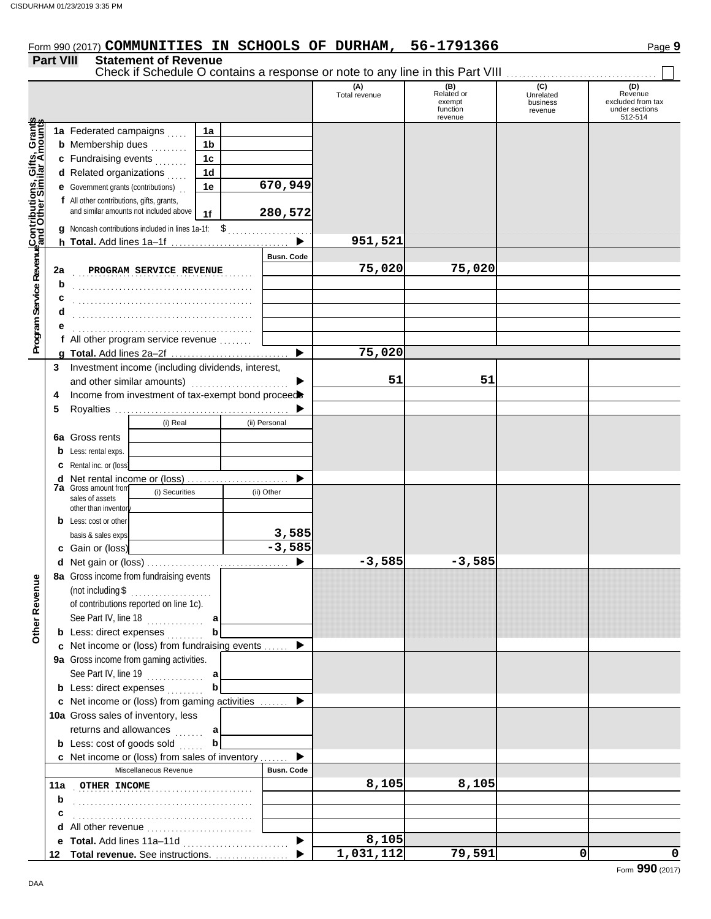Form 990 (2017) **COMMUNITIES IN SCHOOLS OF DURHAM, 56-1791366** Page 9

## Part VIII Statement of Revenue

Check if Schedule O contains a response or note to any line in this Part VIII ☐

| | | | (A) Total revenue | (B) Related or exempt function revenue | (C) Unrelated business revenue | (D) Revenue excluded from tax under sections 512-514 |
|---|---|---|---|---|---|---|
| **Contributions, Gifts, Grants and Other Similar Amounts** | 1a Federated campaigns | 1a | | | | |
| | b Membership dues | 1b | | | | |
| | c Fundraising events | 1c | | | | |
| | d Related organizations | 1d | | | | |
| | e Government grants (contributions) | 1e 670,949 | | | | |
| | f All other contributions, gifts, grants, and similar amounts not included above | 1f 280,572 | | | | |
| | g Noncash contributions included in lines 1a-1f: $ | | | | | |
| | h **Total.** Add lines 1a–1f | | 951,521 | | | |
| **Program Service Revenue** | | Busn. Code | | | | |
| | 2a PROGRAM SERVICE REVENUE | | 75,020 | 75,020 | | |
| | b | | | | | |
| | c | | | | | |
| | d | | | | | |
| | e | | | | | |
| | f All other program service revenue | | | | | |
| | g **Total.** Add lines 2a–2f | | 75,020 | | | |
| **Other Revenue** | 3 Investment income (including dividends, interest, and other similar amounts) | | 51 | 51 | | |
| | 4 Income from investment of tax-exempt bond proceeds | | | | | |
| | 5 Royalties | | | | | |
| | | (i) Real / (ii) Personal | | | | |
| | 6a Gross rents | | | | | |
| | b Less: rental exps. | | | | | |
| | c Rental inc. or (loss) | | | | | |
| | d Net rental income or (loss) | | | | | |
| | 7a Gross amount from sales of assets other than inventory | (i) Securities / (ii) Other | | | | |
| | b Less: cost or other basis & sales exps. | (ii) 3,585 | | | | |
| | c Gain or (loss) | (ii) -3,585 | | | | |
| | d Net gain or (loss) | | -3,585 | -3,585 | | |
| | 8a Gross income from fundraising events (not including $ of contributions reported on line 1c). See Part IV, line 18 | a | | | | |
| | b Less: direct expenses | b | | | | |
| | c Net income or (loss) from fundraising events | | | | | |
| | 9a Gross income from gaming activities. See Part IV, line 19 | a | | | | |
| | b Less: direct expenses | b | | | | |
| | c Net income or (loss) from gaming activities | | | | | |
| | 10a Gross sales of inventory, less returns and allowances | a | | | | |
| | b Less: cost of goods sold | b | | | | |
| | c Net income or (loss) from sales of inventory | | | | | |
| | Miscellaneous Revenue | Busn. Code | | | | |
| | 11a OTHER INCOME | | 8,105 | 8,105 | | |
| | b | | | | | |
| | c | | | | | |
| | d All other revenue | | | | | |
| | e **Total.** Add lines 11a–11d | | 8,105 | | | |
| | 12 **Total revenue.** See instructions. | | 1,031,112 | 79,591 | 0 | 0 |

Form **990** (2017)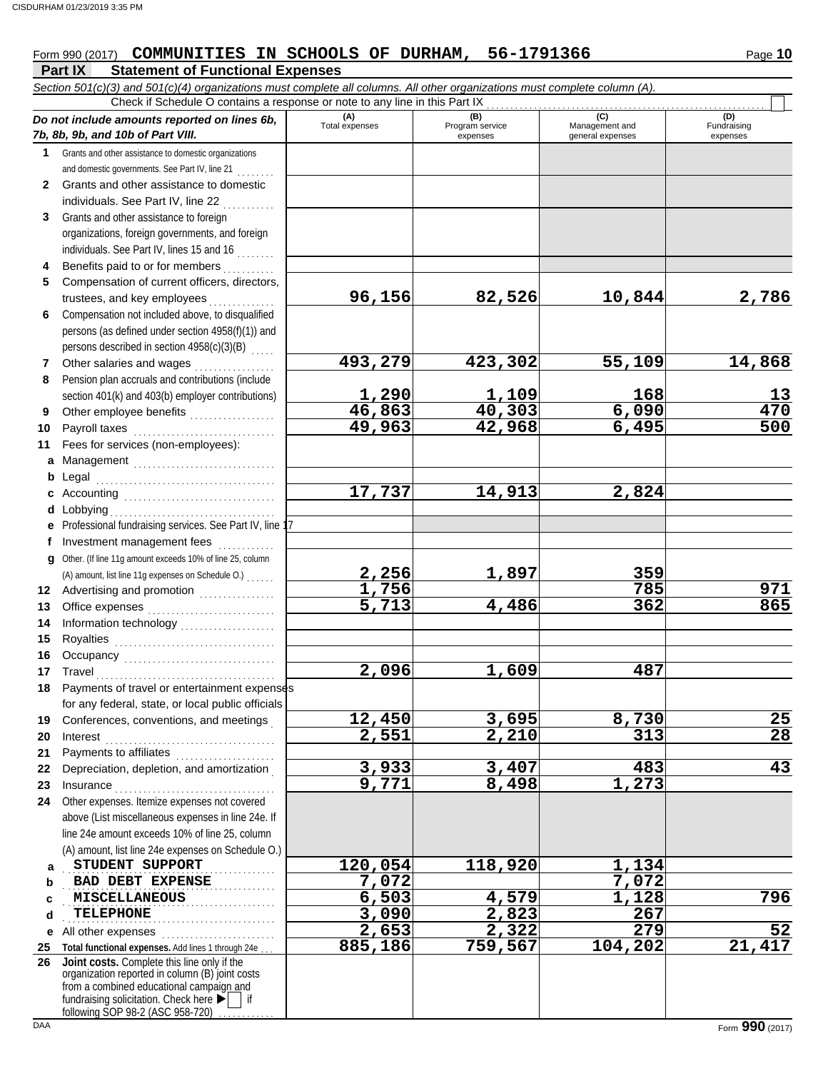Form 990 (2017) **COMMUNITIES IN SCHOOLS OF DURHAM, 56-1791366**

## Part IX Statement of Functional Expenses

*Section 501(c)(3) and 501(c)(4) organizations must complete all columns. All other organizations must complete column (A).*

Check if Schedule O contains a response or note to any line in this Part IX ☐

| *Do not include amounts reported on lines 6b, 7b, 8b, 9b, and 10b of Part VIII.* | (A) Total expenses | (B) Program service expenses | (C) Management and general expenses | (D) Fundraising expenses |
|---|---|---|---|---|
| 1 Grants and other assistance to domestic organizations and domestic governments. See Part IV, line 21 | | | | |
| 2 Grants and other assistance to domestic individuals. See Part IV, line 22 | | | | |
| 3 Grants and other assistance to foreign organizations, foreign governments, and foreign individuals. See Part IV, lines 15 and 16 | | | | |
| 4 Benefits paid to or for members | | | | |
| 5 Compensation of current officers, directors, trustees, and key employees | 96,156 | 82,526 | 10,844 | 2,786 |
| 6 Compensation not included above, to disqualified persons (as defined under section 4958(f)(1)) and persons described in section 4958(c)(3)(B) | | | | |
| 7 Other salaries and wages | 493,279 | 423,302 | 55,109 | 14,868 |
| 8 Pension plan accruals and contributions (include section 401(k) and 403(b) employer contributions) | 1,290 | 1,109 | 168 | 13 |
| 9 Other employee benefits | 46,863 | 40,303 | 6,090 | 470 |
| 10 Payroll taxes | 49,963 | 42,968 | 6,495 | 500 |
| 11 Fees for services (non-employees): | | | | |
| a Management | | | | |
| b Legal | | | | |
| c Accounting | 17,737 | 14,913 | 2,824 | |
| d Lobbying | | | | |
| e Professional fundraising services. See Part IV, line 17 | | | | |
| f Investment management fees | | | | |
| g Other. (If line 11g amount exceeds 10% of line 25, column (A) amount, list line 11g expenses on Schedule O.) | 2,256 | 1,897 | 359 | |
| 12 Advertising and promotion | 1,756 | | 785 | 971 |
| 13 Office expenses | 5,713 | 4,486 | 362 | 865 |
| 14 Information technology | | | | |
| 15 Royalties | | | | |
| 16 Occupancy | | | | |
| 17 Travel | 2,096 | 1,609 | 487 | |
| 18 Payments of travel or entertainment expenses for any federal, state, or local public officials | | | | |
| 19 Conferences, conventions, and meetings | 12,450 | 3,695 | 8,730 | 25 |
| 20 Interest | 2,551 | 2,210 | 313 | 28 |
| 21 Payments to affiliates | | | | |
| 22 Depreciation, depletion, and amortization | 3,933 | 3,407 | 483 | 43 |
| 23 Insurance | 9,771 | 8,498 | 1,273 | |
| 24 Other expenses. Itemize expenses not covered above (List miscellaneous expenses in line 24e. If line 24e amount exceeds 10% of line 25, column (A) amount, list line 24e expenses on Schedule O.) | | | | |
| a STUDENT SUPPORT | 120,054 | 118,920 | 1,134 | |
| b BAD DEBT EXPENSE | 7,072 | | 7,072 | |
| c MISCELLANEOUS | 6,503 | 4,579 | 1,128 | 796 |
| d TELEPHONE | 3,090 | 2,823 | 267 | |
| e All other expenses | 2,653 | 2,322 | 279 | 52 |
| 25 **Total functional expenses.** Add lines 1 through 24e | 885,186 | 759,567 | 104,202 | 21,417 |
| 26 **Joint costs.** Complete this line only if the organization reported in column (B) joint costs from a combined educational campaign and fundraising solicitation. Check here ▶ ☐ if following SOP 98-2 (ASC 958-720) | | | | |

Form **990** (2017)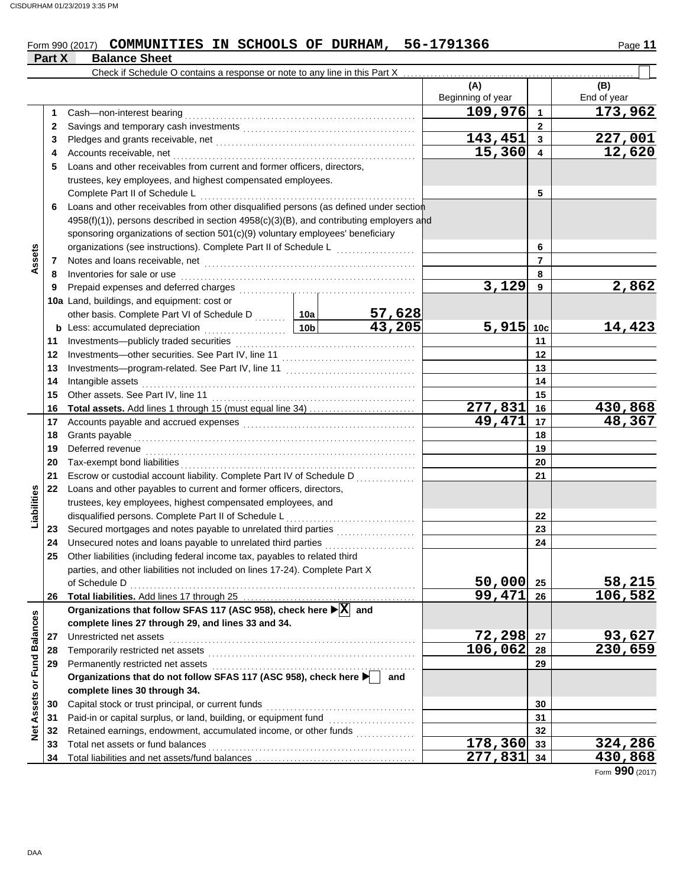Form 990 (2017) **COMMUNITIES IN SCHOOLS OF DURHAM, 56-1791366**

**Part X Balance Sheet**

Check if Schedule O contains a response or note to any line in this Part X

| | | | (A) Beginning of year | | (B) End of year |
|---|---|---|---|---|---|
| Assets | 1 | Cash—non-interest bearing | 109,976 | 1 | 173,962 |
| | 2 | Savings and temporary cash investments | | 2 | |
| | 3 | Pledges and grants receivable, net | 143,451 | 3 | 227,001 |
| | 4 | Accounts receivable, net | 15,360 | 4 | 12,620 |
| | 5 | Loans and other receivables from current and former officers, directors, trustees, key employees, and highest compensated employees. Complete Part II of Schedule L | | 5 | |
| | 6 | Loans and other receivables from other disqualified persons (as defined under section 4958(f)(1)), persons described in section 4958(c)(3)(B), and contributing employers and sponsoring organizations of section 501(c)(9) voluntary employees' beneficiary organizations (see instructions). Complete Part II of Schedule L | | 6 | |
| | 7 | Notes and loans receivable, net | | 7 | |
| | 8 | Inventories for sale or use | | 8 | |
| | 9 | Prepaid expenses and deferred charges | 3,129 | 9 | 2,862 |
| | 10a | Land, buildings, and equipment: cost or other basis. Complete Part VI of Schedule D — 10a: 57,628 | | | |
| | b | Less: accumulated depreciation — 10b: 43,205 | 5,915 | 10c | 14,423 |
| | 11 | Investments—publicly traded securities | | 11 | |
| | 12 | Investments—other securities. See Part IV, line 11 | | 12 | |
| | 13 | Investments—program-related. See Part IV, line 11 | | 13 | |
| | 14 | Intangible assets | | 14 | |
| | 15 | Other assets. See Part IV, line 11 | | 15 | |
| | 16 | **Total assets.** Add lines 1 through 15 (must equal line 34) | 277,831 | 16 | 430,868 |
| Liabilities | 17 | Accounts payable and accrued expenses | 49,471 | 17 | 48,367 |
| | 18 | Grants payable | | 18 | |
| | 19 | Deferred revenue | | 19 | |
| | 20 | Tax-exempt bond liabilities | | 20 | |
| | 21 | Escrow or custodial account liability. Complete Part IV of Schedule D | | 21 | |
| | 22 | Loans and other payables to current and former officers, directors, trustees, key employees, highest compensated employees, and disqualified persons. Complete Part II of Schedule L | | 22 | |
| | 23 | Secured mortgages and notes payable to unrelated third parties | | 23 | |
| | 24 | Unsecured notes and loans payable to unrelated third parties | | 24 | |
| | 25 | Other liabilities (including federal income tax, payables to related third parties, and other liabilities not included on lines 17-24). Complete Part X of Schedule D | 50,000 | 25 | 58,215 |
| | 26 | **Total liabilities.** Add lines 17 through 25 | 99,471 | 26 | 106,582 |
| Net Assets or Fund Balances | | **Organizations that follow SFAS 117 (ASC 958), check here ▶ [X] and complete lines 27 through 29, and lines 33 and 34.** | | | |
| | 27 | Unrestricted net assets | 72,298 | 27 | 93,627 |
| | 28 | Temporarily restricted net assets | 106,062 | 28 | 230,659 |
| | 29 | Permanently restricted net assets | | 29 | |
| | | **Organizations that do not follow SFAS 117 (ASC 958), check here ▶ [ ] and complete lines 30 through 34.** | | | |
| | 30 | Capital stock or trust principal, or current funds | | 30 | |
| | 31 | Paid-in or capital surplus, or land, building, or equipment fund | | 31 | |
| | 32 | Retained earnings, endowment, accumulated income, or other funds | | 32 | |
| | 33 | Total net assets or fund balances | 178,360 | 33 | 324,286 |
| | 34 | Total liabilities and net assets/fund balances | 277,831 | 34 | 430,868 |

Form **990** (2017)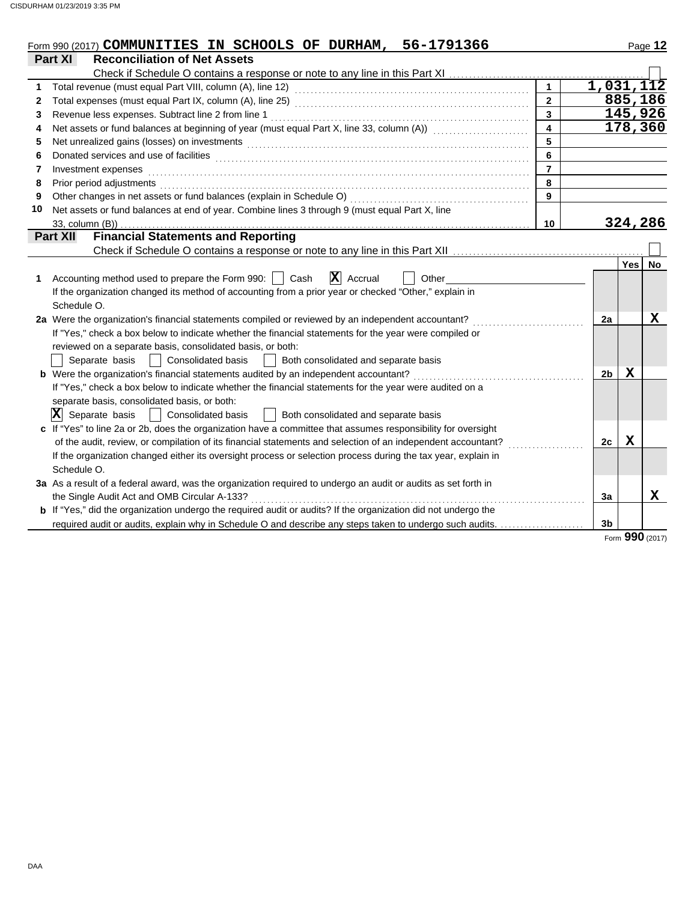Form 990 (2017) **COMMUNITIES IN SCHOOLS OF DURHAM, 56-1791366** Page **12**

## Part XI Reconciliation of Net Assets

Check if Schedule O contains a response or note to any line in this Part XI . . . . . . . . . . . . . . . . ☐

| | | | |
|---|---|---|---|
| 1 | Total revenue (must equal Part VIII, column (A), line 12) | 1 | 1,031,112 |
| 2 | Total expenses (must equal Part IX, column (A), line 25) | 2 | 885,186 |
| 3 | Revenue less expenses. Subtract line 2 from line 1 | 3 | 145,926 |
| 4 | Net assets or fund balances at beginning of year (must equal Part X, line 33, column (A)) | 4 | 178,360 |
| 5 | Net unrealized gains (losses) on investments | 5 | |
| 6 | Donated services and use of facilities | 6 | |
| 7 | Investment expenses | 7 | |
| 8 | Prior period adjustments | 8 | |
| 9 | Other changes in net assets or fund balances (explain in Schedule O) | 9 | |
| 10 | Net assets or fund balances at end of year. Combine lines 3 through 9 (must equal Part X, line 33, column (B)) | 10 | 324,286 |

## Part XII Financial Statements and Reporting

Check if Schedule O contains a response or note to any line in this Part XII . . . . . . . . . . . . . . . . ☐

| | | | Yes | No |
|---|---|---|---|---|
| 1 | Accounting method used to prepare the Form 990: ☐ Cash ☒ Accrual ☐ Other<br>If the organization changed its method of accounting from a prior year or checked "Other," explain in Schedule O. | | | |
| 2a | Were the organization's financial statements compiled or reviewed by an independent accountant?<br>If "Yes," check a box below to indicate whether the financial statements for the year were compiled or reviewed on a separate basis, consolidated basis, or both:<br>☐ Separate basis ☐ Consolidated basis ☐ Both consolidated and separate basis | 2a | | X |
| b | Were the organization's financial statements audited by an independent accountant?<br>If "Yes," check a box below to indicate whether the financial statements for the year were audited on a separate basis, consolidated basis, or both:<br>☒ Separate basis ☐ Consolidated basis ☐ Both consolidated and separate basis | 2b | X | |
| c | If "Yes" to line 2a or 2b, does the organization have a committee that assumes responsibility for oversight of the audit, review, or compilation of its financial statements and selection of an independent accountant?<br>If the organization changed either its oversight process or selection process during the tax year, explain in Schedule O. | 2c | X | |
| 3a | As a result of a federal award, was the organization required to undergo an audit or audits as set forth in the Single Audit Act and OMB Circular A-133? | 3a | | X |
| b | If "Yes," did the organization undergo the required audit or audits? If the organization did not undergo the required audit or audits, explain why in Schedule O and describe any steps taken to undergo such audits. | 3b | | |

Form **990** (2017)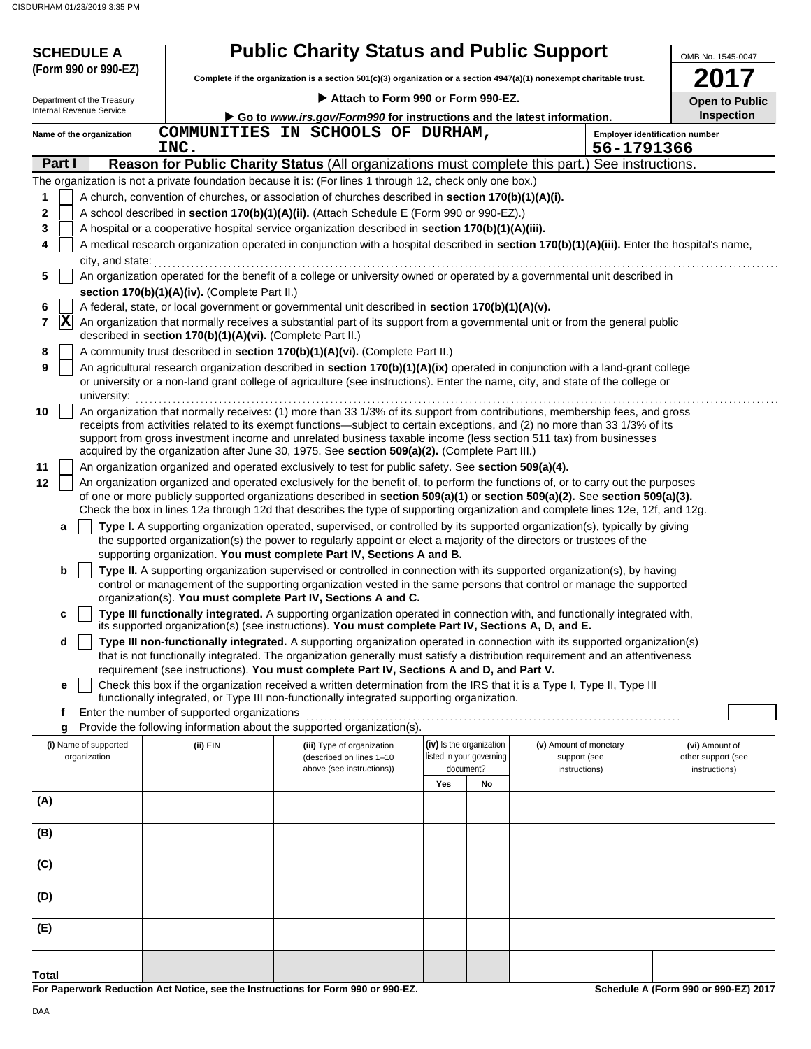**SCHEDULE A (Form 990 or 990-EZ)**

Department of the Treasury
Internal Revenue Service

# Public Charity Status and Public Support

**Complete if the organization is a section 501(c)(3) organization or a section 4947(a)(1) nonexempt charitable trust.**

▶ **Attach to Form 990 or Form 990-EZ.**

▶ **Go to** ***www.irs.gov/Form990*** **for instructions and the latest information.**

OMB No. 1545-0047

**2017**

**Open to Public Inspection**

**Name of the organization:** COMMUNITIES IN SCHOOLS OF DURHAM, INC.

**Employer identification number:** 56-1791366

## Part I — Reason for Public Charity Status (All organizations must complete this part.) See instructions.

The organization is not a private foundation because it is: (For lines 1 through 12, check only one box.)

1. [ ] A church, convention of churches, or association of churches described in **section 170(b)(1)(A)(i).**
2. [ ] A school described in **section 170(b)(1)(A)(ii).** (Attach Schedule E (Form 990 or 990-EZ).)
3. [ ] A hospital or a cooperative hospital service organization described in **section 170(b)(1)(A)(iii).**
4. [ ] A medical research organization operated in conjunction with a hospital described in **section 170(b)(1)(A)(iii).** Enter the hospital's name, city, and state:
5. [ ] An organization operated for the benefit of a college or university owned or operated by a governmental unit described in **section 170(b)(1)(A)(iv).** (Complete Part II.)
6. [ ] A federal, state, or local government or governmental unit described in **section 170(b)(1)(A)(v).**
7. [X] An organization that normally receives a substantial part of its support from a governmental unit or from the general public described in **section 170(b)(1)(A)(vi).** (Complete Part II.)
8. [ ] A community trust described in **section 170(b)(1)(A)(vi).** (Complete Part II.)
9. [ ] An agricultural research organization described in **section 170(b)(1)(A)(ix)** operated in conjunction with a land-grant college or university or a non-land grant college of agriculture (see instructions). Enter the name, city, and state of the college or university:
10. [ ] An organization that normally receives: (1) more than 33 1/3% of its support from contributions, membership fees, and gross receipts from activities related to its exempt functions—subject to certain exceptions, and (2) no more than 33 1/3% of its support from gross investment income and unrelated business taxable income (less section 511 tax) from businesses acquired by the organization after June 30, 1975. See **section 509(a)(2).** (Complete Part III.)
11. [ ] An organization organized and operated exclusively to test for public safety. See **section 509(a)(4).**
12. [ ] An organization organized and operated exclusively for the benefit of, to perform the functions of, or to carry out the purposes of one or more publicly supported organizations described in **section 509(a)(1)** or **section 509(a)(2).** See **section 509(a)(3).** Check the box in lines 12a through 12d that describes the type of supporting organization and complete lines 12e, 12f, and 12g.
   - **a** [ ] **Type I.** A supporting organization operated, supervised, or controlled by its supported organization(s), typically by giving the supported organization(s) the power to regularly appoint or elect a majority of the directors or trustees of the supporting organization. **You must complete Part IV, Sections A and B.**
   - **b** [ ] **Type II.** A supporting organization supervised or controlled in connection with its supported organization(s), by having control or management of the supporting organization vested in the same persons that control or manage the supported organization(s). **You must complete Part IV, Sections A and C.**
   - **c** [ ] **Type III functionally integrated.** A supporting organization operated in connection with, and functionally integrated with, its supported organization(s) (see instructions). **You must complete Part IV, Sections A, D, and E.**
   - **d** [ ] **Type III non-functionally integrated.** A supporting organization operated in connection with its supported organization(s) that is not functionally integrated. The organization generally must satisfy a distribution requirement and an attentiveness requirement (see instructions). **You must complete Part IV, Sections A and D, and Part V.**
   - **e** [ ] Check this box if the organization received a written determination from the IRS that it is a Type I, Type II, Type III functionally integrated, or Type III non-functionally integrated supporting organization.
   - **f** Enter the number of supported organizations
   - **g** Provide the following information about the supported organization(s).

| (i) Name of supported organization | (ii) EIN | (iii) Type of organization (described on lines 1–10 above (see instructions)) | (iv) Is the organization listed in your governing document? Yes | No | (v) Amount of monetary support (see instructions) | (vi) Amount of other support (see instructions) |
|---|---|---|---|---|---|---|
| (A) | | | | | | |
| (B) | | | | | | |
| (C) | | | | | | |
| (D) | | | | | | |
| (E) | | | | | | |
| **Total** | | | | | | |

**For Paperwork Reduction Act Notice, see the Instructions for Form 990 or 990-EZ.**

**Schedule A (Form 990 or 990-EZ) 2017**

DAA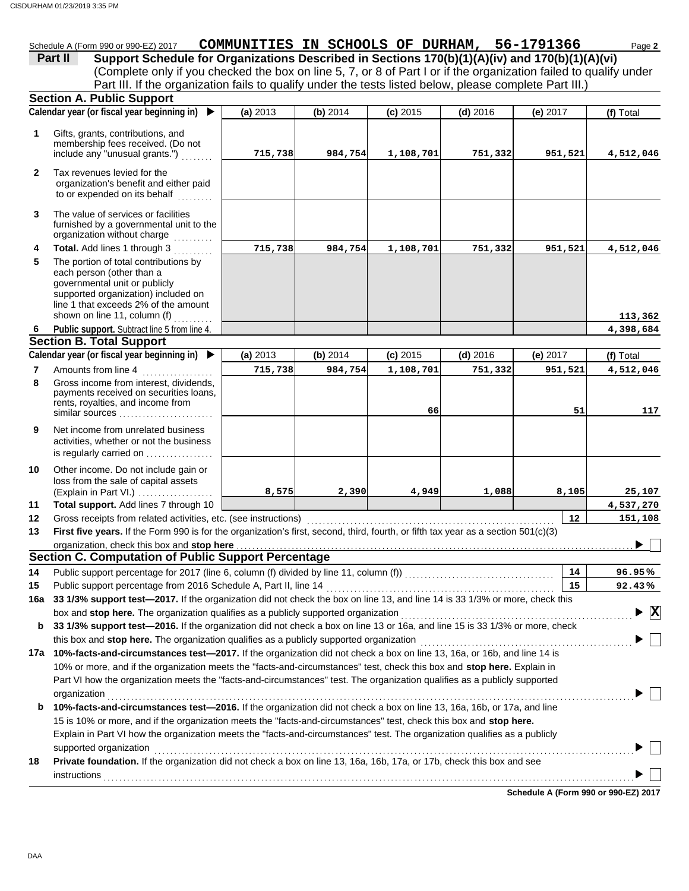Schedule A (Form 990 or 990-EZ) 2017 **COMMUNITIES IN SCHOOLS OF DURHAM, 56-1791366** Page **2**

## Part II Support Schedule for Organizations Described in Sections 170(b)(1)(A)(iv) and 170(b)(1)(A)(vi)

(Complete only if you checked the box on line 5, 7, or 8 of Part I or if the organization failed to qualify under Part III. If the organization fails to qualify under the tests listed below, please complete Part III.)

### Section A. Public Support

| | Calendar year (or fiscal year beginning in) ▶ | (a) 2013 | (b) 2014 | (c) 2015 | (d) 2016 | (e) 2017 | (f) Total |
|---|---|---|---|---|---|---|---|
| 1 | Gifts, grants, contributions, and membership fees received. (Do not include any "unusual grants.") | 715,738 | 984,754 | 1,108,701 | 751,332 | 951,521 | 4,512,046 |
| 2 | Tax revenues levied for the organization's benefit and either paid to or expended on its behalf | | | | | | |
| 3 | The value of services or facilities furnished by a governmental unit to the organization without charge | | | | | | |
| 4 | **Total.** Add lines 1 through 3 | 715,738 | 984,754 | 1,108,701 | 751,332 | 951,521 | 4,512,046 |
| 5 | The portion of total contributions by each person (other than a governmental unit or publicly supported organization) included on line 1 that exceeds 2% of the amount shown on line 11, column (f) | | | | | | 113,362 |
| 6 | **Public support.** Subtract line 5 from line 4. | | | | | | 4,398,684 |

### Section B. Total Support

| | Calendar year (or fiscal year beginning in) ▶ | (a) 2013 | (b) 2014 | (c) 2015 | (d) 2016 | (e) 2017 | (f) Total |
|---|---|---|---|---|---|---|---|
| 7 | Amounts from line 4 | 715,738 | 984,754 | 1,108,701 | 751,332 | 951,521 | 4,512,046 |
| 8 | Gross income from interest, dividends, payments received on securities loans, rents, royalties, and income from similar sources | | | 66 | | 51 | 117 |
| 9 | Net income from unrelated business activities, whether or not the business is regularly carried on | | | | | | |
| 10 | Other income. Do not include gain or loss from the sale of capital assets (Explain in Part VI.) | 8,575 | 2,390 | 4,949 | 1,088 | 8,105 | 25,107 |
| 11 | **Total support.** Add lines 7 through 10 | | | | | | 4,537,270 |
| 12 | Gross receipts from related activities, etc. (see instructions) | | | | | 12 | 151,108 |

13 **First five years.** If the Form 990 is for the organization's first, second, third, fourth, or fifth tax year as a section 501(c)(3) organization, check this box and **stop here** ▶ ☐

### Section C. Computation of Public Support Percentage

| | | | |
|---|---|---|---|
| 14 | Public support percentage for 2017 (line 6, column (f) divided by line 11, column (f)) | 14 | 96.95% |
| 15 | Public support percentage from 2016 Schedule A, Part II, line 14 | 15 | 92.43% |

16a **33 1/3% support test—2017.** If the organization did not check the box on line 13, and line 14 is 33 1/3% or more, check this box and **stop here.** The organization qualifies as a publicly supported organization ▶ ☒

**b** **33 1/3% support test—2016.** If the organization did not check a box on line 13 or 16a, and line 15 is 33 1/3% or more, check this box and **stop here.** The organization qualifies as a publicly supported organization ▶ ☐

17a **10%-facts-and-circumstances test—2017.** If the organization did not check a box on line 13, 16a, or 16b, and line 14 is 10% or more, and if the organization meets the "facts-and-circumstances" test, check this box and **stop here.** Explain in Part VI how the organization meets the "facts-and-circumstances" test. The organization qualifies as a publicly supported organization ▶ ☐

**b** **10%-facts-and-circumstances test—2016.** If the organization did not check a box on line 13, 16a, 16b, or 17a, and line 15 is 10% or more, and if the organization meets the "facts-and-circumstances" test, check this box and **stop here.** Explain in Part VI how the organization meets the "facts-and-circumstances" test. The organization qualifies as a publicly supported organization ▶ ☐

18 **Private foundation.** If the organization did not check a box on line 13, 16a, 16b, 17a, or 17b, check this box and see instructions ▶ ☐

**Schedule A (Form 990 or 990-EZ) 2017**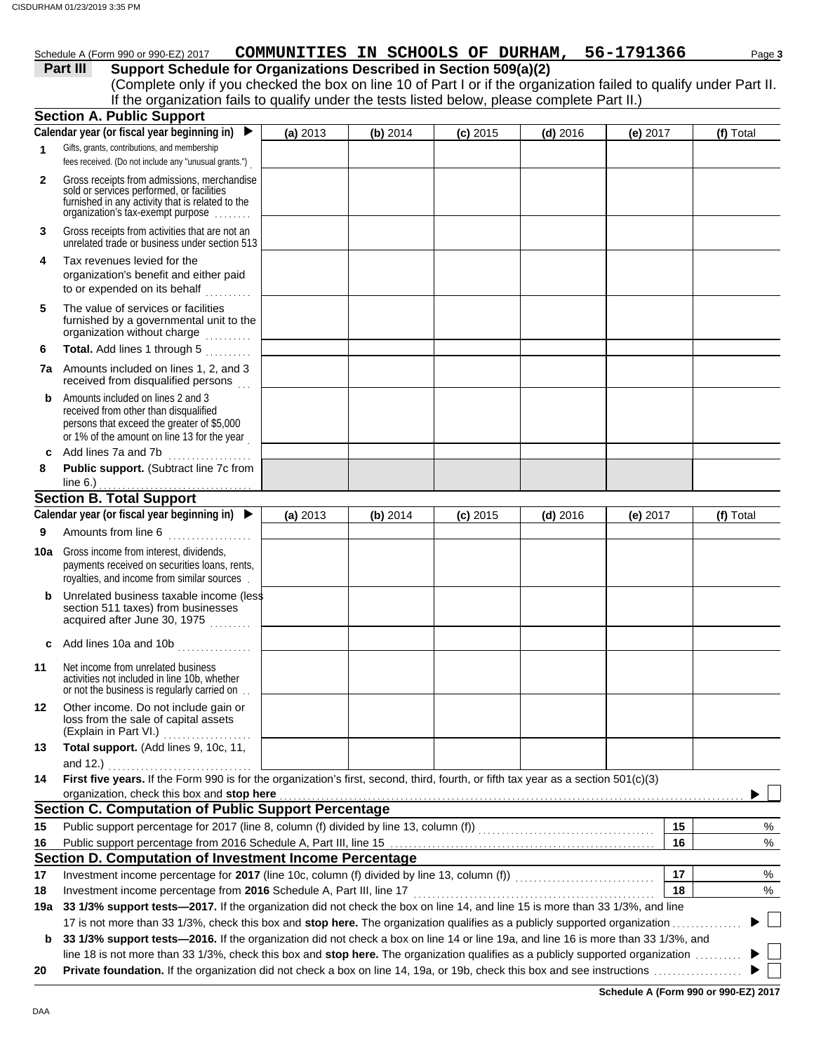Schedule A (Form 990 or 990-EZ) 2017 **COMMUNITIES IN SCHOOLS OF DURHAM, 56-1791366** Page **3**

## Part III Support Schedule for Organizations Described in Section 509(a)(2)

(Complete only if you checked the box on line 10 of Part I or if the organization failed to qualify under Part II. If the organization fails to qualify under the tests listed below, please complete Part II.)

### Section A. Public Support

| | Calendar year (or fiscal year beginning in) ▶ | (a) 2013 | (b) 2014 | (c) 2015 | (d) 2016 | (e) 2017 | (f) Total |
|---|---|---|---|---|---|---|---|
| 1 | Gifts, grants, contributions, and membership fees received. (Do not include any "unusual grants.") | | | | | | |
| 2 | Gross receipts from admissions, merchandise sold or services performed, or facilities furnished in any activity that is related to the organization's tax-exempt purpose | | | | | | |
| 3 | Gross receipts from activities that are not an unrelated trade or business under section 513 | | | | | | |
| 4 | Tax revenues levied for the organization's benefit and either paid to or expended on its behalf | | | | | | |
| 5 | The value of services or facilities furnished by a governmental unit to the organization without charge | | | | | | |
| 6 | **Total.** Add lines 1 through 5 | | | | | | |
| 7a | Amounts included on lines 1, 2, and 3 received from disqualified persons | | | | | | |
| b | Amounts included on lines 2 and 3 received from other than disqualified persons that exceed the greater of $5,000 or 1% of the amount on line 13 for the year | | | | | | |
| c | Add lines 7a and 7b | | | | | | |
| 8 | **Public support.** (Subtract line 7c from line 6.) | | | | | | |

### Section B. Total Support

| | Calendar year (or fiscal year beginning in) ▶ | (a) 2013 | (b) 2014 | (c) 2015 | (d) 2016 | (e) 2017 | (f) Total |
|---|---|---|---|---|---|---|---|
| 9 | Amounts from line 6 | | | | | | |
| 10a | Gross income from interest, dividends, payments received on securities loans, rents, royalties, and income from similar sources | | | | | | |
| b | Unrelated business taxable income (less section 511 taxes) from businesses acquired after June 30, 1975 | | | | | | |
| c | Add lines 10a and 10b | | | | | | |
| 11 | Net income from unrelated business activities not included in line 10b, whether or not the business is regularly carried on | | | | | | |
| 12 | Other income. Do not include gain or loss from the sale of capital assets (Explain in Part VI.) | | | | | | |
| 13 | **Total support.** (Add lines 9, 10c, 11, and 12.) | | | | | | |

**14** **First five years.** If the Form 990 is for the organization's first, second, third, fourth, or fifth tax year as a section 501(c)(3) organization, check this box and **stop here** ▶ ☐

### Section C. Computation of Public Support Percentage

| | | | |
|---|---|---|---|
| 15 | Public support percentage for 2017 (line 8, column (f) divided by line 13, column (f)) | 15 | % |
| 16 | Public support percentage from 2016 Schedule A, Part III, line 15 | 16 | % |

### Section D. Computation of Investment Income Percentage

| | | | |
|---|---|---|---|
| 17 | Investment income percentage for **2017** (line 10c, column (f) divided by line 13, column (f)) | 17 | % |
| 18 | Investment income percentage from **2016** Schedule A, Part III, line 17 | 18 | % |

**19a** **33 1/3% support tests—2017.** If the organization did not check the box on line 14, and line 15 is more than 33 1/3%, and line 17 is not more than 33 1/3%, check this box and **stop here.** The organization qualifies as a publicly supported organization ▶ ☐

**b** **33 1/3% support tests—2016.** If the organization did not check a box on line 14 or line 19a, and line 16 is more than 33 1/3%, and line 18 is not more than 33 1/3%, check this box and **stop here.** The organization qualifies as a publicly supported organization ▶ ☐

**20** **Private foundation.** If the organization did not check a box on line 14, 19a, or 19b, check this box and see instructions ▶ ☐

**Schedule A (Form 990 or 990-EZ) 2017**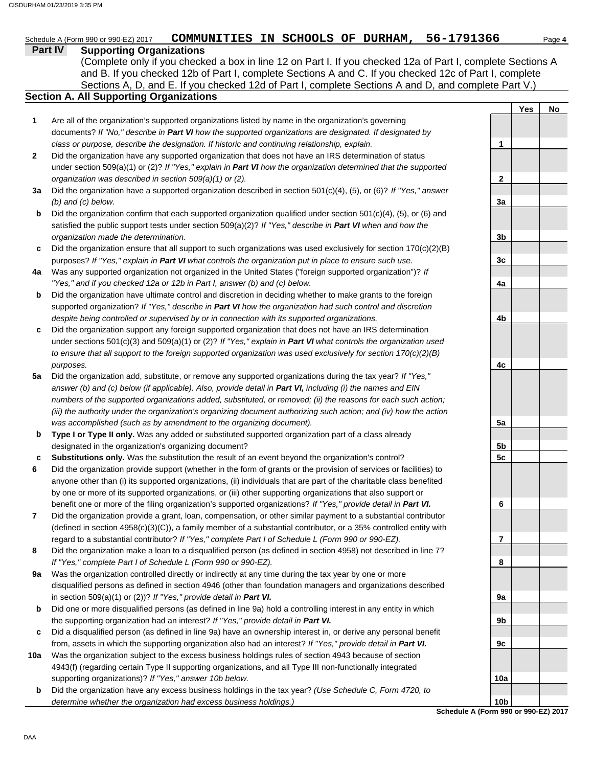Schedule A (Form 990 or 990-EZ) 2017 **COMMUNITIES IN SCHOOLS OF DURHAM, 56-1791366**

## Part IV Supporting Organizations

(Complete only if you checked a box in line 12 on Part I. If you checked 12a of Part I, complete Sections A and B. If you checked 12b of Part I, complete Sections A and C. If you checked 12c of Part I, complete Sections A, D, and E. If you checked 12d of Part I, complete Sections A and D, and complete Part V.)

### Section A. All Supporting Organizations

| | | | Yes | No |
|---|---|---|---|---|
| **1** | Are all of the organization's supported organizations listed by name in the organization's governing documents? *If "No," describe in **Part VI** how the supported organizations are designated. If designated by class or purpose, describe the designation. If historic and continuing relationship, explain.* | **1** | | |
| **2** | Did the organization have any supported organization that does not have an IRS determination of status under section 509(a)(1) or (2)? *If "Yes," explain in **Part VI** how the organization determined that the supported organization was described in section 509(a)(1) or (2).* | **2** | | |
| **3a** | Did the organization have a supported organization described in section 501(c)(4), (5), or (6)? *If "Yes," answer (b) and (c) below.* | **3a** | | |
| **b** | Did the organization confirm that each supported organization qualified under section 501(c)(4), (5), or (6) and satisfied the public support tests under section 509(a)(2)? *If "Yes," describe in **Part VI** when and how the organization made the determination.* | **3b** | | |
| **c** | Did the organization ensure that all support to such organizations was used exclusively for section 170(c)(2)(B) purposes? *If "Yes," explain in **Part VI** what controls the organization put in place to ensure such use.* | **3c** | | |
| **4a** | Was any supported organization not organized in the United States ("foreign supported organization")? *If "Yes," and if you checked 12a or 12b in Part I, answer (b) and (c) below.* | **4a** | | |
| **b** | Did the organization have ultimate control and discretion in deciding whether to make grants to the foreign supported organization? *If "Yes," describe in **Part VI** how the organization had such control and discretion despite being controlled or supervised by or in connection with its supported organizations.* | **4b** | | |
| **c** | Did the organization support any foreign supported organization that does not have an IRS determination under sections 501(c)(3) and 509(a)(1) or (2)? *If "Yes," explain in **Part VI** what controls the organization used to ensure that all support to the foreign supported organization was used exclusively for section 170(c)(2)(B) purposes.* | **4c** | | |
| **5a** | Did the organization add, substitute, or remove any supported organizations during the tax year? *If "Yes," answer (b) and (c) below (if applicable). Also, provide detail in **Part VI,** including (i) the names and EIN numbers of the supported organizations added, substituted, or removed; (ii) the reasons for each such action; (iii) the authority under the organization's organizing document authorizing such action; and (iv) how the action was accomplished (such as by amendment to the organizing document).* | **5a** | | |
| **b** | **Type I or Type II only.** Was any added or substituted supported organization part of a class already designated in the organization's organizing document? | **5b** | | |
| **c** | **Substitutions only.** Was the substitution the result of an event beyond the organization's control? | **5c** | | |
| **6** | Did the organization provide support (whether in the form of grants or the provision of services or facilities) to anyone other than (i) its supported organizations, (ii) individuals that are part of the charitable class benefited by one or more of its supported organizations, or (iii) other supporting organizations that also support or benefit one or more of the filing organization's supported organizations? *If "Yes," provide detail in **Part VI.*** | **6** | | |
| **7** | Did the organization provide a grant, loan, compensation, or other similar payment to a substantial contributor (defined in section 4958(c)(3)(C)), a family member of a substantial contributor, or a 35% controlled entity with regard to a substantial contributor? *If "Yes," complete Part I of Schedule L (Form 990 or 990-EZ).* | **7** | | |
| **8** | Did the organization make a loan to a disqualified person (as defined in section 4958) not described in line 7? *If "Yes," complete Part I of Schedule L (Form 990 or 990-EZ).* | **8** | | |
| **9a** | Was the organization controlled directly or indirectly at any time during the tax year by one or more disqualified persons as defined in section 4946 (other than foundation managers and organizations described in section 509(a)(1) or (2))? *If "Yes," provide detail in **Part VI.*** | **9a** | | |
| **b** | Did one or more disqualified persons (as defined in line 9a) hold a controlling interest in any entity in which the supporting organization had an interest? *If "Yes," provide detail in **Part VI.*** | **9b** | | |
| **c** | Did a disqualified person (as defined in line 9a) have an ownership interest in, or derive any personal benefit from, assets in which the supporting organization also had an interest? *If "Yes," provide detail in **Part VI.*** | **9c** | | |
| **10a** | Was the organization subject to the excess business holdings rules of section 4943 because of section 4943(f) (regarding certain Type II supporting organizations, and all Type III non-functionally integrated supporting organizations)? *If "Yes," answer 10b below.* | **10a** | | |
| **b** | Did the organization have any excess business holdings in the tax year? *(Use Schedule C, Form 4720, to determine whether the organization had excess business holdings.)* | **10b** | | |

**Schedule A (Form 990 or 990-EZ) 2017**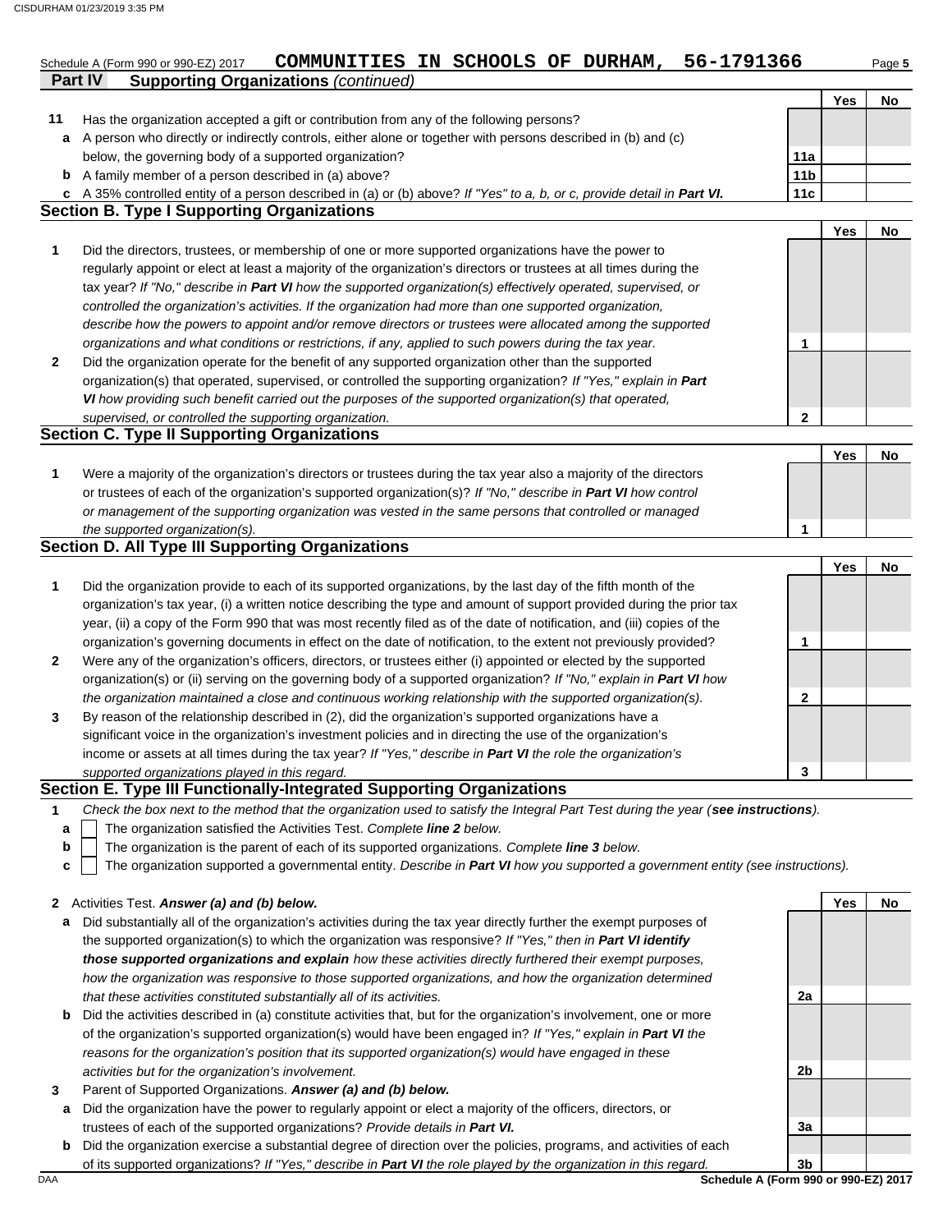Schedule A (Form 990 or 990-EZ) 2017 **COMMUNITIES IN SCHOOLS OF DURHAM, 56-1791366**

## Part IV Supporting Organizations *(continued)*

| | | | Yes | No |
|---|---|---|---|---|
| **11** | Has the organization accepted a gift or contribution from any of the following persons? | | | |
| **a** | A person who directly or indirectly controls, either alone or together with persons described in (b) and (c) below, the governing body of a supported organization? | **11a** | | |
| **b** | A family member of a person described in (a) above? | **11b** | | |
| **c** | A 35% controlled entity of a person described in (a) or (b) above? *If "Yes" to a, b, or c, provide detail in* ***Part VI.*** | **11c** | | |

### Section B. Type I Supporting Organizations

| | | | Yes | No |
|---|---|---|---|---|
| **1** | Did the directors, trustees, or membership of one or more supported organizations have the power to regularly appoint or elect at least a majority of the organization's directors or trustees at all times during the tax year? *If "No," describe in* ***Part VI*** *how the supported organization(s) effectively operated, supervised, or controlled the organization's activities. If the organization had more than one supported organization, describe how the powers to appoint and/or remove directors or trustees were allocated among the supported organizations and what conditions or restrictions, if any, applied to such powers during the tax year.* | **1** | | |
| **2** | Did the organization operate for the benefit of any supported organization other than the supported organization(s) that operated, supervised, or controlled the supporting organization? *If "Yes," explain in* ***Part VI*** *how providing such benefit carried out the purposes of the supported organization(s) that operated, supervised, or controlled the supporting organization.* | **2** | | |

### Section C. Type II Supporting Organizations

| | | | Yes | No |
|---|---|---|---|---|
| **1** | Were a majority of the organization's directors or trustees during the tax year also a majority of the directors or trustees of each of the organization's supported organization(s)? *If "No," describe in* ***Part VI*** *how control or management of the supporting organization was vested in the same persons that controlled or managed the supported organization(s).* | **1** | | |

### Section D. All Type III Supporting Organizations

| | | | Yes | No |
|---|---|---|---|---|
| **1** | Did the organization provide to each of its supported organizations, by the last day of the fifth month of the organization's tax year, (i) a written notice describing the type and amount of support provided during the prior tax year, (ii) a copy of the Form 990 that was most recently filed as of the date of notification, and (iii) copies of the organization's governing documents in effect on the date of notification, to the extent not previously provided? | **1** | | |
| **2** | Were any of the organization's officers, directors, or trustees either (i) appointed or elected by the supported organization(s) or (ii) serving on the governing body of a supported organization? *If "No," explain in* ***Part VI*** *how the organization maintained a close and continuous working relationship with the supported organization(s).* | **2** | | |
| **3** | By reason of the relationship described in (2), did the organization's supported organizations have a significant voice in the organization's investment policies and in directing the use of the organization's income or assets at all times during the tax year? *If "Yes," describe in* ***Part VI*** *the role the organization's supported organizations played in this regard.* | **3** | | |

### Section E. Type III Functionally-Integrated Supporting Organizations

**1** *Check the box next to the method that the organization used to satisfy the Integral Part Test during the year (****see instructions****).*

- **a** ☐ The organization satisfied the Activities Test. *Complete* ***line 2*** *below.*
- **b** ☐ The organization is the parent of each of its supported organizations. *Complete* ***line 3*** *below.*
- **c** ☐ The organization supported a governmental entity. *Describe in* ***Part VI*** *how you supported a government entity (see instructions).*

| | | | Yes | No |
|---|---|---|---|---|
| **2** | Activities Test. ***Answer (a) and (b) below.*** | | | |
| **a** | Did substantially all of the organization's activities during the tax year directly further the exempt purposes of the supported organization(s) to which the organization was responsive? *If "Yes," then in* ***Part VI identify those supported organizations and explain*** *how these activities directly furthered their exempt purposes, how the organization was responsive to those supported organizations, and how the organization determined that these activities constituted substantially all of its activities.* | **2a** | | |
| **b** | Did the activities described in (a) constitute activities that, but for the organization's involvement, one or more of the organization's supported organization(s) would have been engaged in? *If "Yes," explain in* ***Part VI*** *the reasons for the organization's position that its supported organization(s) would have engaged in these activities but for the organization's involvement.* | **2b** | | |
| **3** | Parent of Supported Organizations. ***Answer (a) and (b) below.*** | | | |
| **a** | Did the organization have the power to regularly appoint or elect a majority of the officers, directors, or trustees of each of the supported organizations? *Provide details in* ***Part VI.*** | **3a** | | |
| **b** | Did the organization exercise a substantial degree of direction over the policies, programs, and activities of each of its supported organizations? *If "Yes," describe in* ***Part VI*** *the role played by the organization in this regard.* | **3b** | | |

**Schedule A (Form 990 or 990-EZ) 2017**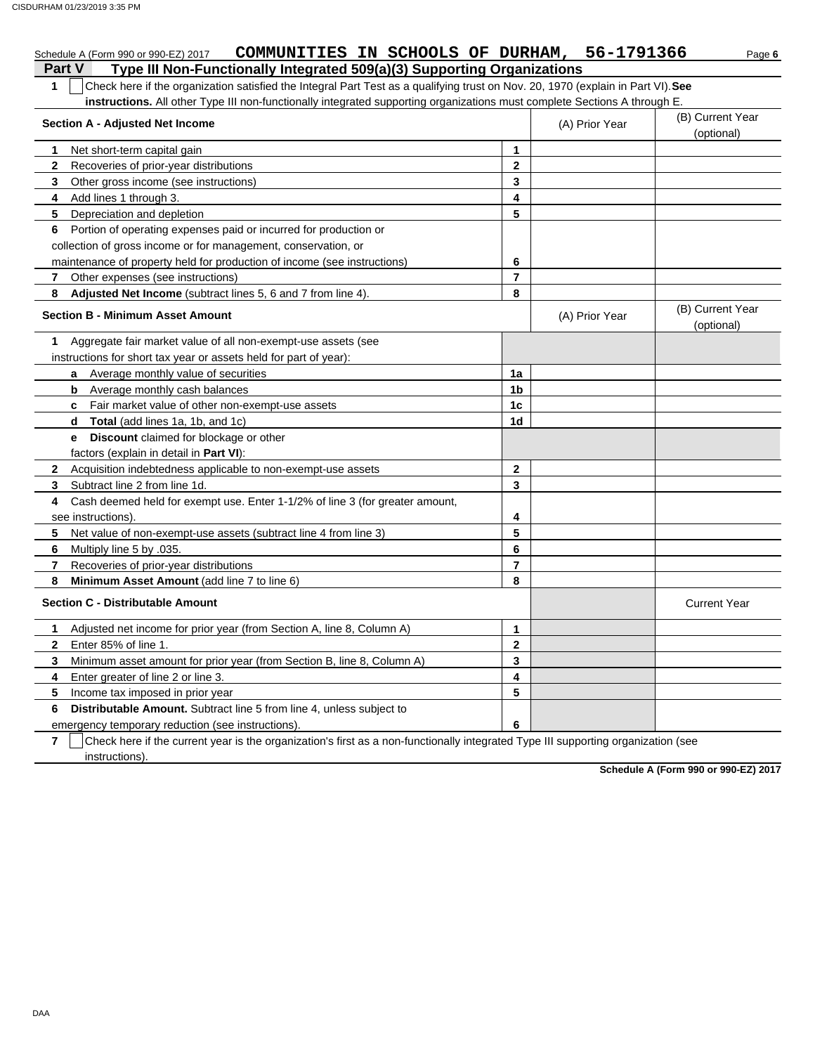Schedule A (Form 990 or 990-EZ) 2017 **COMMUNITIES IN SCHOOLS OF DURHAM, 56-1791366** Page **6**

## Part V Type III Non-Functionally Integrated 509(a)(3) Supporting Organizations

**1** ☐ Check here if the organization satisfied the Integral Part Test as a qualifying trust on Nov. 20, 1970 (explain in Part VI). **See instructions.** All other Type III non-functionally integrated supporting organizations must complete Sections A through E.

| Section A - Adjusted Net Income | | (A) Prior Year | (B) Current Year (optional) |
|---|---|---|---|
| **1** Net short-term capital gain | **1** | | |
| **2** Recoveries of prior-year distributions | **2** | | |
| **3** Other gross income (see instructions) | **3** | | |
| **4** Add lines 1 through 3. | **4** | | |
| **5** Depreciation and depletion | **5** | | |
| **6** Portion of operating expenses paid or incurred for production or collection of gross income or for management, conservation, or maintenance of property held for production of income (see instructions) | **6** | | |
| **7** Other expenses (see instructions) | **7** | | |
| **8** **Adjusted Net Income** (subtract lines 5, 6 and 7 from line 4). | **8** | | |

| Section B - Minimum Asset Amount | | (A) Prior Year | (B) Current Year (optional) |
|---|---|---|---|
| **1** Aggregate fair market value of all non-exempt-use assets (see instructions for short tax year or assets held for part of year): | | | |
| **a** Average monthly value of securities | **1a** | | |
| **b** Average monthly cash balances | **1b** | | |
| **c** Fair market value of other non-exempt-use assets | **1c** | | |
| **d** **Total** (add lines 1a, 1b, and 1c) | **1d** | | |
| **e** **Discount** claimed for blockage or other factors (explain in detail in **Part VI**): | | | |
| **2** Acquisition indebtedness applicable to non-exempt-use assets | **2** | | |
| **3** Subtract line 2 from line 1d. | **3** | | |
| **4** Cash deemed held for exempt use. Enter 1-1/2% of line 3 (for greater amount, see instructions). | **4** | | |
| **5** Net value of non-exempt-use assets (subtract line 4 from line 3) | **5** | | |
| **6** Multiply line 5 by .035. | **6** | | |
| **7** Recoveries of prior-year distributions | **7** | | |
| **8** **Minimum Asset Amount** (add line 7 to line 6) | **8** | | |

| Section C - Distributable Amount | | | Current Year |
|---|---|---|---|
| **1** Adjusted net income for prior year (from Section A, line 8, Column A) | **1** | | |
| **2** Enter 85% of line 1. | **2** | | |
| **3** Minimum asset amount for prior year (from Section B, line 8, Column A) | **3** | | |
| **4** Enter greater of line 2 or line 3. | **4** | | |
| **5** Income tax imposed in prior year | **5** | | |
| **6** **Distributable Amount.** Subtract line 5 from line 4, unless subject to emergency temporary reduction (see instructions). | **6** | | |

**7** ☐ Check here if the current year is the organization's first as a non-functionally integrated Type III supporting organization (see instructions).

**Schedule A (Form 990 or 990-EZ) 2017**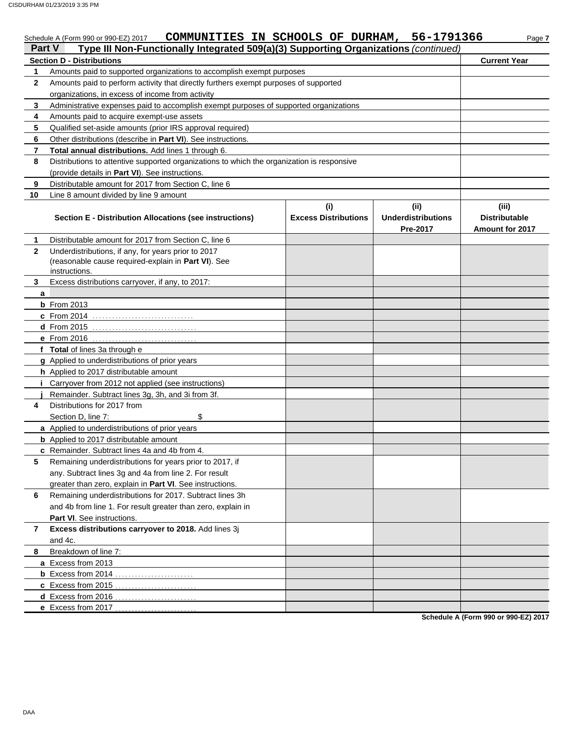Schedule A (Form 990 or 990-EZ) 2017 **COMMUNITIES IN SCHOOLS OF DURHAM, 56-1791366** Page **7**

## Part V Type III Non-Functionally Integrated 509(a)(3) Supporting Organizations *(continued)*

| | **Section D - Distributions** | **Current Year** |
|---|---|---|
| **1** | Amounts paid to supported organizations to accomplish exempt purposes | |
| **2** | Amounts paid to perform activity that directly furthers exempt purposes of supported organizations, in excess of income from activity | |
| **3** | Administrative expenses paid to accomplish exempt purposes of supported organizations | |
| **4** | Amounts paid to acquire exempt-use assets | |
| **5** | Qualified set-aside amounts (prior IRS approval required) | |
| **6** | Other distributions (describe in **Part VI**). See instructions. | |
| **7** | **Total annual distributions.** Add lines 1 through 6. | |
| **8** | Distributions to attentive supported organizations to which the organization is responsive (provide details in **Part VI**). See instructions. | |
| **9** | Distributable amount for 2017 from Section C, line 6 | |
| **10** | Line 8 amount divided by line 9 amount | |

| | **Section E - Distribution Allocations (see instructions)** | **(i) Excess Distributions** | **(ii) Underdistributions Pre-2017** | **(iii) Distributable Amount for 2017** |
|---|---|---|---|---|
| **1** | Distributable amount for 2017 from Section C, line 6 | | | |
| **2** | Underdistributions, if any, for years prior to 2017 (reasonable cause required-explain in **Part VI**). See instructions. | | | |
| **3** | Excess distributions carryover, if any, to 2017: | | | |
| **a** | | | | |
| **b** | From 2013 | | | |
| **c** | From 2014 | | | |
| **d** | From 2015 | | | |
| **e** | From 2016 | | | |
| **f** | **Total** of lines 3a through e | | | |
| **g** | Applied to underdistributions of prior years | | | |
| **h** | Applied to 2017 distributable amount | | | |
| **i** | Carryover from 2012 not applied (see instructions) | | | |
| **j** | Remainder. Subtract lines 3g, 3h, and 3i from 3f. | | | |
| **4** | Distributions for 2017 from Section D, line 7: $ | | | |
| **a** | Applied to underdistributions of prior years | | | |
| **b** | Applied to 2017 distributable amount | | | |
| **c** | Remainder. Subtract lines 4a and 4b from 4. | | | |
| **5** | Remaining underdistributions for years prior to 2017, if any. Subtract lines 3g and 4a from line 2. For result greater than zero, explain in **Part VI**. See instructions. | | | |
| **6** | Remaining underdistributions for 2017. Subtract lines 3h and 4b from line 1. For result greater than zero, explain in **Part VI**. See instructions. | | | |
| **7** | **Excess distributions carryover to 2018.** Add lines 3j and 4c. | | | |
| **8** | Breakdown of line 7: | | | |
| **a** | Excess from 2013 | | | |
| **b** | Excess from 2014 | | | |
| **c** | Excess from 2015 | | | |
| **d** | Excess from 2016 | | | |
| **e** | Excess from 2017 | | | |

**Schedule A (Form 990 or 990-EZ) 2017**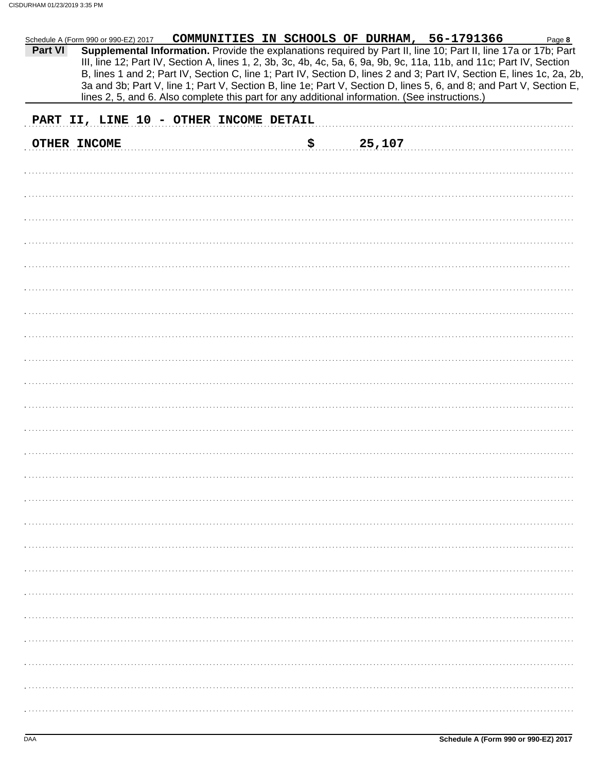Schedule A (Form 990 or 990-EZ) 2017 **COMMUNITIES IN SCHOOLS OF DURHAM, 56-1791366** Page **8**

**Part VI** **Supplemental Information.** Provide the explanations required by Part II, line 10; Part II, line 17a or 17b; Part III, line 12; Part IV, Section A, lines 1, 2, 3b, 3c, 4b, 4c, 5a, 6, 9a, 9b, 9c, 11a, 11b, and 11c; Part IV, Section B, lines 1 and 2; Part IV, Section C, line 1; Part IV, Section D, lines 2 and 3; Part IV, Section E, lines 1c, 2a, 2b, 3a and 3b; Part V, line 1; Part V, Section B, line 1e; Part V, Section D, lines 5, 6, and 8; and Part V, Section E, lines 2, 5, and 6. Also complete this part for any additional information. (See instructions.)

**PART II, LINE 10 - OTHER INCOME DETAIL**

**OTHER INCOME $ 25,107**

DAA **Schedule A (Form 990 or 990-EZ) 2017**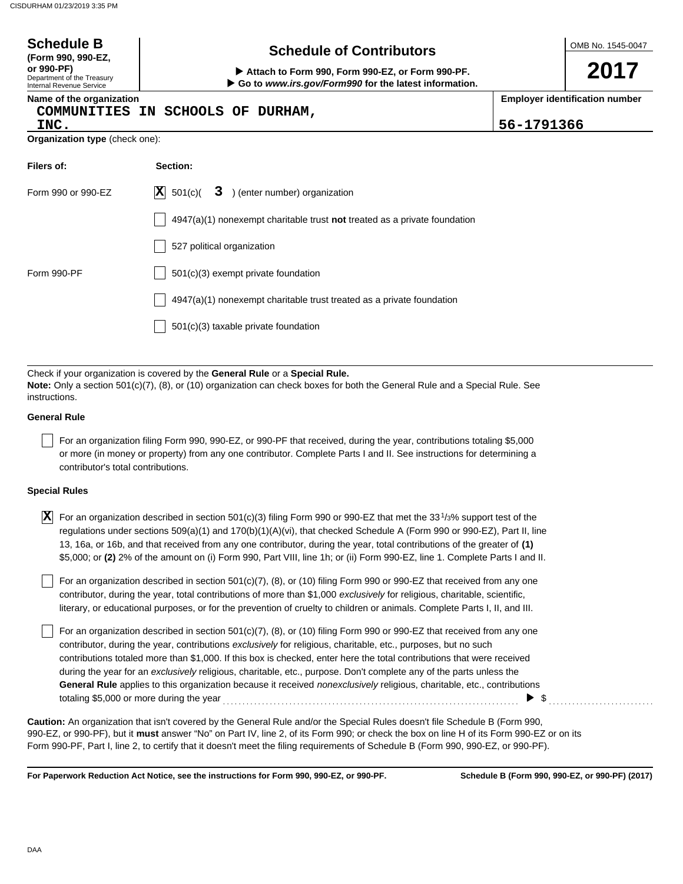# Schedule B (Form 990, 990-EZ, or 990-PF)

Department of the Treasury
Internal Revenue Service

## Schedule of Contributors

▶ Attach to Form 990, Form 990-EZ, or Form 990-PF.
▶ Go to *www.irs.gov/Form990* for the latest information.

OMB No. 1545-0047

**2017**

| Name of the organization | Employer identification number |
|---|---|
| COMMUNITIES IN SCHOOLS OF DURHAM, INC. | 56-1791366 |

**Organization type** (check one):

| Filers of: | Section: |
|---|---|
| Form 990 or 990-EZ | [X] 501(c)( 3 ) (enter number) organization |
| | [ ] 4947(a)(1) nonexempt charitable trust **not** treated as a private foundation |
| | [ ] 527 political organization |
| Form 990-PF | [ ] 501(c)(3) exempt private foundation |
| | [ ] 4947(a)(1) nonexempt charitable trust treated as a private foundation |
| | [ ] 501(c)(3) taxable private foundation |

Check if your organization is covered by the **General Rule** or a **Special Rule.**

**Note:** Only a section 501(c)(7), (8), or (10) organization can check boxes for both the General Rule and a Special Rule. See instructions.

### General Rule

[ ] For an organization filing Form 990, 990-EZ, or 990-PF that received, during the year, contributions totaling $5,000 or more (in money or property) from any one contributor. Complete Parts I and II. See instructions for determining a contributor's total contributions.

### Special Rules

[X] For an organization described in section 501(c)(3) filing Form 990 or 990-EZ that met the 33 1/3% support test of the regulations under sections 509(a)(1) and 170(b)(1)(A)(vi), that checked Schedule A (Form 990 or 990-EZ), Part II, line 13, 16a, or 16b, and that received from any one contributor, during the year, total contributions of the greater of **(1)** $5,000; or **(2)** 2% of the amount on (i) Form 990, Part VIII, line 1h; or (ii) Form 990-EZ, line 1. Complete Parts I and II.

[ ] For an organization described in section 501(c)(7), (8), or (10) filing Form 990 or 990-EZ that received from any one contributor, during the year, total contributions of more than $1,000 *exclusively* for religious, charitable, scientific, literary, or educational purposes, or for the prevention of cruelty to children or animals. Complete Parts I, II, and III.

[ ] For an organization described in section 501(c)(7), (8), or (10) filing Form 990 or 990-EZ that received from any one contributor, during the year, contributions *exclusively* for religious, charitable, etc., purposes, but no such contributions totaled more than $1,000. If this box is checked, enter here the total contributions that were received during the year for an *exclusively* religious, charitable, etc., purpose. Don't complete any of the parts unless the **General Rule** applies to this organization because it received *nonexclusively* religious, charitable, etc., contributions totaling $5,000 or more during the year ▶ $ ..........

**Caution:** An organization that isn't covered by the General Rule and/or the Special Rules doesn't file Schedule B (Form 990, 990-EZ, or 990-PF), but it **must** answer "No" on Part IV, line 2, of its Form 990; or check the box on line H of its Form 990-EZ or on its Form 990-PF, Part I, line 2, to certify that it doesn't meet the filing requirements of Schedule B (Form 990, 990-EZ, or 990-PF).

**For Paperwork Reduction Act Notice, see the instructions for Form 990, 990-EZ, or 990-PF.** **Schedule B (Form 990, 990-EZ, or 990-PF) (2017)**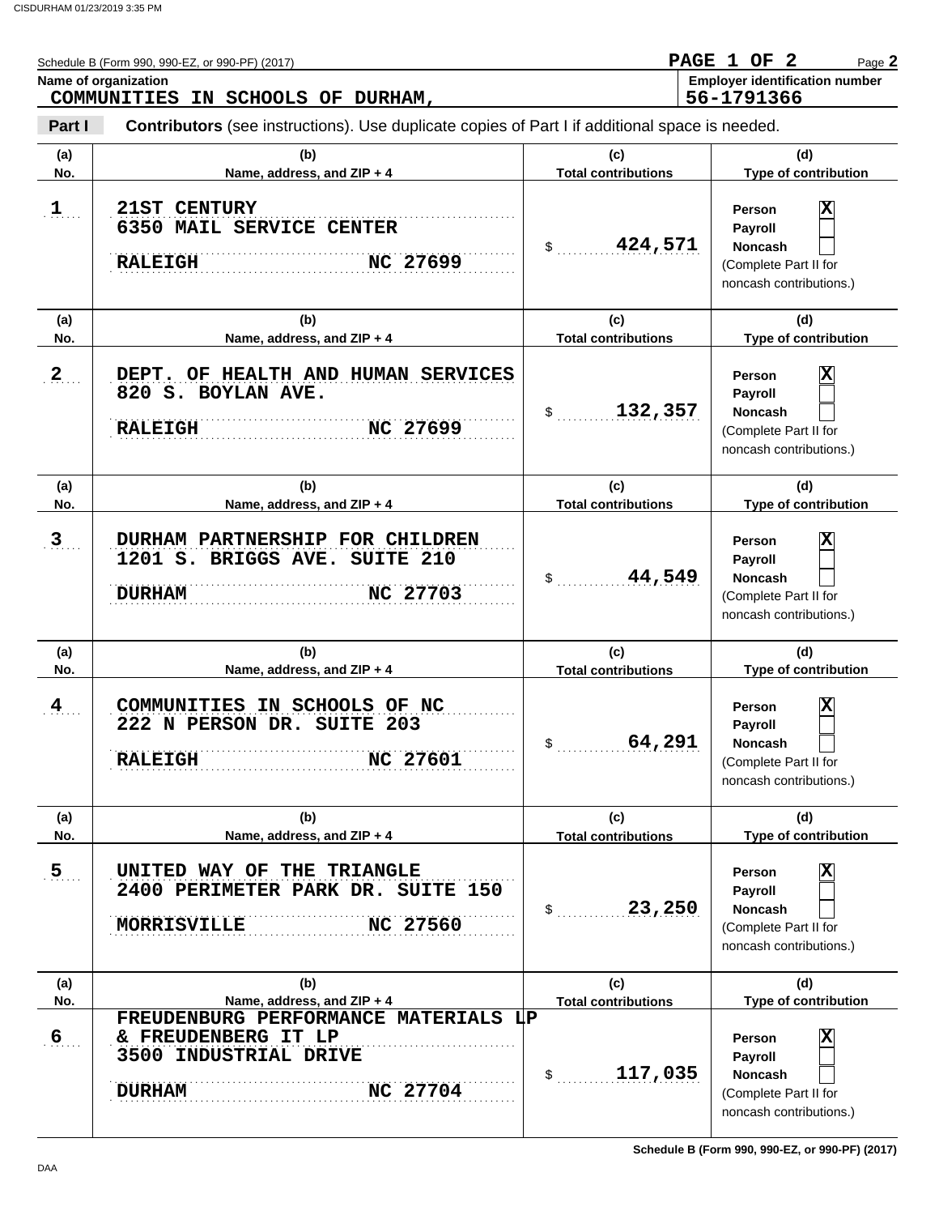Schedule B (Form 990, 990-EZ, or 990-PF) (2017)

PAGE 1 OF 2

**Name of organization**
COMMUNITIES IN SCHOOLS OF DURHAM,

**Employer identification number**
56-1791366

**Part I** **Contributors** (see instructions). Use duplicate copies of Part I if additional space is needed.

| (a) No. | (b) Name, address, and ZIP + 4 | (c) Total contributions | (d) Type of contribution |
|---|---|---|---|
| 1 | 21ST CENTURY<br>6350 MAIL SERVICE CENTER<br>RALEIGH NC 27699 | $ 424,571 | Person [X]<br>Payroll [ ]<br>Noncash [ ]<br>(Complete Part II for noncash contributions.) |
| 2 | DEPT. OF HEALTH AND HUMAN SERVICES<br>820 S. BOYLAN AVE.<br>RALEIGH NC 27699 | $ 132,357 | Person [X]<br>Payroll [ ]<br>Noncash [ ]<br>(Complete Part II for noncash contributions.) |
| 3 | DURHAM PARTNERSHIP FOR CHILDREN<br>1201 S. BRIGGS AVE. SUITE 210<br>DURHAM NC 27703 | $ 44,549 | Person [X]<br>Payroll [ ]<br>Noncash [ ]<br>(Complete Part II for noncash contributions.) |
| 4 | COMMUNITIES IN SCHOOLS OF NC<br>222 N PERSON DR. SUITE 203<br>RALEIGH NC 27601 | $ 64,291 | Person [X]<br>Payroll [ ]<br>Noncash [ ]<br>(Complete Part II for noncash contributions.) |
| 5 | UNITED WAY OF THE TRIANGLE<br>2400 PERIMETER PARK DR. SUITE 150<br>MORRISVILLE NC 27560 | $ 23,250 | Person [X]<br>Payroll [ ]<br>Noncash [ ]<br>(Complete Part II for noncash contributions.) |
| 6 | FREUDENBURG PERFORMANCE MATERIALS LP<br>& FREUDENBERG IT LP<br>3500 INDUSTRIAL DRIVE<br>DURHAM NC 27704 | $ 117,035 | Person [X]<br>Payroll [ ]<br>Noncash [ ]<br>(Complete Part II for noncash contributions.) |

Schedule B (Form 990, 990-EZ, or 990-PF) (2017)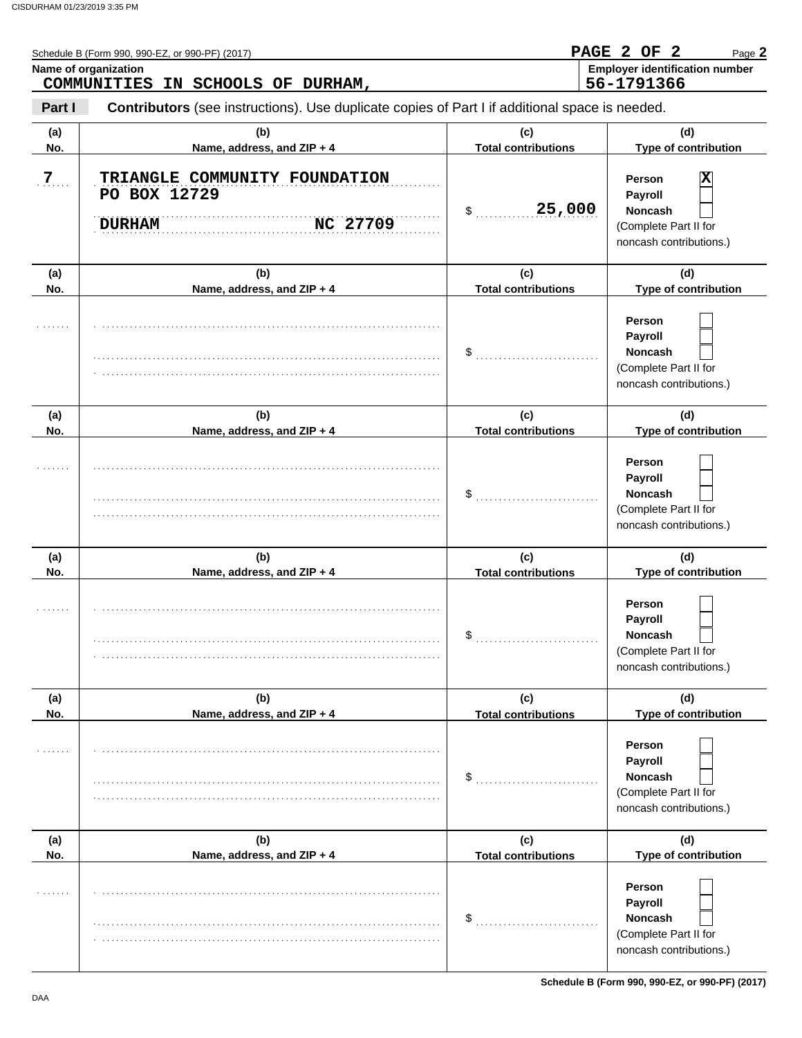Schedule B (Form 990, 990-EZ, or 990-PF) (2017)

**Name of organization**
COMMUNITIES IN SCHOOLS OF DURHAM,

**Employer identification number**
56-1791366

**Part I** **Contributors** (see instructions). Use duplicate copies of Part I if additional space is needed.

| (a) No. | (b) Name, address, and ZIP + 4 | (c) Total contributions | (d) Type of contribution |
|---|---|---|---|
| 7 | TRIANGLE COMMUNITY FOUNDATION<br>PO BOX 12729<br>DURHAM NC 27709 | $ 25,000 | Person [X]<br>Payroll [ ]<br>Noncash [ ]<br>(Complete Part II for noncash contributions.) |
| | | $ | Person [ ]<br>Payroll [ ]<br>Noncash [ ]<br>(Complete Part II for noncash contributions.) |
| | | $ | Person [ ]<br>Payroll [ ]<br>Noncash [ ]<br>(Complete Part II for noncash contributions.) |
| | | $ | Person [ ]<br>Payroll [ ]<br>Noncash [ ]<br>(Complete Part II for noncash contributions.) |
| | | $ | Person [ ]<br>Payroll [ ]<br>Noncash [ ]<br>(Complete Part II for noncash contributions.) |
| | | $ | Person [ ]<br>Payroll [ ]<br>Noncash [ ]<br>(Complete Part II for noncash contributions.) |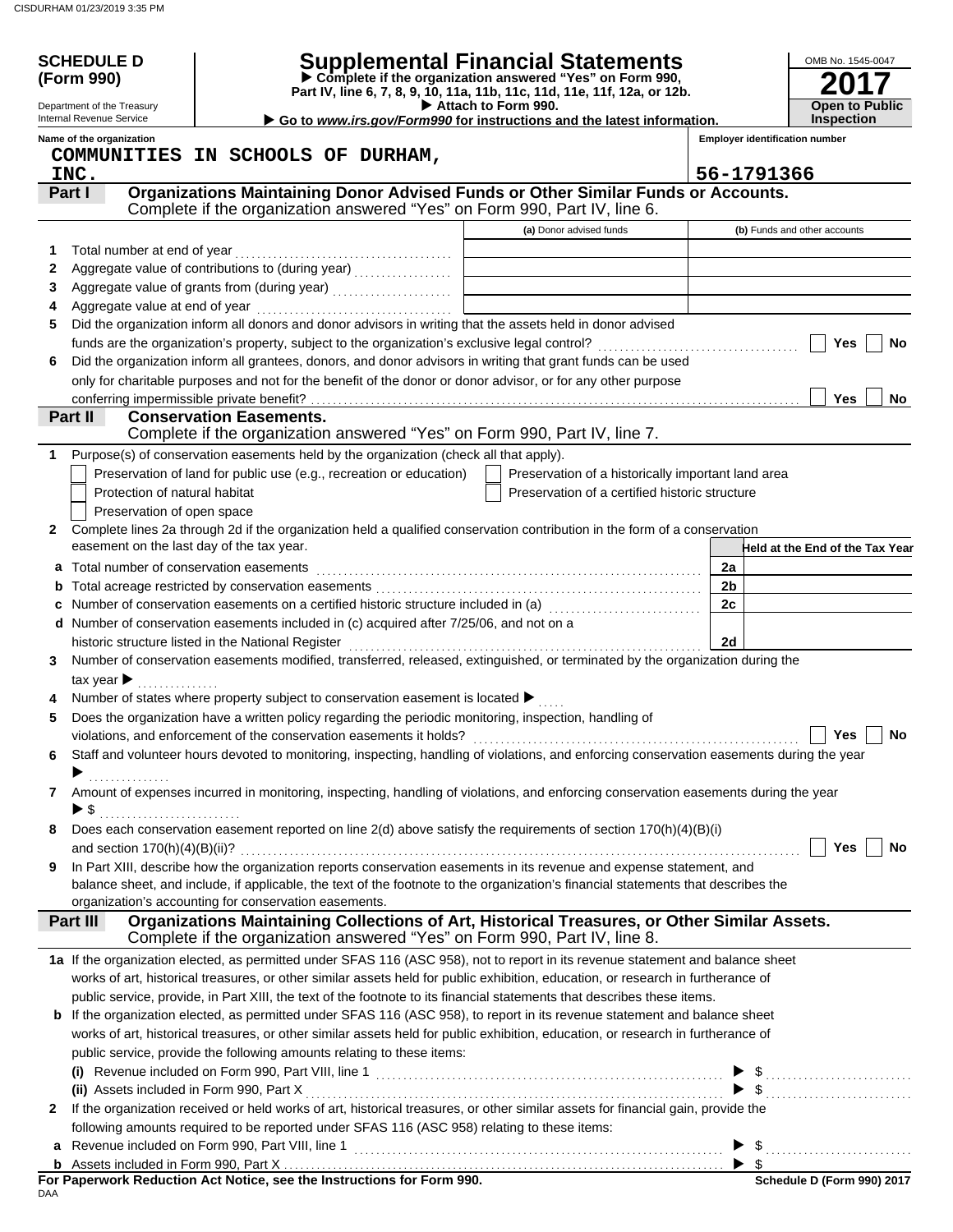**SCHEDULE D (Form 990)**

Department of the Treasury
Internal Revenue Service

# Supplemental Financial Statements

▶ Complete if the organization answered "Yes" on Form 990, Part IV, line 6, 7, 8, 9, 10, 11a, 11b, 11c, 11d, 11e, 11f, 12a, or 12b.
▶ Attach to Form 990.
▶ Go to *www.irs.gov/Form990* for instructions and the latest information.

OMB No. 1545-0047
**2017**
**Open to Public Inspection**

Name of the organization: COMMUNITIES IN SCHOOLS OF DURHAM, INC.
Employer identification number: 56-1791366

## Part I — Organizations Maintaining Donor Advised Funds or Other Similar Funds or Accounts.
Complete if the organization answered "Yes" on Form 990, Part IV, line 6.

| | | (a) Donor advised funds | (b) Funds and other accounts |
|---|---|---|---|
| 1 | Total number at end of year | | |
| 2 | Aggregate value of contributions to (during year) | | |
| 3 | Aggregate value of grants from (during year) | | |
| 4 | Aggregate value at end of year | | |

5 Did the organization inform all donors and donor advisors in writing that the assets held in donor advised funds are the organization's property, subject to the organization's exclusive legal control? ☐ Yes ☐ No

6 Did the organization inform all grantees, donors, and donor advisors in writing that grant funds can be used only for charitable purposes and not for the benefit of the donor or donor advisor, or for any other purpose conferring impermissible private benefit? ☐ Yes ☐ No

## Part II — Conservation Easements.
Complete if the organization answered "Yes" on Form 990, Part IV, line 7.

1 Purpose(s) of conservation easements held by the organization (check all that apply).
- ☐ Preservation of land for public use (e.g., recreation or education)
- ☐ Preservation of a historically important land area
- ☐ Protection of natural habitat
- ☐ Preservation of a certified historic structure
- ☐ Preservation of open space

2 Complete lines 2a through 2d if the organization held a qualified conservation contribution in the form of a conservation easement on the last day of the tax year.

| | | | Held at the End of the Tax Year |
|---|---|---|---|
| a | Total number of conservation easements | 2a | |
| b | Total acreage restricted by conservation easements | 2b | |
| c | Number of conservation easements on a certified historic structure included in (a) | 2c | |
| d | Number of conservation easements included in (c) acquired after 7/25/06, and not on a historic structure listed in the National Register | 2d | |

3 Number of conservation easements modified, transferred, released, extinguished, or terminated by the organization during the tax year ▶

4 Number of states where property subject to conservation easement is located ▶

5 Does the organization have a written policy regarding the periodic monitoring, inspection, handling of violations, and enforcement of the conservation easements it holds? ☐ Yes ☐ No

6 Staff and volunteer hours devoted to monitoring, inspecting, handling of violations, and enforcing conservation easements during the year ▶

7 Amount of expenses incurred in monitoring, inspecting, handling of violations, and enforcing conservation easements during the year ▶ $

8 Does each conservation easement reported on line 2(d) above satisfy the requirements of section 170(h)(4)(B)(i) and section 170(h)(4)(B)(ii)? ☐ Yes ☐ No

9 In Part XIII, describe how the organization reports conservation easements in its revenue and expense statement, and balance sheet, and include, if applicable, the text of the footnote to the organization's financial statements that describes the organization's accounting for conservation easements.

## Part III — Organizations Maintaining Collections of Art, Historical Treasures, or Other Similar Assets.
Complete if the organization answered "Yes" on Form 990, Part IV, line 8.

1a If the organization elected, as permitted under SFAS 116 (ASC 958), not to report in its revenue statement and balance sheet works of art, historical treasures, or other similar assets held for public exhibition, education, or research in furtherance of public service, provide, in Part XIII, the text of the footnote to its financial statements that describes these items.

b If the organization elected, as permitted under SFAS 116 (ASC 958), to report in its revenue statement and balance sheet works of art, historical treasures, or other similar assets held for public exhibition, education, or research in furtherance of public service, provide the following amounts relating to these items:

(i) Revenue included on Form 990, Part VIII, line 1 ▶ $

(ii) Assets included in Form 990, Part X ▶ $

2 If the organization received or held works of art, historical treasures, or other similar assets for financial gain, provide the following amounts required to be reported under SFAS 116 (ASC 958) relating to these items:

a Revenue included on Form 990, Part VIII, line 1 ▶ $

b Assets included in Form 990, Part X ▶ $

**For Paperwork Reduction Act Notice, see the Instructions for Form 990.** Schedule D (Form 990) 2017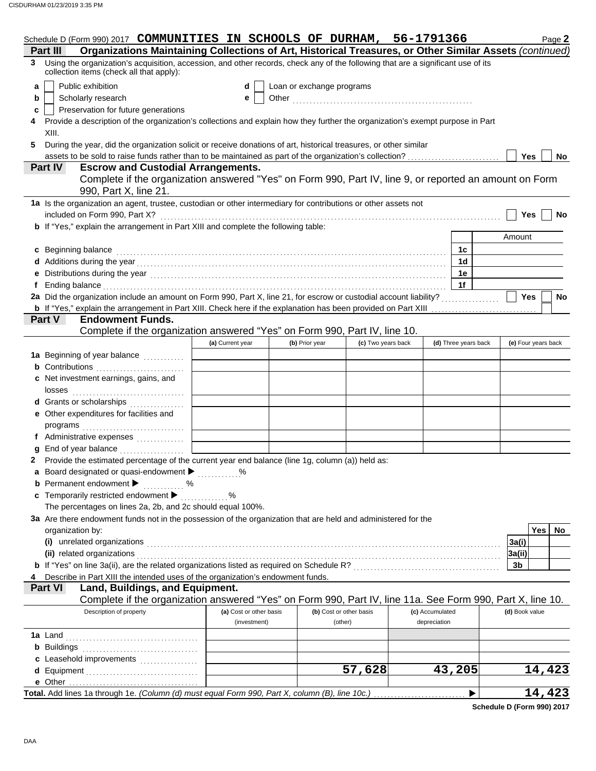Schedule D (Form 990) 2017 **COMMUNITIES IN SCHOOLS OF DURHAM, 56-1791366** Page **2**

**Part III** **Organizations Maintaining Collections of Art, Historical Treasures, or Other Similar Assets** *(continued)*

**3** Using the organization's acquisition, accession, and other records, check any of the following that are a significant use of its collection items (check all that apply):

- **a** ☐ Public exhibition
- **b** ☐ Scholarly research
- **c** ☐ Preservation for future generations
- **d** ☐ Loan or exchange programs
- **e** ☐ Other

**4** Provide a description of the organization's collections and explain how they further the organization's exempt purpose in Part XIII.

**5** During the year, did the organization solicit or receive donations of art, historical treasures, or other similar assets to be sold to raise funds rather than to be maintained as part of the organization's collection? ☐ **Yes** ☐ **No**

**Part IV** **Escrow and Custodial Arrangements.**
Complete if the organization answered "Yes" on Form 990, Part IV, line 9, or reported an amount on Form 990, Part X, line 21.

**1a** Is the organization an agent, trustee, custodian or other intermediary for contributions or other assets not included on Form 990, Part X? ☐ **Yes** ☐ **No**

**b** If "Yes," explain the arrangement in Part XIII and complete the following table:

| | | Amount |
|---|---|---|
| **c** Beginning balance | **1c** | |
| **d** Additions during the year | **1d** | |
| **e** Distributions during the year | **1e** | |
| **f** Ending balance | **1f** | |

**2a** Did the organization include an amount on Form 990, Part X, line 21, for escrow or custodial account liability? ☐ **Yes** ☐ **No**

**b** If "Yes," explain the arrangement in Part XIII. Check here if the explanation has been provided on Part XIII ☐

**Part V** **Endowment Funds.**
Complete if the organization answered "Yes" on Form 990, Part IV, line 10.

| | (a) Current year | (b) Prior year | (c) Two years back | (d) Three years back | (e) Four years back |
|---|---|---|---|---|---|
| **1a** Beginning of year balance | | | | | |
| **b** Contributions | | | | | |
| **c** Net investment earnings, gains, and losses | | | | | |
| **d** Grants or scholarships | | | | | |
| **e** Other expenditures for facilities and programs | | | | | |
| **f** Administrative expenses | | | | | |
| **g** End of year balance | | | | | |

**2** Provide the estimated percentage of the current year end balance (line 1g, column (a)) held as:

- **a** Board designated or quasi-endowment ▶ ..........%
- **b** Permanent endowment ▶ ..........%
- **c** Temporarily restricted endowment ▶ ..........%

The percentages on lines 2a, 2b, and 2c should equal 100%.

**3a** Are there endowment funds not in the possession of the organization that are held and administered for the organization by:

| | | Yes | No |
|---|---|---|---|
| **(i)** unrelated organizations | **3a(i)** | | |
| **(ii)** related organizations | **3a(ii)** | | |
| **b** If "Yes" on line 3a(ii), are the related organizations listed as required on Schedule R? | **3b** | | |

**4** Describe in Part XIII the intended uses of the organization's endowment funds.

**Part VI** **Land, Buildings, and Equipment.**
Complete if the organization answered "Yes" on Form 990, Part IV, line 11a. See Form 990, Part X, line 10.

| Description of property | (a) Cost or other basis (investment) | (b) Cost or other basis (other) | (c) Accumulated depreciation | (d) Book value |
|---|---|---|---|---|
| **1a** Land | | | | |
| **b** Buildings | | | | |
| **c** Leasehold improvements | | | | |
| **d** Equipment | | 57,628 | 43,205 | 14,423 |
| **e** Other | | | | |
| **Total.** Add lines 1a through 1e. *(Column (d) must equal Form 990, Part X, column (B), line 10c.)* ▶ | | | | 14,423 |

**Schedule D (Form 990) 2017**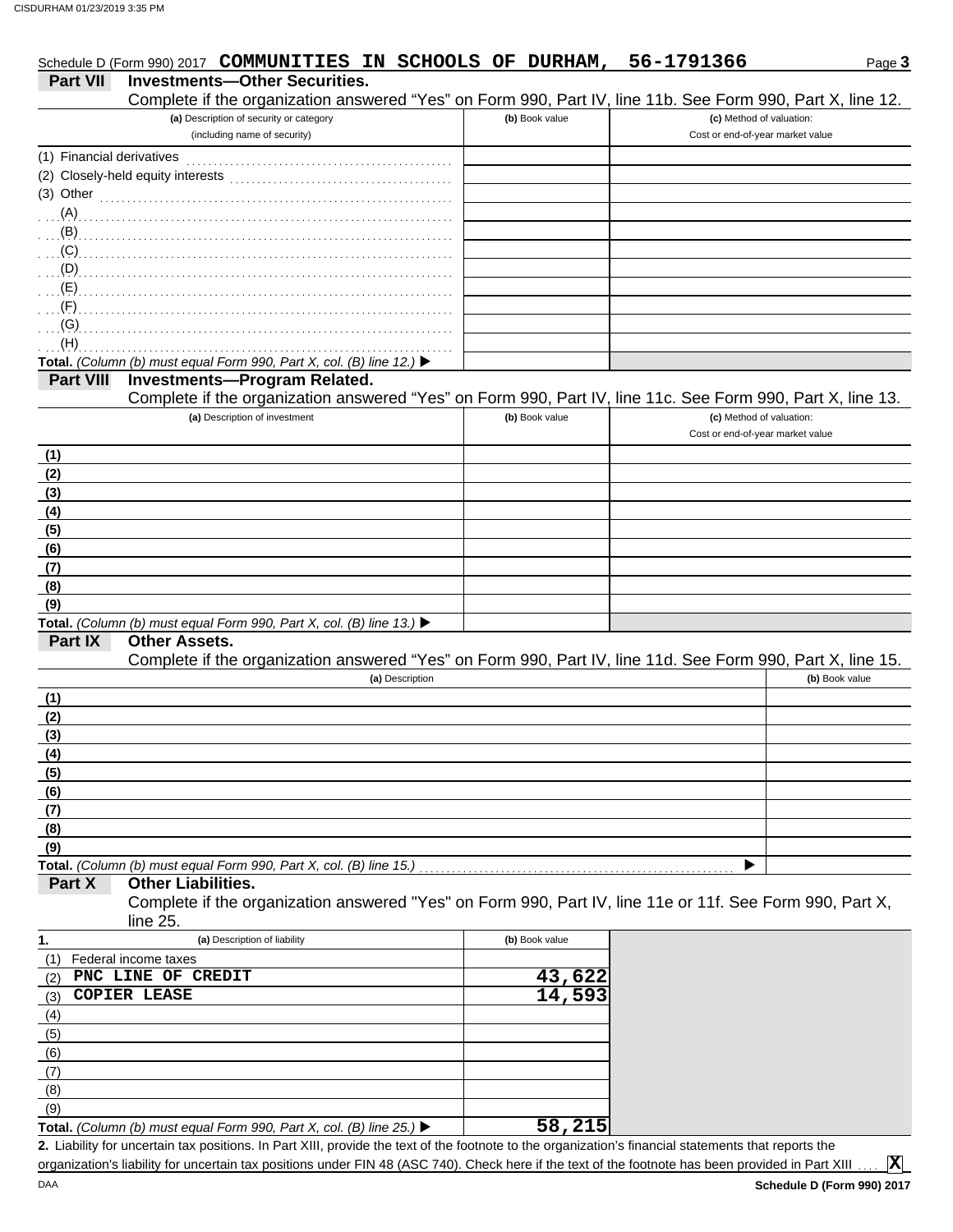Schedule D (Form 990) 2017 **COMMUNITIES IN SCHOOLS OF DURHAM, 56-1791366** Page **3**

## Part VII Investments—Other Securities.

Complete if the organization answered "Yes" on Form 990, Part IV, line 11b. See Form 990, Part X, line 12.

| (a) Description of security or category (including name of security) | (b) Book value | (c) Method of valuation: Cost or end-of-year market value |
|---|---|---|
| (1) Financial derivatives | | |
| (2) Closely-held equity interests | | |
| (3) Other | | |
| (A) | | |
| (B) | | |
| (C) | | |
| (D) | | |
| (E) | | |
| (F) | | |
| (G) | | |
| (H) | | |
| **Total.** *(Column (b) must equal Form 990, Part X, col. (B) line 12.)* ▶ | | |

## Part VIII Investments—Program Related.

Complete if the organization answered "Yes" on Form 990, Part IV, line 11c. See Form 990, Part X, line 13.

| (a) Description of investment | (b) Book value | (c) Method of valuation: Cost or end-of-year market value |
|---|---|---|
| (1) | | |
| (2) | | |
| (3) | | |
| (4) | | |
| (5) | | |
| (6) | | |
| (7) | | |
| (8) | | |
| (9) | | |
| **Total.** *(Column (b) must equal Form 990, Part X, col. (B) line 13.)* ▶ | | |

## Part IX Other Assets.

Complete if the organization answered "Yes" on Form 990, Part IV, line 11d. See Form 990, Part X, line 15.

| (a) Description | (b) Book value |
|---|---|
| (1) | |
| (2) | |
| (3) | |
| (4) | |
| (5) | |
| (6) | |
| (7) | |
| (8) | |
| (9) | |
| **Total.** *(Column (b) must equal Form 990, Part X, col. (B) line 15.)* ▶ | |

## Part X Other Liabilities.

Complete if the organization answered "Yes" on Form 990, Part IV, line 11e or 11f. See Form 990, Part X, line 25.

| 1. (a) Description of liability | (b) Book value |
|---|---|
| (1) Federal income taxes | |
| (2) PNC LINE OF CREDIT | 43,622 |
| (3) COPIER LEASE | 14,593 |
| (4) | |
| (5) | |
| (6) | |
| (7) | |
| (8) | |
| (9) | |
| **Total.** *(Column (b) must equal Form 990, Part X, col. (B) line 25.)* ▶ | 58,215 |

**2.** Liability for uncertain tax positions. In Part XIII, provide the text of the footnote to the organization's financial statements that reports the organization's liability for uncertain tax positions under FIN 48 (ASC 740). Check here if the text of the footnote has been provided in Part XIII .... **X**

DAA **Schedule D (Form 990) 2017**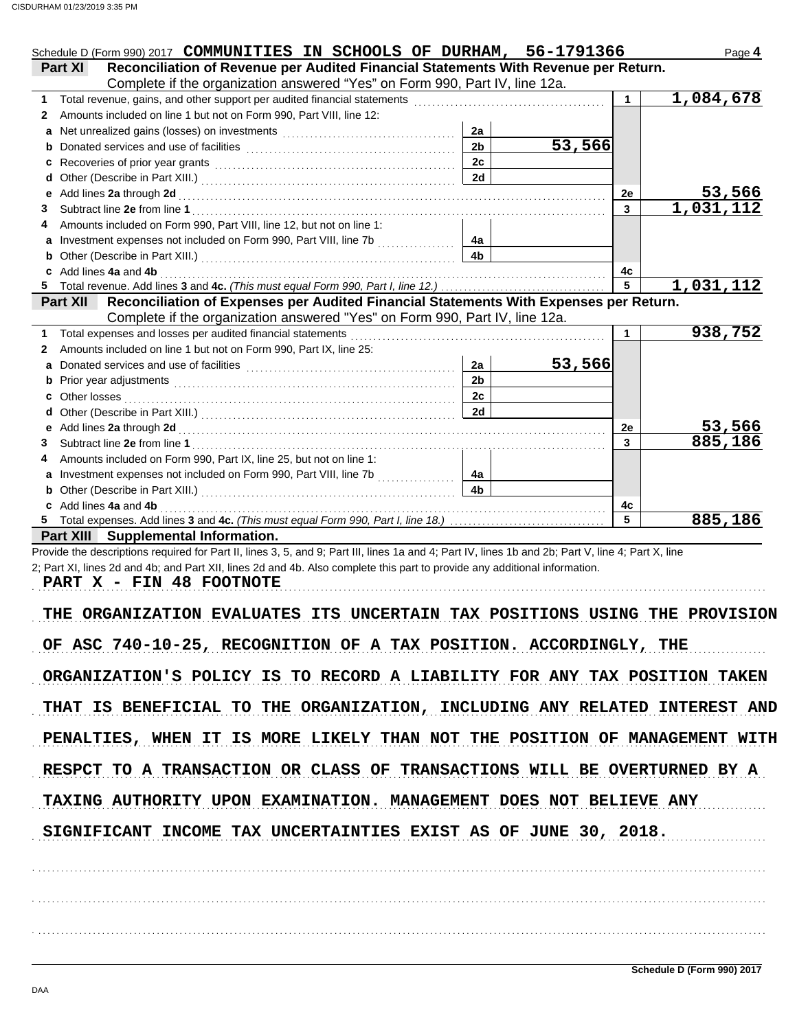Schedule D (Form 990) 2017 **COMMUNITIES IN SCHOOLS OF DURHAM, 56-1791366** Page **4**

## Part XI Reconciliation of Revenue per Audited Financial Statements With Revenue per Return.

Complete if the organization answered "Yes" on Form 990, Part IV, line 12a.

| | | | | | |
|---|---|---|---|---|---|
| **1** | Total revenue, gains, and other support per audited financial statements | | | 1 | 1,084,678 |
| **2** | Amounts included on line 1 but not on Form 990, Part VIII, line 12: | | | | |
| **a** | Net unrealized gains (losses) on investments | 2a | | | |
| **b** | Donated services and use of facilities | 2b | 53,566 | | |
| **c** | Recoveries of prior year grants | 2c | | | |
| **d** | Other (Describe in Part XIII.) | 2d | | | |
| **e** | Add lines **2a** through **2d** | | | 2e | 53,566 |
| **3** | Subtract line **2e** from line **1** | | | 3 | 1,031,112 |
| **4** | Amounts included on Form 990, Part VIII, line 12, but not on line 1: | | | | |
| **a** | Investment expenses not included on Form 990, Part VIII, line 7b | 4a | | | |
| **b** | Other (Describe in Part XIII.) | 4b | | | |
| **c** | Add lines **4a** and **4b** | | | 4c | |
| **5** | Total revenue. Add lines **3** and **4c.** *(This must equal Form 990, Part I, line 12.)* | | | 5 | 1,031,112 |

## Part XII Reconciliation of Expenses per Audited Financial Statements With Expenses per Return.

Complete if the organization answered "Yes" on Form 990, Part IV, line 12a.

| | | | | | |
|---|---|---|---|---|---|
| **1** | Total expenses and losses per audited financial statements | | | 1 | 938,752 |
| **2** | Amounts included on line 1 but not on Form 990, Part IX, line 25: | | | | |
| **a** | Donated services and use of facilities | 2a | 53,566 | | |
| **b** | Prior year adjustments | 2b | | | |
| **c** | Other losses | 2c | | | |
| **d** | Other (Describe in Part XIII.) | 2d | | | |
| **e** | Add lines **2a** through **2d** | | | 2e | 53,566 |
| **3** | Subtract line **2e** from line **1** | | | 3 | 885,186 |
| **4** | Amounts included on Form 990, Part IX, line 25, but not on line 1: | | | | |
| **a** | Investment expenses not included on Form 990, Part VIII, line 7b | 4a | | | |
| **b** | Other (Describe in Part XIII.) | 4b | | | |
| **c** | Add lines **4a** and **4b** | | | 4c | |
| **5** | Total expenses. Add lines **3** and **4c.** *(This must equal Form 990, Part I, line 18.)* | | | 5 | 885,186 |

## Part XIII Supplemental Information.

Provide the descriptions required for Part II, lines 3, 5, and 9; Part III, lines 1a and 4; Part IV, lines 1b and 2b; Part V, line 4; Part X, line 2; Part XI, lines 2d and 4b; and Part XII, lines 2d and 4b. Also complete this part to provide any additional information.

PART X - FIN 48 FOOTNOTE

THE ORGANIZATION EVALUATES ITS UNCERTAIN TAX POSITIONS USING THE PROVISION OF ASC 740-10-25, RECOGNITION OF A TAX POSITION. ACCORDINGLY, THE ORGANIZATION'S POLICY IS TO RECORD A LIABILITY FOR ANY TAX POSITION TAKEN THAT IS BENEFICIAL TO THE ORGANIZATION, INCLUDING ANY RELATED INTEREST AND PENALTIES, WHEN IT IS MORE LIKELY THAN NOT THE POSITION OF MANAGEMENT WITH RESPCT TO A TRANSACTION OR CLASS OF TRANSACTIONS WILL BE OVERTURNED BY A TAXING AUTHORITY UPON EXAMINATION. MANAGEMENT DOES NOT BELIEVE ANY SIGNIFICANT INCOME TAX UNCERTAINTIES EXIST AS OF JUNE 30, 2018.

Schedule D (Form 990) 2017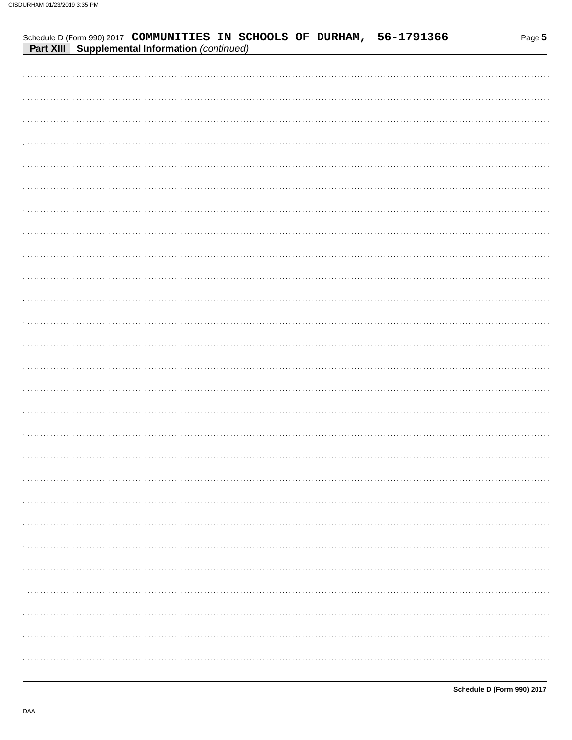Schedule D (Form 990) 2017 **COMMUNITIES IN SCHOOLS OF DURHAM, 56-1791366**

**Part XIII Supplemental Information** *(continued)*

**Schedule D (Form 990) 2017**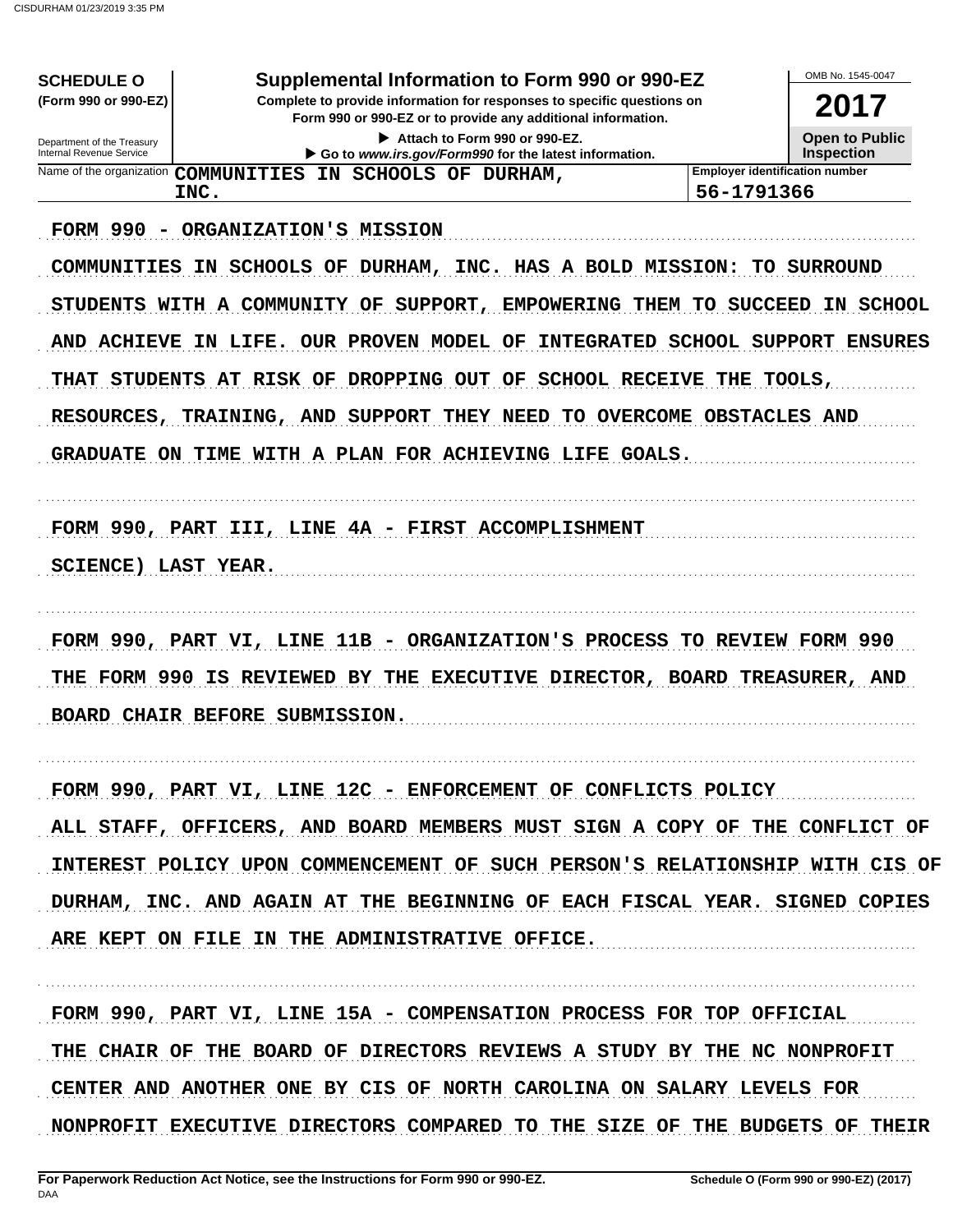**SCHEDULE O**
**(Form 990 or 990-EZ)**

Department of the Treasury
Internal Revenue Service

# Supplemental Information to Form 990 or 990-EZ

**Complete to provide information for responses to specific questions on Form 990 or 990-EZ or to provide any additional information.**

▶ Attach to Form 990 or 990-EZ.

▶ Go to *www.irs.gov/Form990* for the latest information.

OMB No. 1545-0047

**2017**

**Open to Public Inspection**

| Name of the organization | Employer identification number |
|---|---|
| COMMUNITIES IN SCHOOLS OF DURHAM, INC. | 56-1791366 |

FORM 990 - ORGANIZATION'S MISSION

COMMUNITIES IN SCHOOLS OF DURHAM, INC. HAS A BOLD MISSION: TO SURROUND STUDENTS WITH A COMMUNITY OF SUPPORT, EMPOWERING THEM TO SUCCEED IN SCHOOL AND ACHIEVE IN LIFE. OUR PROVEN MODEL OF INTEGRATED SCHOOL SUPPORT ENSURES THAT STUDENTS AT RISK OF DROPPING OUT OF SCHOOL RECEIVE THE TOOLS, RESOURCES, TRAINING, AND SUPPORT THEY NEED TO OVERCOME OBSTACLES AND GRADUATE ON TIME WITH A PLAN FOR ACHIEVING LIFE GOALS.

FORM 990, PART III, LINE 4A - FIRST ACCOMPLISHMENT

SCIENCE) LAST YEAR.

FORM 990, PART VI, LINE 11B - ORGANIZATION'S PROCESS TO REVIEW FORM 990

THE FORM 990 IS REVIEWED BY THE EXECUTIVE DIRECTOR, BOARD TREASURER, AND BOARD CHAIR BEFORE SUBMISSION.

FORM 990, PART VI, LINE 12C - ENFORCEMENT OF CONFLICTS POLICY

ALL STAFF, OFFICERS, AND BOARD MEMBERS MUST SIGN A COPY OF THE CONFLICT OF INTEREST POLICY UPON COMMENCEMENT OF SUCH PERSON'S RELATIONSHIP WITH CIS OF DURHAM, INC. AND AGAIN AT THE BEGINNING OF EACH FISCAL YEAR. SIGNED COPIES ARE KEPT ON FILE IN THE ADMINISTRATIVE OFFICE.

FORM 990, PART VI, LINE 15A - COMPENSATION PROCESS FOR TOP OFFICIAL

THE CHAIR OF THE BOARD OF DIRECTORS REVIEWS A STUDY BY THE NC NONPROFIT CENTER AND ANOTHER ONE BY CIS OF NORTH CAROLINA ON SALARY LEVELS FOR NONPROFIT EXECUTIVE DIRECTORS COMPARED TO THE SIZE OF THE BUDGETS OF THEIR

**For Paperwork Reduction Act Notice, see the Instructions for Form 990 or 990-EZ.** DAA **Schedule O (Form 990 or 990-EZ) (2017)**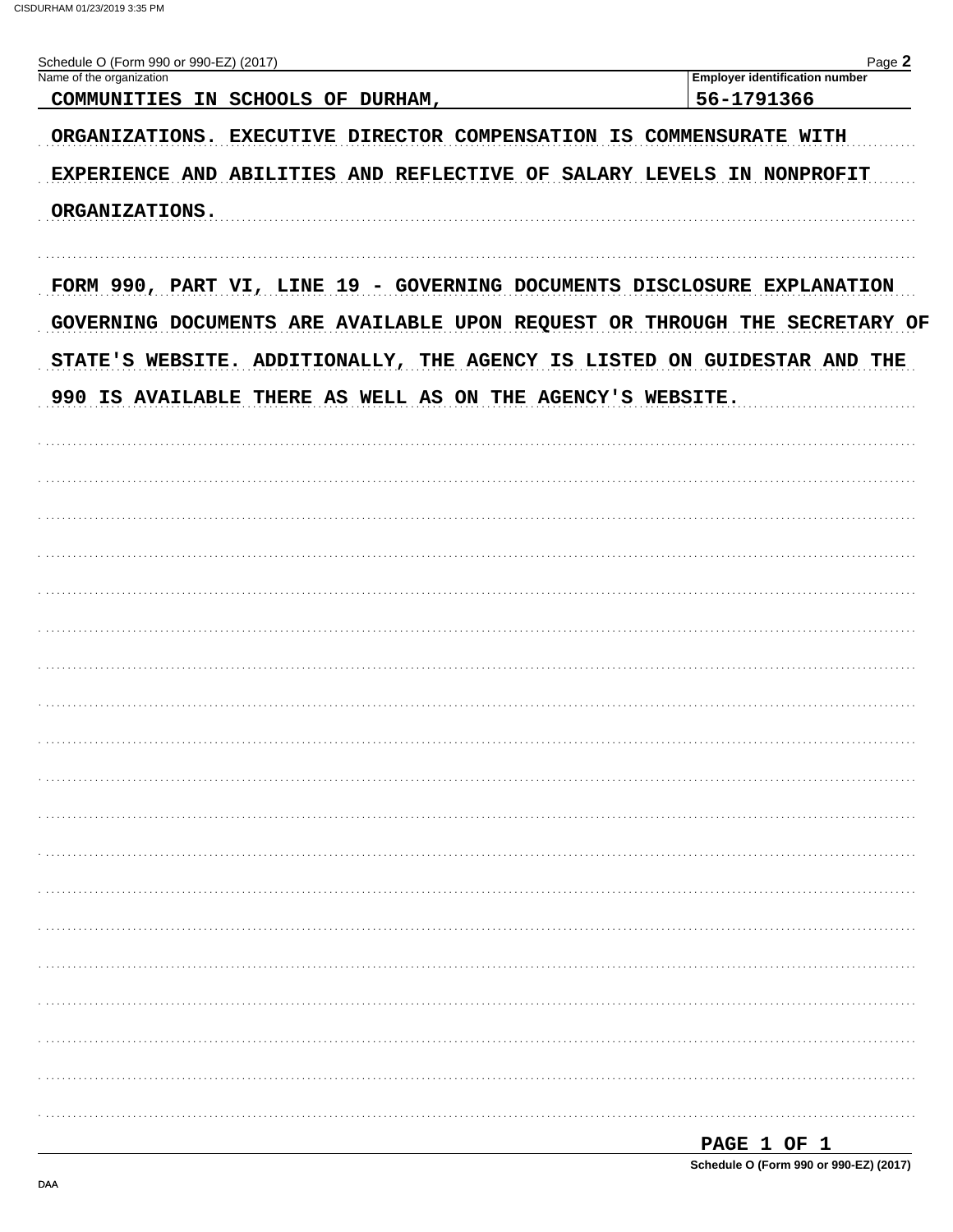Schedule O (Form 990 or 990-EZ) (2017)

| Name of the organization | Employer identification number |
|---|---|
| COMMUNITIES IN SCHOOLS OF DURHAM, | 56-1791366 |

ORGANIZATIONS. EXECUTIVE DIRECTOR COMPENSATION IS COMMENSURATE WITH EXPERIENCE AND ABILITIES AND REFLECTIVE OF SALARY LEVELS IN NONPROFIT ORGANIZATIONS.

FORM 990, PART VI, LINE 19 - GOVERNING DOCUMENTS DISCLOSURE EXPLANATION

GOVERNING DOCUMENTS ARE AVAILABLE UPON REQUEST OR THROUGH THE SECRETARY OF STATE'S WEBSITE. ADDITIONALLY, THE AGENCY IS LISTED ON GUIDESTAR AND THE 990 IS AVAILABLE THERE AS WELL AS ON THE AGENCY'S WEBSITE.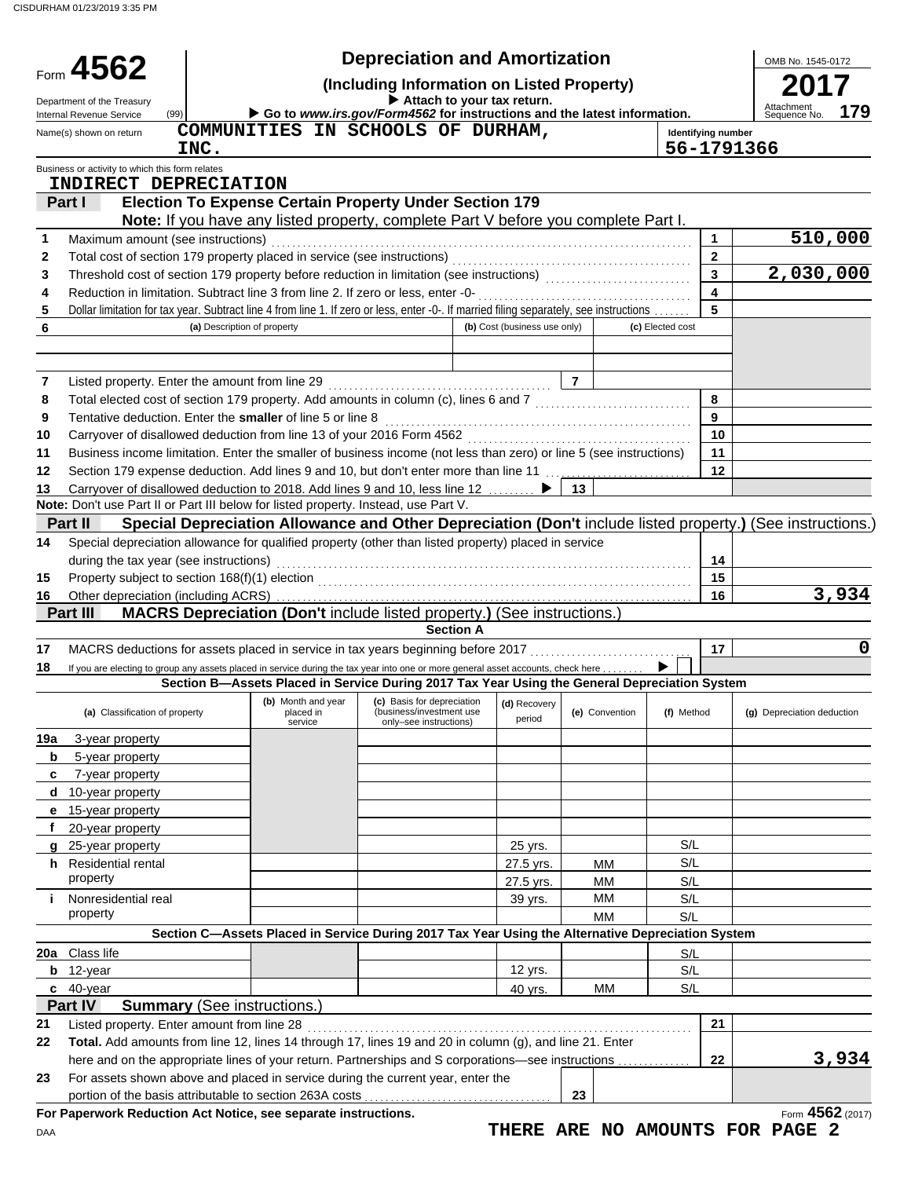# Form 4562 — Depreciation and Amortization

**(Including Information on Listed Property)**

▶ Attach to your tax return.

▶ Go to *www.irs.gov/Form4562* for instructions and the latest information.

Department of the Treasury, Internal Revenue Service (99)

OMB No. 1545-0172 | **2017** | Attachment Sequence No. **179**

Name(s) shown on return: **COMMUNITIES IN SCHOOLS OF DURHAM, INC.**

Identifying number: **56-1791366**

Business or activity to which this form relates: **INDIRECT DEPRECIATION**

## Part I — Election To Expense Certain Property Under Section 179

**Note:** If you have any listed property, complete Part V before you complete Part I.

| Line | Description | | Amount |
|---|---|---|---|
| 1 | Maximum amount (see instructions) | 1 | 510,000 |
| 2 | Total cost of section 179 property placed in service (see instructions) | 2 | |
| 3 | Threshold cost of section 179 property before reduction in limitation (see instructions) | 3 | 2,030,000 |
| 4 | Reduction in limitation. Subtract line 3 from line 2. If zero or less, enter -0- | 4 | |
| 5 | Dollar limitation for tax year. Subtract line 4 from line 1. If zero or less, enter -0-. If married filing separately, see instructions | 5 | |

| 6 (a) Description of property | (b) Cost (business use only) | (c) Elected cost |
|---|---|---|
| | | |
| | | |

| Line | Description | | Amount |
|---|---|---|---|
| 7 | Listed property. Enter the amount from line 29 | 7 | |
| 8 | Total elected cost of section 179 property. Add amounts in column (c), lines 6 and 7 | 8 | |
| 9 | Tentative deduction. Enter the **smaller** of line 5 or line 8 | 9 | |
| 10 | Carryover of disallowed deduction from line 13 of your 2016 Form 4562 | 10 | |
| 11 | Business income limitation. Enter the smaller of business income (not less than zero) or line 5 (see instructions) | 11 | |
| 12 | Section 179 expense deduction. Add lines 9 and 10, but don't enter more than line 11 | 12 | |
| 13 | Carryover of disallowed deduction to 2018. Add lines 9 and 10, less line 12 ▶ | 13 | |

**Note:** Don't use Part II or Part III below for listed property. Instead, use Part V.

## Part II — Special Depreciation Allowance and Other Depreciation (Don't include listed property.) (See instructions.)

| Line | Description | | Amount |
|---|---|---|---|
| 14 | Special depreciation allowance for qualified property (other than listed property) placed in service during the tax year (see instructions) | 14 | |
| 15 | Property subject to section 168(f)(1) election | 15 | |
| 16 | Other depreciation (including ACRS) | 16 | 3,934 |

## Part III — MACRS Depreciation (Don't include listed property.) (See instructions.)

### Section A

| Line | Description | | Amount |
|---|---|---|---|
| 17 | MACRS deductions for assets placed in service in tax years beginning before 2017 | 17 | 0 |
| 18 | If you are electing to group any assets placed in service during the tax year into one or more general asset accounts, check here ▶ ☐ | | |

### Section B—Assets Placed in Service During 2017 Tax Year Using the General Depreciation System

| (a) Classification of property | (b) Month and year placed in service | (c) Basis for depreciation (business/investment use only–see instructions) | (d) Recovery period | (e) Convention | (f) Method | (g) Depreciation deduction |
|---|---|---|---|---|---|---|
| 19a 3-year property | | | | | | |
| b 5-year property | | | | | | |
| c 7-year property | | | | | | |
| d 10-year property | | | | | | |
| e 15-year property | | | | | | |
| f 20-year property | | | | | | |
| g 25-year property | | | 25 yrs. | | S/L | |
| h Residential rental property | | | 27.5 yrs. | MM | S/L | |
| | | | 27.5 yrs. | MM | S/L | |
| i Nonresidential real property | | | 39 yrs. | MM | S/L | |
| | | | | MM | S/L | |

### Section C—Assets Placed in Service During 2017 Tax Year Using the Alternative Depreciation System

| (a) Classification of property | (b) Month and year placed in service | (c) Basis for depreciation | (d) Recovery period | (e) Convention | (f) Method | (g) Depreciation deduction |
|---|---|---|---|---|---|---|
| 20a Class life | | | | | S/L | |
| b 12-year | | | 12 yrs. | | S/L | |
| c 40-year | | | 40 yrs. | MM | S/L | |

## Part IV — Summary (See instructions.)

| Line | Description | | Amount |
|---|---|---|---|
| 21 | Listed property. Enter amount from line 28 | 21 | |
| 22 | **Total.** Add amounts from line 12, lines 14 through 17, lines 19 and 20 in column (g), and line 21. Enter here and on the appropriate lines of your return. Partnerships and S corporations—see instructions | 22 | 3,934 |
| 23 | For assets shown above and placed in service during the current year, enter the portion of the basis attributable to section 263A costs | 23 | |

**For Paperwork Reduction Act Notice, see separate instructions.**

Form **4562** (2017)

DAA

**THERE ARE NO AMOUNTS FOR PAGE 2**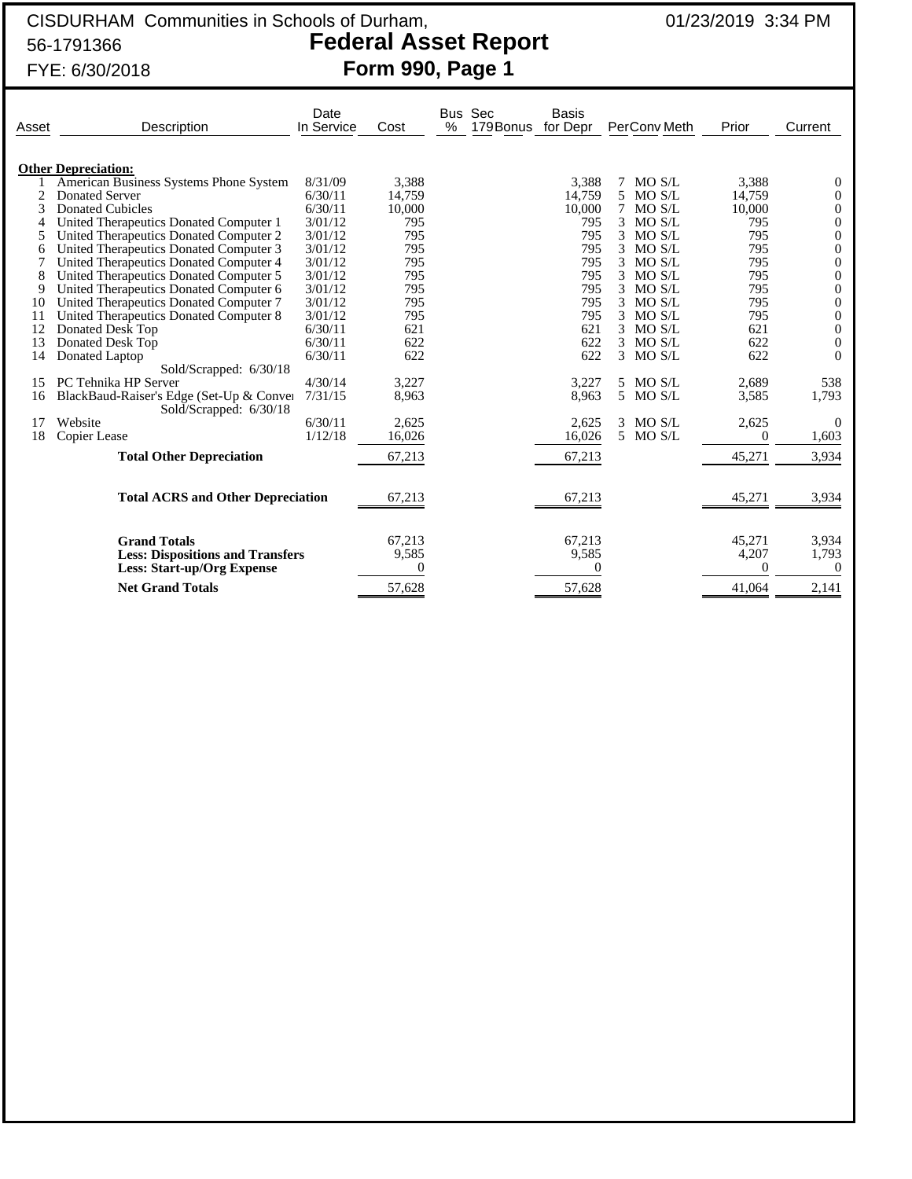CISDURHAM Communities in Schools of Durham,
56-1791366
FYE: 6/30/2018

# Federal Asset Report
## Form 990, Page 1

01/23/2019 3:34 PM

| Asset | Description | Date In Service | Cost | Bus % | Sec 179Bonus | Basis for Depr | Per | Conv | Meth | Prior | Current |
|---|---|---|---|---|---|---|---|---|---|---|---|
| | **Other Depreciation:** | | | | | | | | | | |
| 1 | American Business Systems Phone System | 8/31/09 | 3,388 | | | 3,388 | 7 | MO | S/L | 3,388 | 0 |
| 2 | Donated Server | 6/30/11 | 14,759 | | | 14,759 | 5 | MO | S/L | 14,759 | 0 |
| 3 | Donated Cubicles | 6/30/11 | 10,000 | | | 10,000 | 7 | MO | S/L | 10,000 | 0 |
| 4 | United Therapeutics Donated Computer 1 | 3/01/12 | 795 | | | 795 | 3 | MO | S/L | 795 | 0 |
| 5 | United Therapeutics Donated Computer 2 | 3/01/12 | 795 | | | 795 | 3 | MO | S/L | 795 | 0 |
| 6 | United Therapeutics Donated Computer 3 | 3/01/12 | 795 | | | 795 | 3 | MO | S/L | 795 | 0 |
| 7 | United Therapeutics Donated Computer 4 | 3/01/12 | 795 | | | 795 | 3 | MO | S/L | 795 | 0 |
| 8 | United Therapeutics Donated Computer 5 | 3/01/12 | 795 | | | 795 | 3 | MO | S/L | 795 | 0 |
| 9 | United Therapeutics Donated Computer 6 | 3/01/12 | 795 | | | 795 | 3 | MO | S/L | 795 | 0 |
| 10 | United Therapeutics Donated Computer 7 | 3/01/12 | 795 | | | 795 | 3 | MO | S/L | 795 | 0 |
| 11 | United Therapeutics Donated Computer 8 | 3/01/12 | 795 | | | 795 | 3 | MO | S/L | 795 | 0 |
| 12 | Donated Desk Top | 6/30/11 | 621 | | | 621 | 3 | MO | S/L | 621 | 0 |
| 13 | Donated Desk Top | 6/30/11 | 622 | | | 622 | 3 | MO | S/L | 622 | 0 |
| 14 | Donated Laptop | 6/30/11 | 622 | | | 622 | 3 | MO | S/L | 622 | 0 |
| | Sold/Scrapped: 6/30/18 | | | | | | | | | | |
| 15 | PC Tehnika HP Server | 4/30/14 | 3,227 | | | 3,227 | 5 | MO | S/L | 2,689 | 538 |
| 16 | BlackBaud-Raiser's Edge (Set-Up & Conver | 7/31/15 | 8,963 | | | 8,963 | 5 | MO | S/L | 3,585 | 1,793 |
| | Sold/Scrapped: 6/30/18 | | | | | | | | | | |
| 17 | Website | 6/30/11 | 2,625 | | | 2,625 | 3 | MO | S/L | 2,625 | 0 |
| 18 | Copier Lease | 1/12/18 | 16,026 | | | 16,026 | 5 | MO | S/L | 0 | 1,603 |
| | **Total Other Depreciation** | | 67,213 | | | 67,213 | | | | 45,271 | 3,934 |
| | **Total ACRS and Other Depreciation** | | 67,213 | | | 67,213 | | | | 45,271 | 3,934 |
| | **Grand Totals** | | 67,213 | | | 67,213 | | | | 45,271 | 3,934 |
| | **Less: Dispositions and Transfers** | | 9,585 | | | 9,585 | | | | 4,207 | 1,793 |
| | **Less: Start-up/Org Expense** | | 0 | | | 0 | | | | 0 | 0 |
| | **Net Grand Totals** | | 57,628 | | | 57,628 | | | | 41,064 | 2,141 |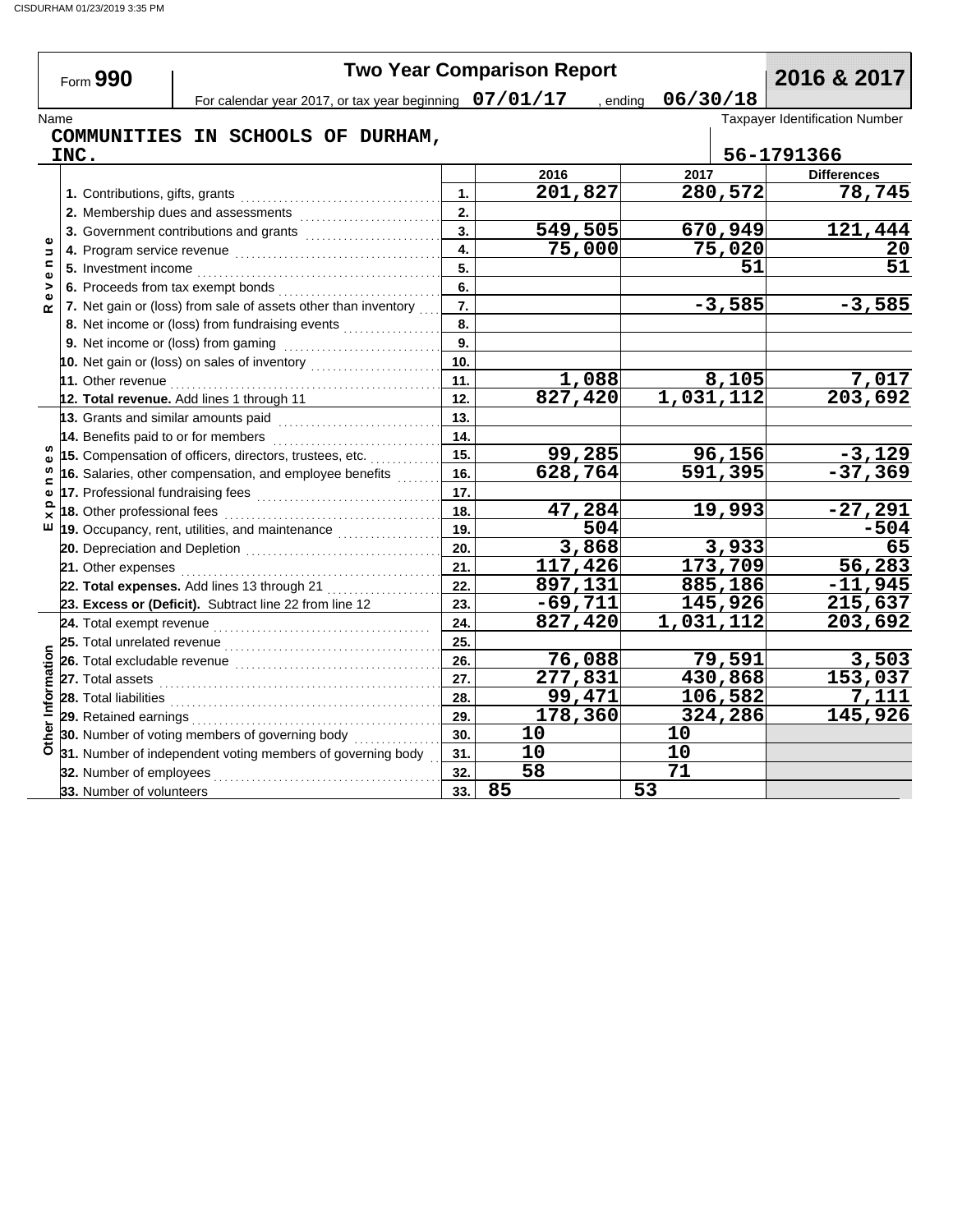Form **990**

# Two Year Comparison Report

**2016 & 2017**

For calendar year 2017, or tax year beginning **07/01/17**, ending **06/30/18**

Name: **COMMUNITIES IN SCHOOLS OF DURHAM, INC.**

Taxpayer Identification Number: **56-1791366**

| Section | Line | No. | 2016 | 2017 | Differences |
|---|---|---|---|---|---|
| Revenue | 1. Contributions, gifts, grants | 1. | 201,827 | 280,572 | 78,745 |
| | 2. Membership dues and assessments | 2. | | | |
| | 3. Government contributions and grants | 3. | 549,505 | 670,949 | 121,444 |
| | 4. Program service revenue | 4. | 75,000 | 75,020 | 20 |
| | 5. Investment income | 5. | | 51 | 51 |
| | 6. Proceeds from tax exempt bonds | 6. | | | |
| | 7. Net gain or (loss) from sale of assets other than inventory | 7. | | -3,585 | -3,585 |
| | 8. Net income or (loss) from fundraising events | 8. | | | |
| | 9. Net income or (loss) from gaming | 9. | | | |
| | 10. Net gain or (loss) on sales of inventory | 10. | | | |
| | 11. Other revenue | 11. | 1,088 | 8,105 | 7,017 |
| | **12. Total revenue.** Add lines 1 through 11 | 12. | 827,420 | 1,031,112 | 203,692 |
| Expenses | 13. Grants and similar amounts paid | 13. | | | |
| | 14. Benefits paid to or for members | 14. | | | |
| | 15. Compensation of officers, directors, trustees, etc. | 15. | 99,285 | 96,156 | -3,129 |
| | 16. Salaries, other compensation, and employee benefits | 16. | 628,764 | 591,395 | -37,369 |
| | 17. Professional fundraising fees | 17. | | | |
| | 18. Other professional fees | 18. | 47,284 | 19,993 | -27,291 |
| | 19. Occupancy, rent, utilities, and maintenance | 19. | 504 | | -504 |
| | 20. Depreciation and Depletion | 20. | 3,868 | 3,933 | 65 |
| | 21. Other expenses | 21. | 117,426 | 173,709 | 56,283 |
| | **22. Total expenses.** Add lines 13 through 21 | 22. | 897,131 | 885,186 | -11,945 |
| | **23. Excess or (Deficit).** Subtract line 22 from line 12 | 23. | -69,711 | 145,926 | 215,637 |
| Other Information | 24. Total exempt revenue | 24. | 827,420 | 1,031,112 | 203,692 |
| | 25. Total unrelated revenue | 25. | | | |
| | 26. Total excludable revenue | 26. | 76,088 | 79,591 | 3,503 |
| | 27. Total assets | 27. | 277,831 | 430,868 | 153,037 |
| | 28. Total liabilities | 28. | 99,471 | 106,582 | 7,111 |
| | 29. Retained earnings | 29. | 178,360 | 324,286 | 145,926 |
| | 30. Number of voting members of governing body | 30. | 10 | 10 | |
| | 31. Number of independent voting members of governing body | 31. | 10 | 10 | |
| | 32. Number of employees | 32. | 58 | 71 | |
| | 33. Number of volunteers | 33. | 85 | 53 | |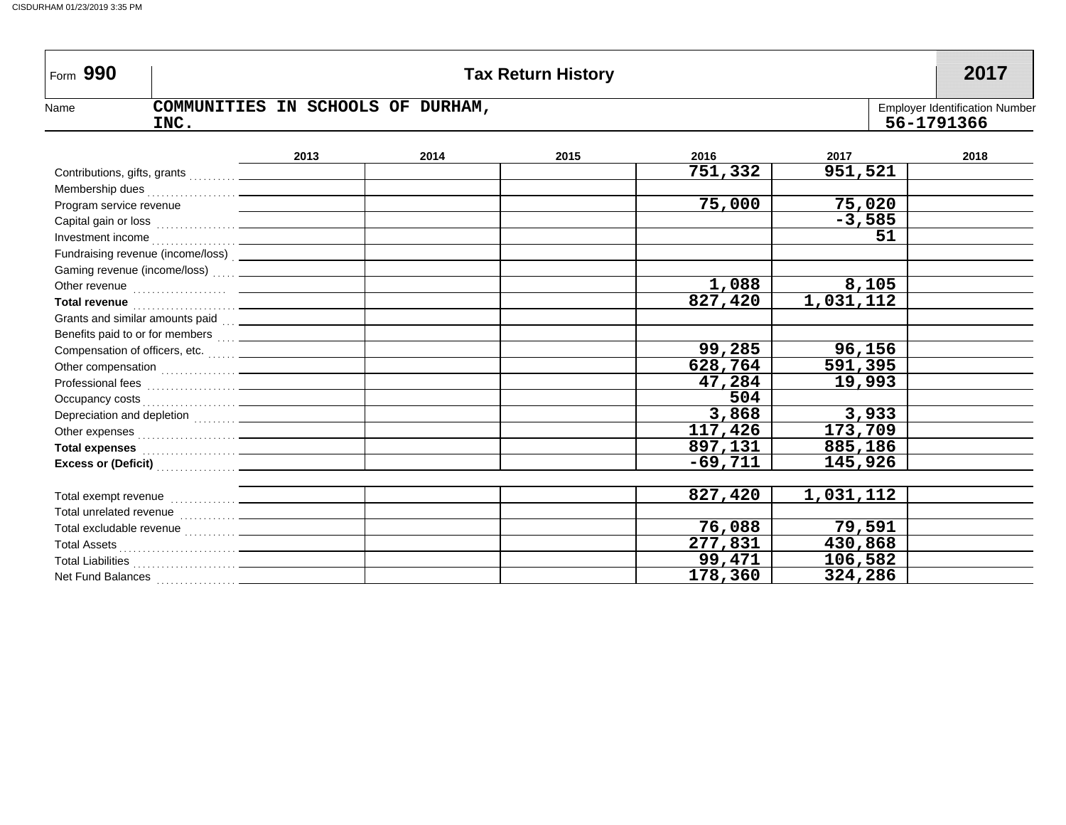Form **990** **Tax Return History** **2017**

Name: COMMUNITIES IN SCHOOLS OF DURHAM, INC.

Employer Identification Number: 56-1791366

| | 2013 | 2014 | 2015 | 2016 | 2017 | 2018 |
|---|---|---|---|---|---|---|
| Contributions, gifts, grants | | | | 751,332 | 951,521 | |
| Membership dues | | | | | | |
| Program service revenue | | | | 75,000 | 75,020 | |
| Capital gain or loss | | | | | -3,585 | |
| Investment income | | | | | 51 | |
| Fundraising revenue (income/loss) | | | | | | |
| Gaming revenue (income/loss) | | | | | | |
| Other revenue | | | | 1,088 | 8,105 | |
| **Total revenue** | | | | 827,420 | 1,031,112 | |
| Grants and similar amounts paid | | | | | | |
| Benefits paid to or for members | | | | | | |
| Compensation of officers, etc. | | | | 99,285 | 96,156 | |
| Other compensation | | | | 628,764 | 591,395 | |
| Professional fees | | | | 47,284 | 19,993 | |
| Occupancy costs | | | | 504 | | |
| Depreciation and depletion | | | | 3,868 | 3,933 | |
| Other expenses | | | | 117,426 | 173,709 | |
| **Total expenses** | | | | 897,131 | 885,186 | |
| **Excess or (Deficit)** | | | | -69,711 | 145,926 | |

| | 2013 | 2014 | 2015 | 2016 | 2017 | 2018 |
|---|---|---|---|---|---|---|
| Total exempt revenue | | | | 827,420 | 1,031,112 | |
| Total unrelated revenue | | | | | | |
| Total excludable revenue | | | | 76,088 | 79,591 | |
| Total Assets | | | | 277,831 | 430,868 | |
| Total Liabilities | | | | 99,471 | 106,582 | |
| Net Fund Balances | | | | 178,360 | 324,286 | |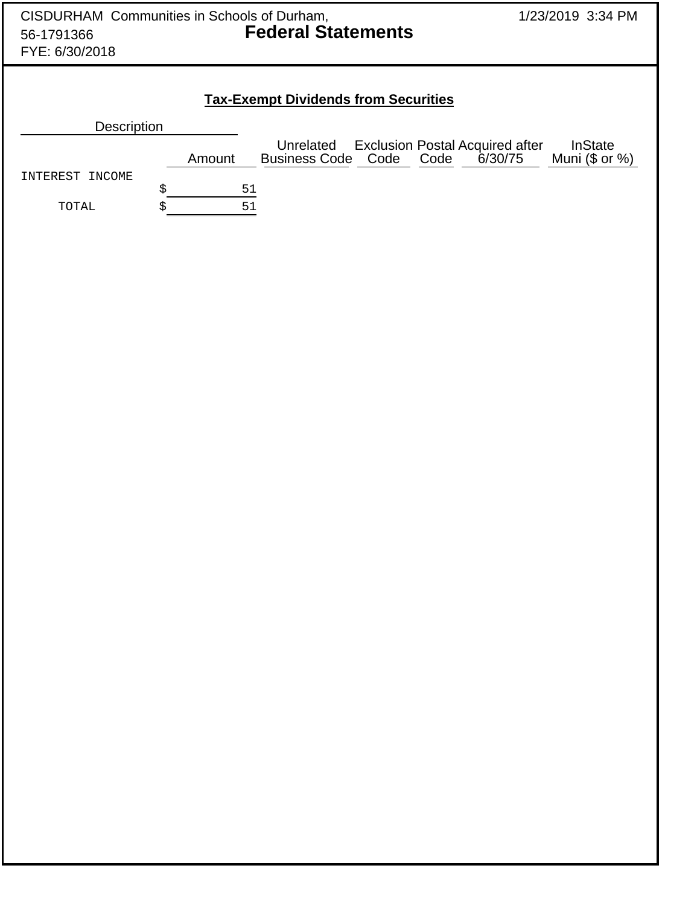CISDURHAM Communities in Schools of Durham,
56-1791366
FYE: 6/30/2018

1/23/2019 3:34 PM

# Federal Statements

## Tax-Exempt Dividends from Securities

| Description | Amount | Unrelated Business Code | Exclusion Code | Postal Code | Acquired after 6/30/75 | InState Muni ($ or %) |
|---|---|---|---|---|---|---|
| INTEREST INCOME | $ 51 | | | | | |
| TOTAL | $ 51 | | | | | |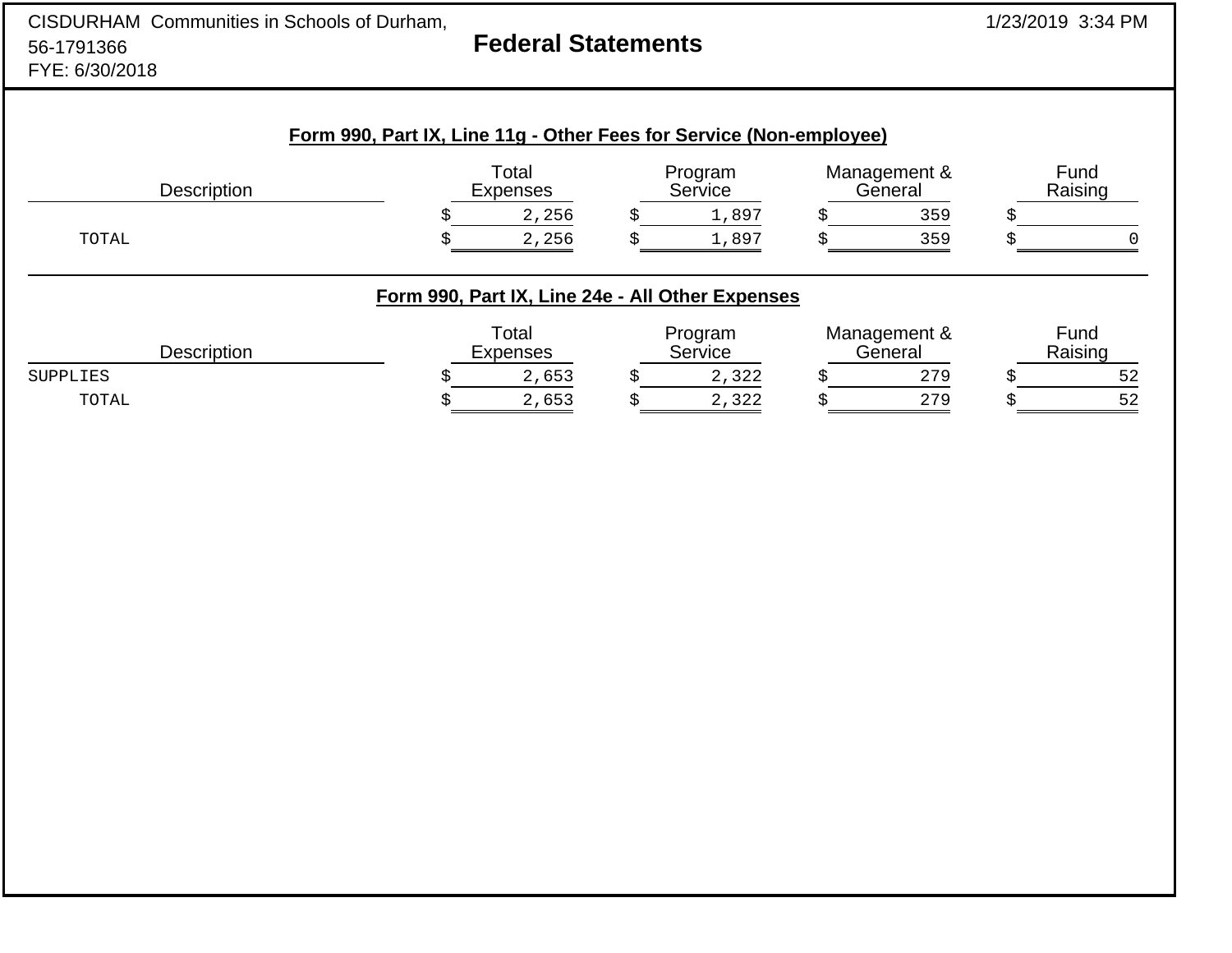CISDURHAM Communities in Schools of Durham,
56-1791366
FYE: 6/30/2018

# Federal Statements

1/23/2019 3:34 PM

## Form 990, Part IX, Line 11g - Other Fees for Service (Non-employee)

| Description | Total Expenses | Program Service | Management & General | Fund Raising |
|---|---|---|---|---|
| | $ 2,256 | $ 1,897 | $ 359 | $ |
| TOTAL | $ 2,256 | $ 1,897 | $ 359 | $ 0 |

## Form 990, Part IX, Line 24e - All Other Expenses

| Description | Total Expenses | Program Service | Management & General | Fund Raising |
|---|---|---|---|---|
| SUPPLIES | $ 2,653 | $ 2,322 | $ 279 | $ 52 |
| TOTAL | $ 2,653 | $ 2,322 | $ 279 | $ 52 |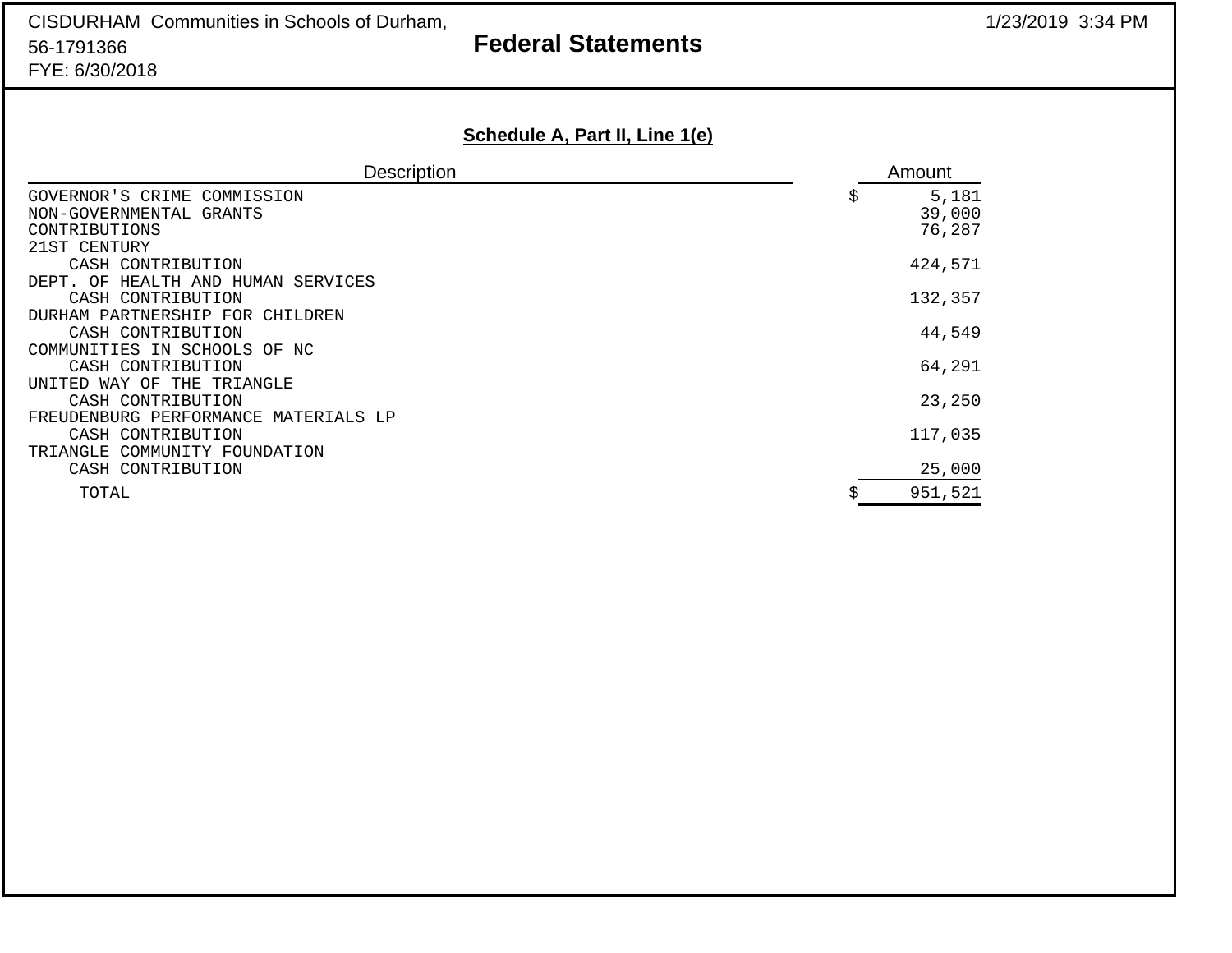CISDURHAM Communities in Schools of Durham,
56-1791366
FYE: 6/30/2018

# Federal Statements

1/23/2019 3:34 PM

## Schedule A, Part II, Line 1(e)

| Description | Amount |
|---|---|
| GOVERNOR'S CRIME COMMISSION | $ 5,181 |
| NON-GOVERNMENTAL GRANTS | 39,000 |
| CONTRIBUTIONS | 76,287 |
| 21ST CENTURY | |
| CASH CONTRIBUTION | 424,571 |
| DEPT. OF HEALTH AND HUMAN SERVICES | |
| CASH CONTRIBUTION | 132,357 |
| DURHAM PARTNERSHIP FOR CHILDREN | |
| CASH CONTRIBUTION | 44,549 |
| COMMUNITIES IN SCHOOLS OF NC | |
| CASH CONTRIBUTION | 64,291 |
| UNITED WAY OF THE TRIANGLE | |
| CASH CONTRIBUTION | 23,250 |
| FREUDENBURG PERFORMANCE MATERIALS LP | |
| CASH CONTRIBUTION | 117,035 |
| TRIANGLE COMMUNITY FOUNDATION | |
| CASH CONTRIBUTION | 25,000 |
| TOTAL | $ 951,521 |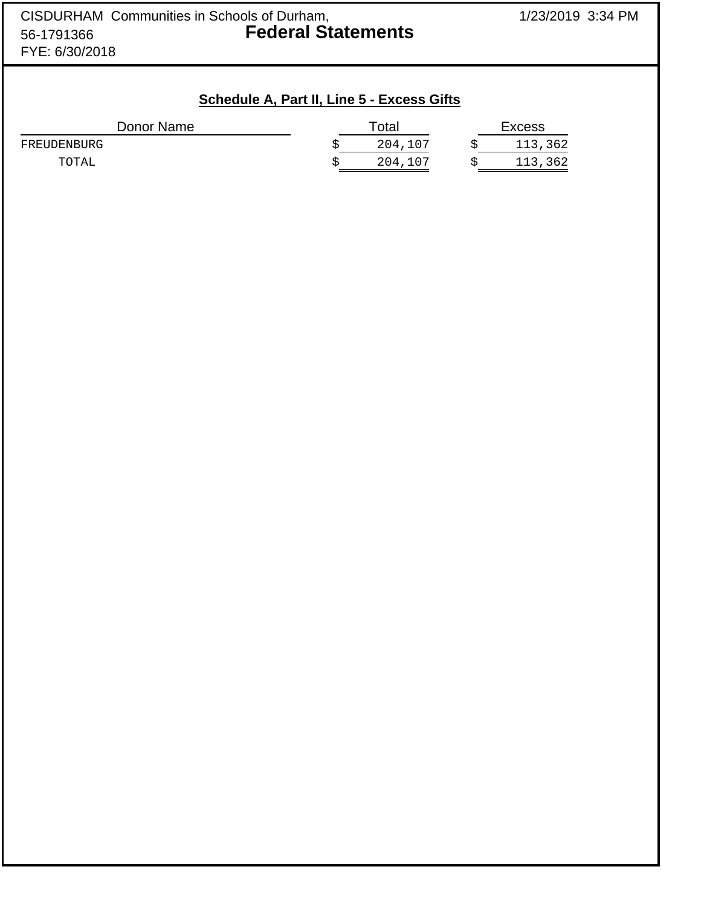CISDURHAM Communities in Schools of Durham,
56-1791366
FYE: 6/30/2018

1/23/2019 3:34 PM

# Federal Statements

## Schedule A, Part II, Line 5 - Excess Gifts

| Donor Name | Total | Excess |
| --- | --- | --- |
| FREUDENBURG | $ 204,107 | $ 113,362 |
| TOTAL | $ 204,107 | $ 113,362 |